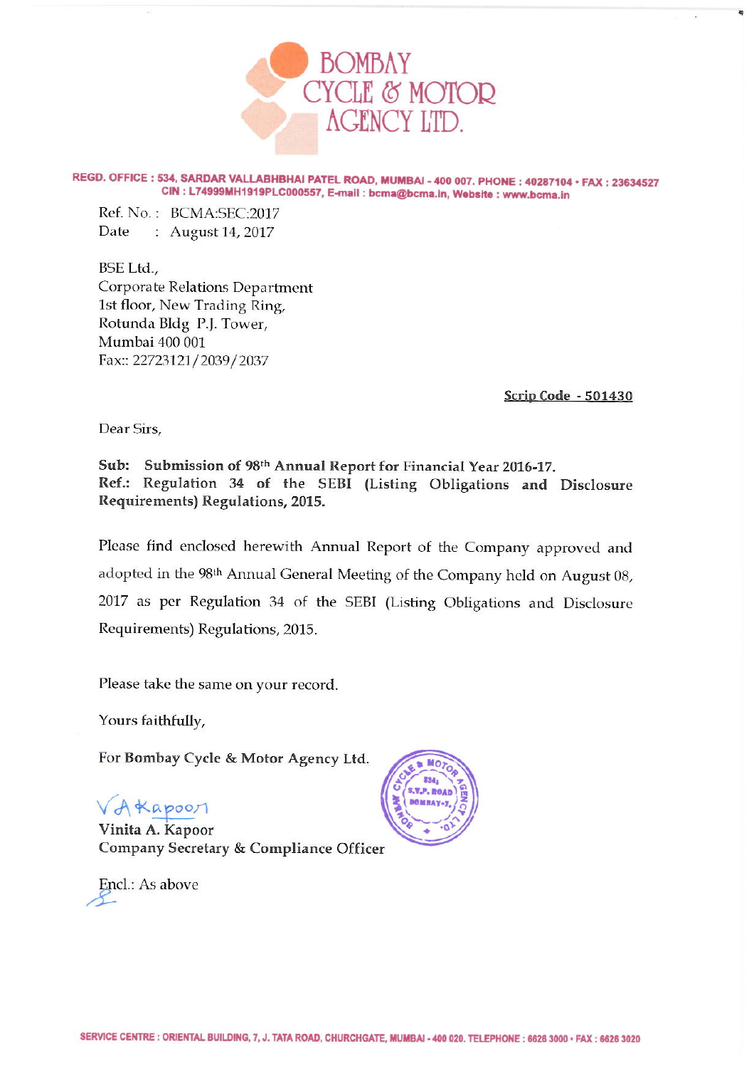# BOMBAY CYCLE & MOTOR AGENCY LTD.

**REGD. OFFICE : 534, SARDAR VALLABHBHAI PATEL ROAD, MUMBAI - 400 007. PHONE : 40287104 • FAX : 23634527**
**CIN : L74999MH1919PLC000557, E-mail : bcma@bcma.in, Website : www.bcma.in**

Ref. No. : BCMA:SEC:2017
Date : August 14, 2017

BSE Ltd.,
Corporate Relations Department
1st floor, New Trading Ring,
Rotunda Bldg P.J. Tower,
Mumbai 400 001
Fax:: 22723121/2039/2037

**Scrip Code - 501430**

Dear Sirs,

**Sub: Submission of 98th Annual Report for Financial Year 2016-17.**
**Ref.: Regulation 34 of the SEBI (Listing Obligations and Disclosure Requirements) Regulations, 2015.**

Please find enclosed herewith Annual Report of the Company approved and adopted in the 98th Annual General Meeting of the Company held on August 08, 2017 as per Regulation 34 of the SEBI (Listing Obligations and Disclosure Requirements) Regulations, 2015.

Please take the same on your record.

Yours faithfully,

For **Bombay Cycle & Motor Agency Ltd.**

V A Kapoor

**Vinita A. Kapoor**
**Company Secretary & Compliance Officer**

Encl.: As above

**SERVICE CENTRE : ORIENTAL BUILDING, 7, J. TATA ROAD, CHURCHGATE, MUMBAI - 400 020. TELEPHONE : 6626 3000 • FAX : 6626 3020**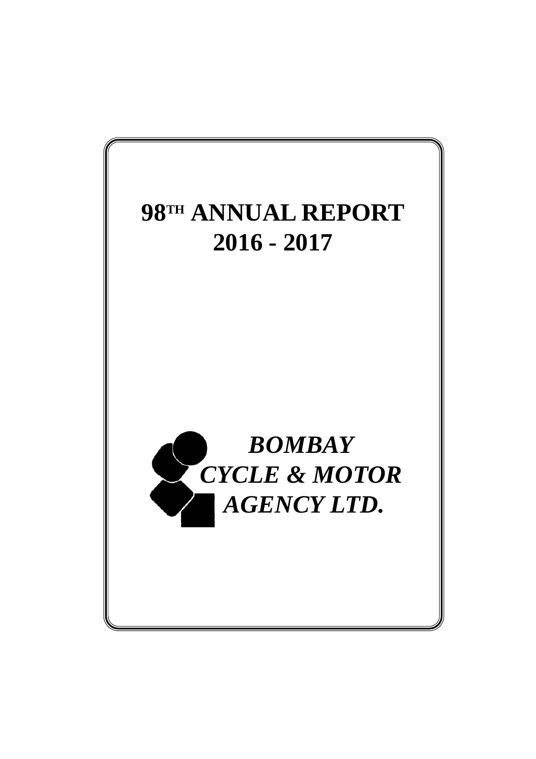# 98TH ANNUAL REPORT
# 2016 - 2017

***BOMBAY***
***CYCLE & MOTOR***
***AGENCY LTD.***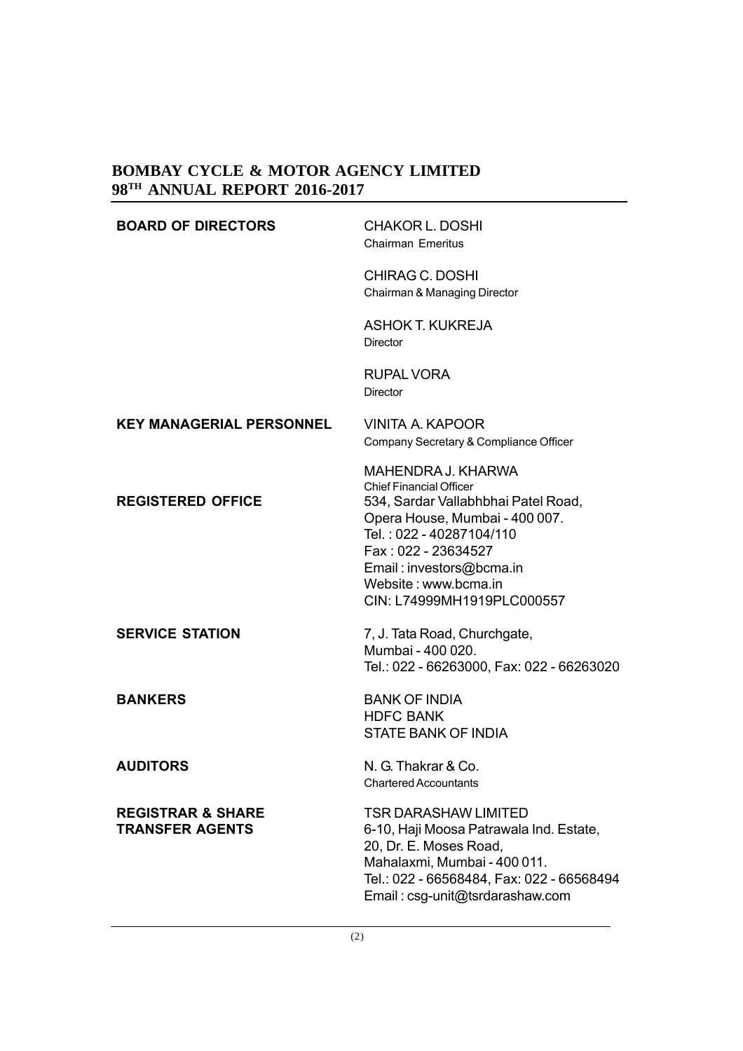# BOMBAY CYCLE & MOTOR AGENCY LIMITED
## 98TH ANNUAL REPORT 2016-2017

| | |
|---|---|
| **BOARD OF DIRECTORS** | CHAKOR L. DOSHI<br>Chairman Emeritus<br><br>CHIRAG C. DOSHI<br>Chairman & Managing Director<br><br>ASHOK T. KUKREJA<br>Director<br><br>RUPAL VORA<br>Director |
| **KEY MANAGERIAL PERSONNEL** | VINITA A. KAPOOR<br>Company Secretary & Compliance Officer<br><br>MAHENDRA J. KHARWA<br>Chief Financial Officer |
| **REGISTERED OFFICE** | 534, Sardar Vallabhbhai Patel Road,<br>Opera House, Mumbai - 400 007.<br>Tel. : 022 - 40287104/110<br>Fax : 022 - 23634527<br>Email : investors@bcma.in<br>Website : www.bcma.in<br>CIN: L74999MH1919PLC000557 |
| **SERVICE STATION** | 7, J. Tata Road, Churchgate,<br>Mumbai - 400 020.<br>Tel.: 022 - 66263000, Fax: 022 - 66263020 |
| **BANKERS** | BANK OF INDIA<br>HDFC BANK<br>STATE BANK OF INDIA |
| **AUDITORS** | N. G. Thakrar & Co.<br>Chartered Accountants |
| **REGISTRAR & SHARE TRANSFER AGENTS** | TSR DARASHAW LIMITED<br>6-10, Haji Moosa Patrawala Ind. Estate,<br>20, Dr. E. Moses Road,<br>Mahalaxmi, Mumbai - 400 011.<br>Tel.: 022 - 66568484, Fax: 022 - 66568494<br>Email : csg-unit@tsrdarashaw.com |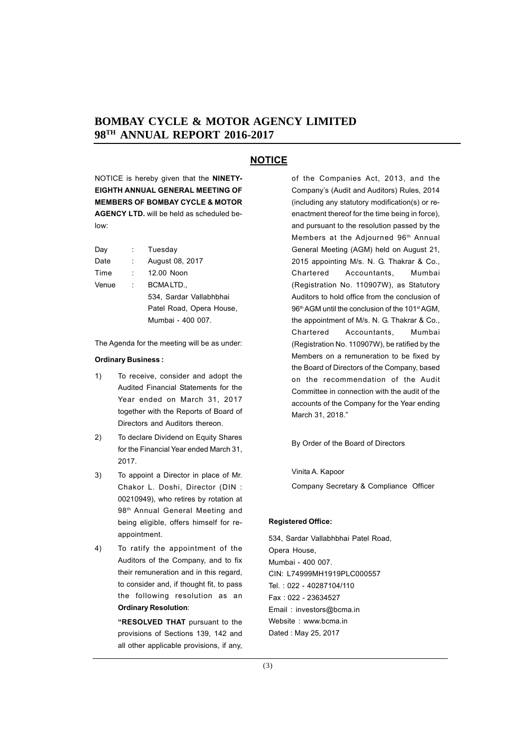## NOTICE

NOTICE is hereby given that the **NINETY-EIGHTH ANNUAL GENERAL MEETING OF MEMBERS OF BOMBAY CYCLE & MOTOR AGENCY LTD.** will be held as scheduled below:

| | | |
|---|---|---|
| Day | : | Tuesday |
| Date | : | August 08, 2017 |
| Time | : | 12.00 Noon |
| Venue | : | BCMALTD., 534, Sardar Vallabhbhai Patel Road, Opera House, Mumbai - 400 007. |

The Agenda for the meeting will be as under:

**Ordinary Business :**

1) To receive, consider and adopt the Audited Financial Statements for the Year ended on March 31, 2017 together with the Reports of Board of Directors and Auditors thereon.

2) To declare Dividend on Equity Shares for the Financial Year ended March 31, 2017.

3) To appoint a Director in place of Mr. Chakor L. Doshi, Director (DIN : 00210949), who retires by rotation at 98th Annual General Meeting and being eligible, offers himself for re-appointment.

4) To ratify the appointment of the Auditors of the Company, and to fix their remuneration and in this regard, to consider and, if thought fit, to pass the following resolution as an **Ordinary Resolution**:

   **"RESOLVED THAT** pursuant to the provisions of Sections 139, 142 and all other applicable provisions, if any, of the Companies Act, 2013, and the Company's (Audit and Auditors) Rules, 2014 (including any statutory modification(s) or re-enactment thereof for the time being in force), and pursuant to the resolution passed by the Members at the Adjourned 96th Annual General Meeting (AGM) held on August 21, 2015 appointing M/s. N. G. Thakrar & Co., Chartered Accountants, Mumbai (Registration No. 110907W), as Statutory Auditors to hold office from the conclusion of 96th AGM until the conclusion of the 101st AGM, the appointment of M/s. N. G. Thakrar & Co., Chartered Accountants, Mumbai (Registration No. 110907W), be ratified by the Members on a remuneration to be fixed by the Board of Directors of the Company, based on the recommendation of the Audit Committee in connection with the audit of the accounts of the Company for the Year ending March 31, 2018."

By Order of the Board of Directors

Vinita A. Kapoor

Company Secretary & Compliance Officer

**Registered Office:**

534, Sardar Vallabhbhai Patel Road,
Opera House,
Mumbai - 400 007.
CIN: L74999MH1919PLC000557
Tel. : 022 - 40287104/110
Fax : 022 - 23634527
Email : investors@bcma.in
Website : www.bcma.in
Dated : May 25, 2017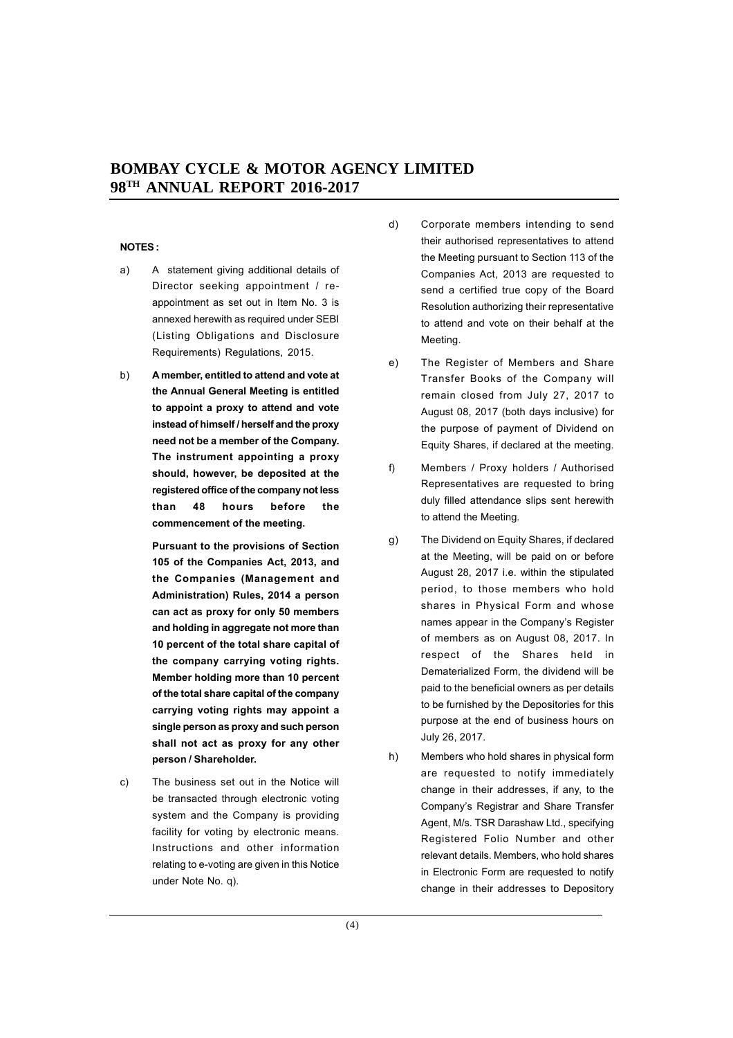**NOTES :**

a) A statement giving additional details of Director seeking appointment / re-appointment as set out in Item No. 3 is annexed herewith as required under SEBI (Listing Obligations and Disclosure Requirements) Regulations, 2015.

b) **A member, entitled to attend and vote at the Annual General Meeting is entitled to appoint a proxy to attend and vote instead of himself / herself and the proxy need not be a member of the Company. The instrument appointing a proxy should, however, be deposited at the registered office of the company not less than 48 hours before the commencement of the meeting.**

**Pursuant to the provisions of Section 105 of the Companies Act, 2013, and the Companies (Management and Administration) Rules, 2014 a person can act as proxy for only 50 members and holding in aggregate not more than 10 percent of the total share capital of the company carrying voting rights. Member holding more than 10 percent of the total share capital of the company carrying voting rights may appoint a single person as proxy and such person shall not act as proxy for any other person / Shareholder.**

c) The business set out in the Notice will be transacted through electronic voting system and the Company is providing facility for voting by electronic means. Instructions and other information relating to e-voting are given in this Notice under Note No. q).

d) Corporate members intending to send their authorised representatives to attend the Meeting pursuant to Section 113 of the Companies Act, 2013 are requested to send a certified true copy of the Board Resolution authorizing their representative to attend and vote on their behalf at the Meeting.

e) The Register of Members and Share Transfer Books of the Company will remain closed from July 27, 2017 to August 08, 2017 (both days inclusive) for the purpose of payment of Dividend on Equity Shares, if declared at the meeting.

f) Members / Proxy holders / Authorised Representatives are requested to bring duly filled attendance slips sent herewith to attend the Meeting.

g) The Dividend on Equity Shares, if declared at the Meeting, will be paid on or before August 28, 2017 i.e. within the stipulated period, to those members who hold shares in Physical Form and whose names appear in the Company's Register of members as on August 08, 2017. In respect of the Shares held in Dematerialized Form, the dividend will be paid to the beneficial owners as per details to be furnished by the Depositories for this purpose at the end of business hours on July 26, 2017.

h) Members who hold shares in physical form are requested to notify immediately change in their addresses, if any, to the Company's Registrar and Share Transfer Agent, M/s. TSR Darashaw Ltd., specifying Registered Folio Number and other relevant details. Members, who hold shares in Electronic Form are requested to notify change in their addresses to Depository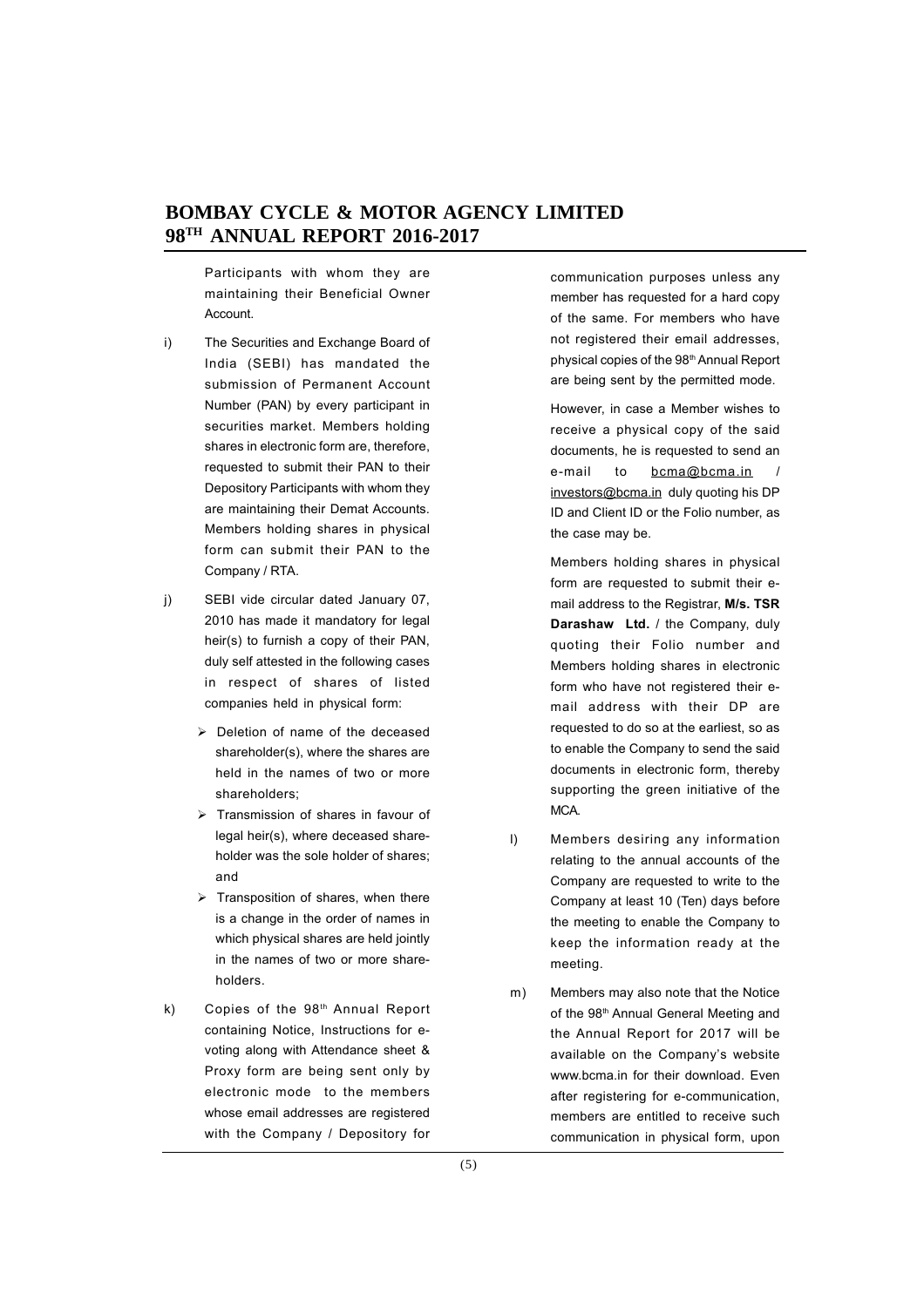Participants with whom they are maintaining their Beneficial Owner Account.

i) The Securities and Exchange Board of India (SEBI) has mandated the submission of Permanent Account Number (PAN) by every participant in securities market. Members holding shares in electronic form are, therefore, requested to submit their PAN to their Depository Participants with whom they are maintaining their Demat Accounts. Members holding shares in physical form can submit their PAN to the Company / RTA.

j) SEBI vide circular dated January 07, 2010 has made it mandatory for legal heir(s) to furnish a copy of their PAN, duly self attested in the following cases in respect of shares of listed companies held in physical form:

- Deletion of name of the deceased shareholder(s), where the shares are held in the names of two or more shareholders;
- Transmission of shares in favour of legal heir(s), where deceased shareholder was the sole holder of shares; and
- Transposition of shares, when there is a change in the order of names in which physical shares are held jointly in the names of two or more shareholders.

k) Copies of the 98th Annual Report containing Notice, Instructions for e-voting along with Attendance sheet & Proxy form are being sent only by electronic mode to the members whose email addresses are registered with the Company / Depository for communication purposes unless any member has requested for a hard copy of the same. For members who have not registered their email addresses, physical copies of the 98th Annual Report are being sent by the permitted mode.

However, in case a Member wishes to receive a physical copy of the said documents, he is requested to send an e-mail to bcma@bcma.in / investors@bcma.in duly quoting his DP ID and Client ID or the Folio number, as the case may be.

Members holding shares in physical form are requested to submit their e-mail address to the Registrar, **M/s. TSR Darashaw Ltd.** / the Company, duly quoting their Folio number and Members holding shares in electronic form who have not registered their e-mail address with their DP are requested to do so at the earliest, so as to enable the Company to send the said documents in electronic form, thereby supporting the green initiative of the MCA.

l) Members desiring any information relating to the annual accounts of the Company are requested to write to the Company at least 10 (Ten) days before the meeting to enable the Company to keep the information ready at the meeting.

m) Members may also note that the Notice of the 98th Annual General Meeting and the Annual Report for 2017 will be available on the Company's website www.bcma.in for their download. Even after registering for e-communication, members are entitled to receive such communication in physical form, upon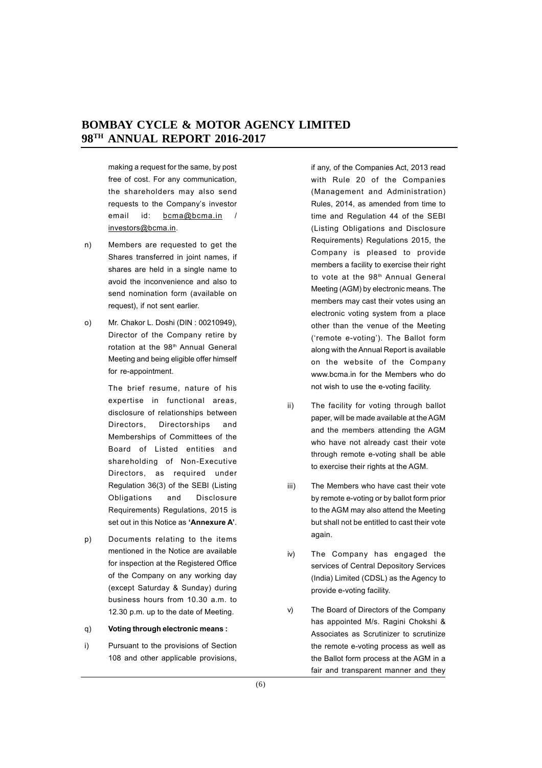making a request for the same, by post free of cost. For any communication, the shareholders may also send requests to the Company's investor email id: bcma@bcma.in / investors@bcma.in.

n) Members are requested to get the Shares transferred in joint names, if shares are held in a single name to avoid the inconvenience and also to send nomination form (available on request), if not sent earlier.

o) Mr. Chakor L. Doshi (DIN : 00210949), Director of the Company retire by rotation at the 98th Annual General Meeting and being eligible offer himself for re-appointment.

   The brief resume, nature of his expertise in functional areas, disclosure of relationships between Directors, Directorships and Memberships of Committees of the Board of Listed entities and shareholding of Non-Executive Directors, as required under Regulation 36(3) of the SEBI (Listing Obligations and Disclosure Requirements) Regulations, 2015 is set out in this Notice as **'Annexure A'**.

p) Documents relating to the items mentioned in the Notice are available for inspection at the Registered Office of the Company on any working day (except Saturday & Sunday) during business hours from 10.30 a.m. to 12.30 p.m. up to the date of Meeting.

q) **Voting through electronic means :**

i) Pursuant to the provisions of Section 108 and other applicable provisions, if any, of the Companies Act, 2013 read with Rule 20 of the Companies (Management and Administration) Rules, 2014, as amended from time to time and Regulation 44 of the SEBI (Listing Obligations and Disclosure Requirements) Regulations 2015, the Company is pleased to provide members a facility to exercise their right to vote at the 98th Annual General Meeting (AGM) by electronic means. The members may cast their votes using an electronic voting system from a place other than the venue of the Meeting ('remote e-voting'). The Ballot form along with the Annual Report is available on the website of the Company www.bcma.in for the Members who do not wish to use the e-voting facility.

ii) The facility for voting through ballot paper, will be made available at the AGM and the members attending the AGM who have not already cast their vote through remote e-voting shall be able to exercise their rights at the AGM.

iii) The Members who have cast their vote by remote e-voting or by ballot form prior to the AGM may also attend the Meeting but shall not be entitled to cast their vote again.

iv) The Company has engaged the services of Central Depository Services (India) Limited (CDSL) as the Agency to provide e-voting facility.

v) The Board of Directors of the Company has appointed M/s. Ragini Chokshi & Associates as Scrutinizer to scrutinize the remote e-voting process as well as the Ballot form process at the AGM in a fair and transparent manner and they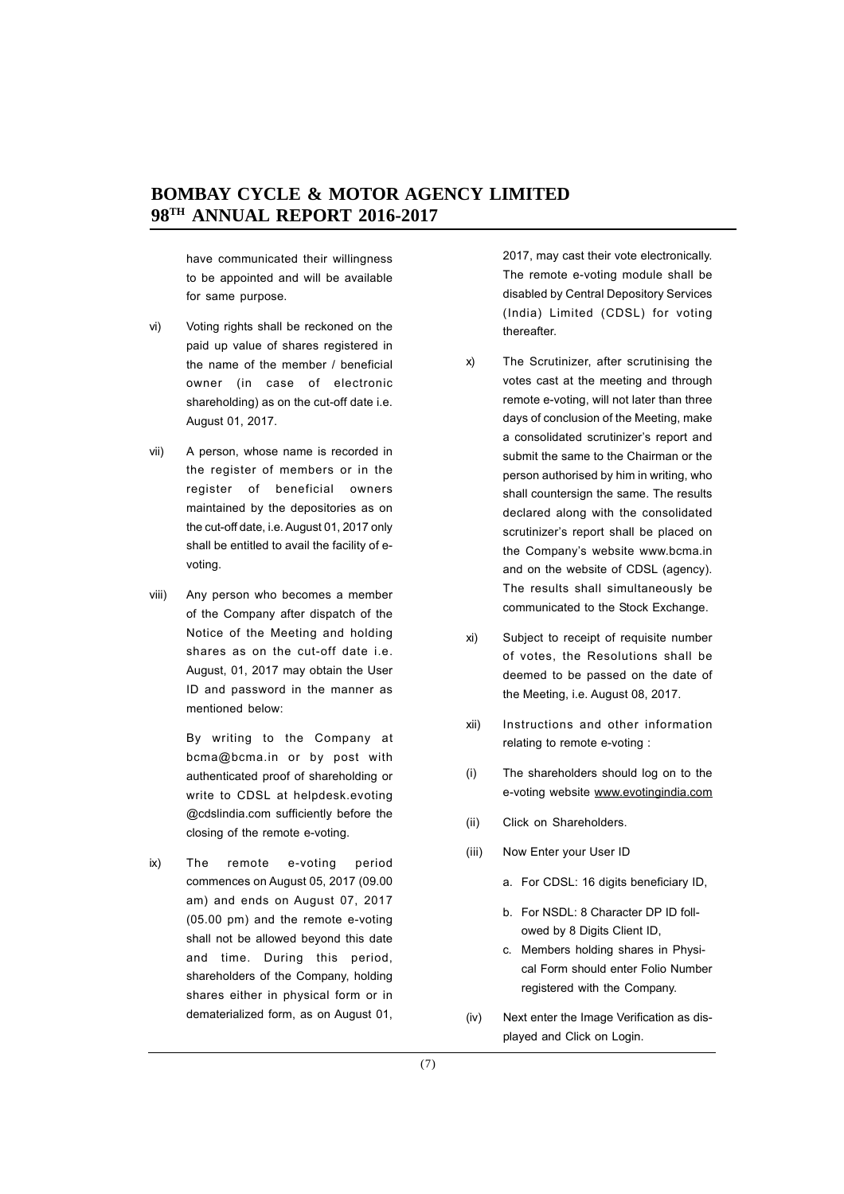have communicated their willingness to be appointed and will be available for same purpose.

vi) Voting rights shall be reckoned on the paid up value of shares registered in the name of the member / beneficial owner (in case of electronic shareholding) as on the cut-off date i.e. August 01, 2017.

vii) A person, whose name is recorded in the register of members or in the register of beneficial owners maintained by the depositories as on the cut-off date, i.e. August 01, 2017 only shall be entitled to avail the facility of e-voting.

viii) Any person who becomes a member of the Company after dispatch of the Notice of the Meeting and holding shares as on the cut-off date i.e. August, 01, 2017 may obtain the User ID and password in the manner as mentioned below:

By writing to the Company at bcma@bcma.in or by post with authenticated proof of shareholding or write to CDSL at helpdesk.evoting @cdslindia.com sufficiently before the closing of the remote e-voting.

ix) The remote e-voting period commences on August 05, 2017 (09.00 am) and ends on August 07, 2017 (05.00 pm) and the remote e-voting shall not be allowed beyond this date and time. During this period, shareholders of the Company, holding shares either in physical form or in dematerialized form, as on August 01, 2017, may cast their vote electronically. The remote e-voting module shall be disabled by Central Depository Services (India) Limited (CDSL) for voting thereafter.

x) The Scrutinizer, after scrutinising the votes cast at the meeting and through remote e-voting, will not later than three days of conclusion of the Meeting, make a consolidated scrutinizer's report and submit the same to the Chairman or the person authorised by him in writing, who shall countersign the same. The results declared along with the consolidated scrutinizer's report shall be placed on the Company's website www.bcma.in and on the website of CDSL (agency). The results shall simultaneously be communicated to the Stock Exchange.

xi) Subject to receipt of requisite number of votes, the Resolutions shall be deemed to be passed on the date of the Meeting, i.e. August 08, 2017.

xii) Instructions and other information relating to remote e-voting :

(i) The shareholders should log on to the e-voting website www.evotingindia.com

(ii) Click on Shareholders.

(iii) Now Enter your User ID

  a. For CDSL: 16 digits beneficiary ID,

  b. For NSDL: 8 Character DP ID followed by 8 Digits Client ID,

  c. Members holding shares in Physical Form should enter Folio Number registered with the Company.

(iv) Next enter the Image Verification as displayed and Click on Login.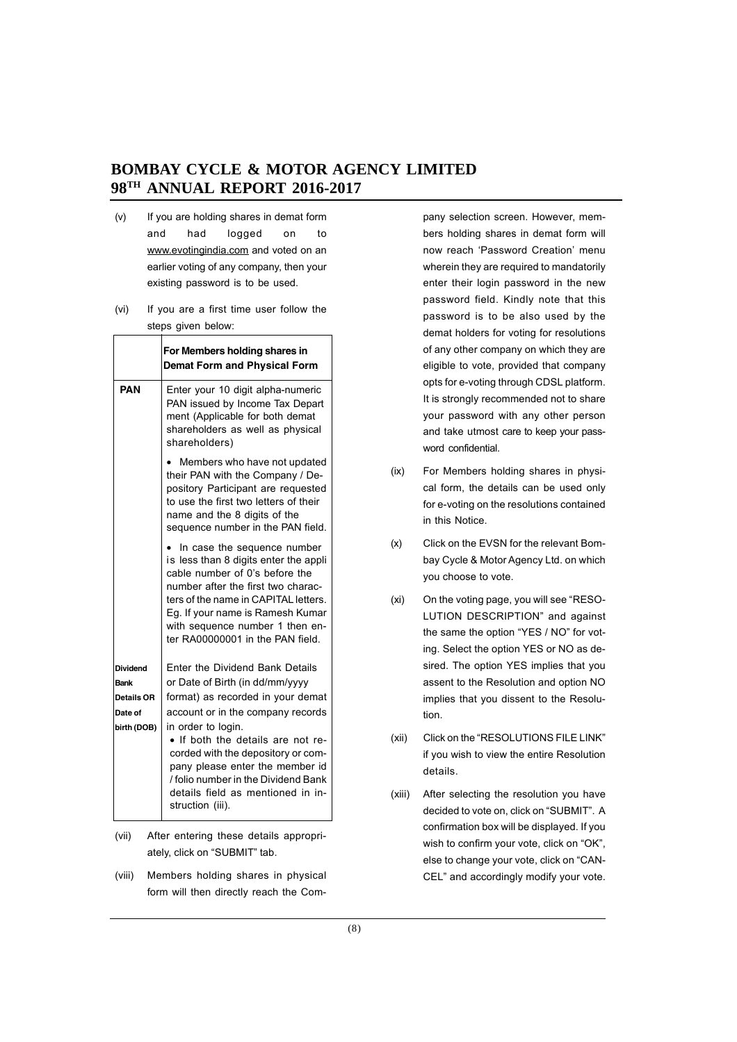(v) If you are holding shares in demat form and had logged on to www.evotingindia.com and voted on an earlier voting of any company, then your existing password is to be used.

(vi) If you are a first time user follow the steps given below:

| | For Members holding shares in Demat Form and Physical Form |
|---|---|
| **PAN** | Enter your 10 digit alpha-numeric PAN issued by Income Tax Depart ment (Applicable for both demat shareholders as well as physical shareholders)<br>• Members who have not updated their PAN with the Company / Depository Participant are requested to use the first two letters of their name and the 8 digits of the sequence number in the PAN field.<br>• In case the sequence number is less than 8 digits enter the appli cable number of 0's before the number after the first two characters of the name in CAPITAL letters. Eg. If your name is Ramesh Kumar with sequence number 1 then enter RA00000001 in the PAN field. |
| **Dividend Bank Details OR Date of birth (DOB)** | Enter the Dividend Bank Details or Date of Birth (in dd/mm/yyyy format) as recorded in your demat account or in the company records in order to login.<br>• If both the details are not recorded with the depository or company please enter the member id / folio number in the Dividend Bank details field as mentioned in instruction (iii). |

(vii) After entering these details appropriately, click on "SUBMIT" tab.

(viii) Members holding shares in physical form will then directly reach the Company selection screen. However, members holding shares in demat form will now reach 'Password Creation' menu wherein they are required to mandatorily enter their login password in the new password field. Kindly note that this password is to be also used by the demat holders for voting for resolutions of any other company on which they are eligible to vote, provided that company opts for e-voting through CDSL platform. It is strongly recommended not to share your password with any other person and take utmost care to keep your password confidential.

(ix) For Members holding shares in physical form, the details can be used only for e-voting on the resolutions contained in this Notice.

(x) Click on the EVSN for the relevant Bombay Cycle & Motor Agency Ltd. on which you choose to vote.

(xi) On the voting page, you will see "RESOLUTION DESCRIPTION" and against the same the option "YES / NO" for voting. Select the option YES or NO as desired. The option YES implies that you assent to the Resolution and option NO implies that you dissent to the Resolution.

(xii) Click on the "RESOLUTIONS FILE LINK" if you wish to view the entire Resolution details.

(xiii) After selecting the resolution you have decided to vote on, click on "SUBMIT". A confirmation box will be displayed. If you wish to confirm your vote, click on "OK", else to change your vote, click on "CANCEL" and accordingly modify your vote.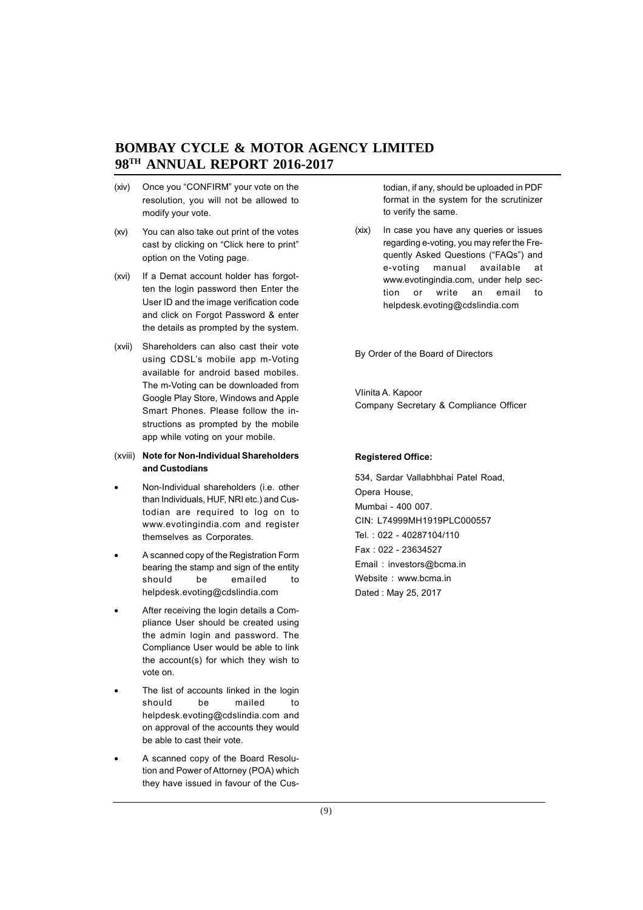(xiv) Once you "CONFIRM" your vote on the resolution, you will not be allowed to modify your vote.

(xv) You can also take out print of the votes cast by clicking on "Click here to print" option on the Voting page.

(xvi) If a Demat account holder has forgotten the login password then Enter the User ID and the image verification code and click on Forgot Password & enter the details as prompted by the system.

(xvii) Shareholders can also cast their vote using CDSL's mobile app m-Voting available for android based mobiles. The m-Voting can be downloaded from Google Play Store, Windows and Apple Smart Phones. Please follow the instructions as prompted by the mobile app while voting on your mobile.

(xviii) **Note for Non-Individual Shareholders and Custodians**

- Non-Individual shareholders (i.e. other than Individuals, HUF, NRI etc.) and Custodian are required to log on to www.evotingindia.com and register themselves as Corporates.
- A scanned copy of the Registration Form bearing the stamp and sign of the entity should be emailed to helpdesk.evoting@cdslindia.com
- After receiving the login details a Compliance User should be created using the admin login and password. The Compliance User would be able to link the account(s) for which they wish to vote on.
- The list of accounts linked in the login should be mailed to helpdesk.evoting@cdslindia.com and on approval of the accounts they would be able to cast their vote.
- A scanned copy of the Board Resolution and Power of Attorney (POA) which they have issued in favour of the Custodian, if any, should be uploaded in PDF format in the system for the scrutinizer to verify the same.

(xix) In case you have any queries or issues regarding e-voting, you may refer the Frequently Asked Questions ("FAQs") and e-voting manual available at www.evotingindia.com, under help section or write an email to helpdesk.evoting@cdslindia.com

By Order of the Board of Directors

Vlinita A. Kapoor
Company Secretary & Compliance Officer

**Registered Office:**

534, Sardar Vallabhbhai Patel Road,
Opera House,
Mumbai - 400 007.
CIN: L74999MH1919PLC000557
Tel. : 022 - 40287104/110
Fax : 022 - 23634527
Email : investors@bcma.in
Website : www.bcma.in
Dated : May 25, 2017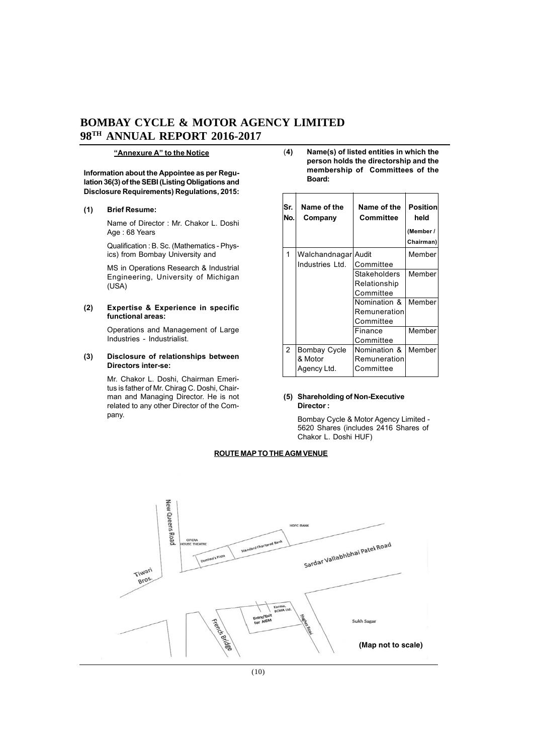**"Annexure A" to the Notice**

**Information about the Appointee as per Regulation 36(3) of the SEBI (Listing Obligations and Disclosure Requirements) Regulations, 2015:**

**(1) Brief Resume:**

Name of Director : Mr. Chakor L. Doshi
Age : 68 Years

Qualification : B. Sc. (Mathematics - Physics) from Bombay University and

MS in Operations Research & Industrial Engineering, University of Michigan (USA)

**(2) Expertise & Experience in specific functional areas:**

Operations and Management of Large Industries - Industrialist.

**(3) Disclosure of relationships between Directors inter-se:**

Mr. Chakor L. Doshi, Chairman Emeritus is father of Mr. Chirag C. Doshi, Chairman and Managing Director. He is not related to any other Director of the Company.

**(4) Name(s) of listed entities in which the person holds the directorship and the membership of Committees of the Board:**

| Sr. No. | Name of the Company | Name of the Committee | Position held (Member / Chairman) |
|---|---|---|---|
| 1 | Walchandnagar Industries Ltd. | Audit Committee | Member |
| | | Stakeholders Relationship Committee | Member |
| | | Nomination & Remuneration Committee | Member |
| | | Finance Committee | Member |
| 2 | Bombay Cycle & Motor Agency Ltd. | Nomination & Remuneration Committee | Member |

**(5) Shareholding of Non-Executive Director :**

Bombay Cycle & Motor Agency Limited - 5620 Shares (includes 2416 Shares of Chakor L. Doshi HUF)

**ROUTE MAP TO THE AGM VENUE**

New Queens Road, Opera House Theatre, Domino's Pizza, Standard Chartered Bank, HDFC Bank, Sardar Vallabhbhai Patel Road, Tiwari Bros., French Bridge, Entry/Exit for AGM, Karma, BCMA Ltd., Hughes Road, Sukh Sagar

**(Map not to scale)**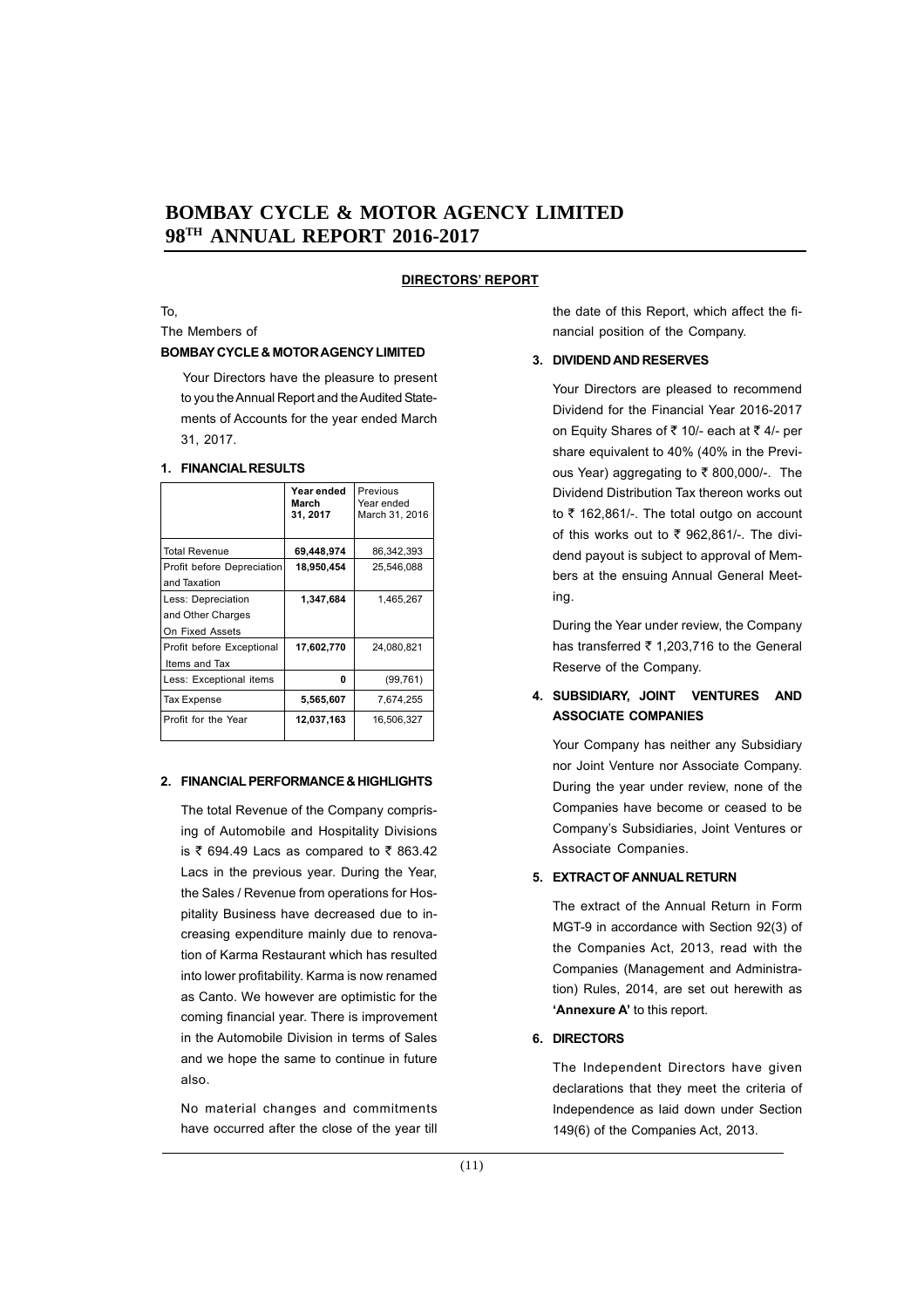# BOMBAY CYCLE & MOTOR AGENCY LIMITED
# 98[TH] ANNUAL REPORT 2016-2017

## DIRECTORS' REPORT

To,

The Members of

**BOMBAY CYCLE & MOTOR AGENCY LIMITED**

Your Directors have the pleasure to present to you the Annual Report and the Audited Statements of Accounts for the year ended March 31, 2017.

### 1. FINANCIAL RESULTS

| | Year ended March 31, 2017 | Previous Year ended March 31, 2016 |
|---|---|---|
| Total Revenue | **69,448,974** | 86,342,393 |
| Profit before Depreciation and Taxation | **18,950,454** | 25,546,088 |
| Less: Depreciation and Other Charges On Fixed Assets | **1,347,684** | 1,465,267 |
| Profit before Exceptional Items and Tax | **17,602,770** | 24,080,821 |
| Less: Exceptional items | **0** | (99,761) |
| Tax Expense | **5,565,607** | 7,674,255 |
| Profit for the Year | **12,037,163** | 16,506,327 |

### 2. FINANCIAL PERFORMANCE & HIGHLIGHTS

The total Revenue of the Company comprising of Automobile and Hospitality Divisions is ₹ 694.49 Lacs as compared to ₹ 863.42 Lacs in the previous year. During the Year, the Sales / Revenue from operations for Hospitality Business have decreased due to increasing expenditure mainly due to renovation of Karma Restaurant which has resulted into lower profitability. Karma is now renamed as Canto. We however are optimistic for the coming financial year. There is improvement in the Automobile Division in terms of Sales and we hope the same to continue in future also.

No material changes and commitments have occurred after the close of the year till the date of this Report, which affect the financial position of the Company.

### 3. DIVIDEND AND RESERVES

Your Directors are pleased to recommend Dividend for the Financial Year 2016-2017 on Equity Shares of ₹ 10/- each at ₹ 4/- per share equivalent to 40% (40% in the Previous Year) aggregating to ₹ 800,000/-. The Dividend Distribution Tax thereon works out to ₹ 162,861/-. The total outgo on account of this works out to ₹ 962,861/-. The dividend payout is subject to approval of Members at the ensuing Annual General Meeting.

During the Year under review, the Company has transferred ₹ 1,203,716 to the General Reserve of the Company.

### 4. SUBSIDIARY, JOINT VENTURES AND ASSOCIATE COMPANIES

Your Company has neither any Subsidiary nor Joint Venture nor Associate Company. During the year under review, none of the Companies have become or ceased to be Company's Subsidiaries, Joint Ventures or Associate Companies.

### 5. EXTRACT OF ANNUAL RETURN

The extract of the Annual Return in Form MGT-9 in accordance with Section 92(3) of the Companies Act, 2013, read with the Companies (Management and Administration) Rules, 2014, are set out herewith as **'Annexure A'** to this report.

### 6. DIRECTORS

The Independent Directors have given declarations that they meet the criteria of Independence as laid down under Section 149(6) of the Companies Act, 2013.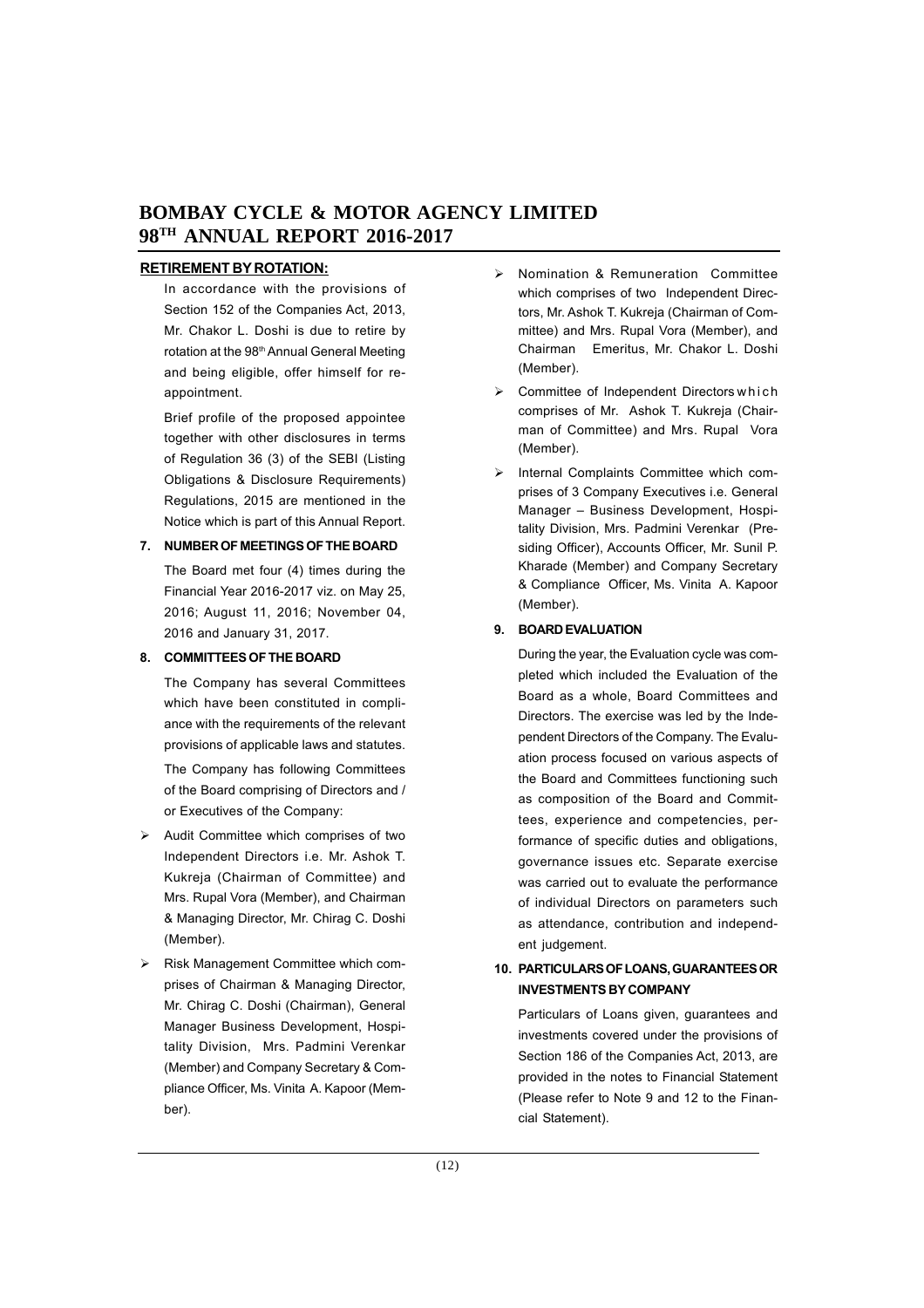**RETIREMENT BY ROTATION:**

In accordance with the provisions of Section 152 of the Companies Act, 2013, Mr. Chakor L. Doshi is due to retire by rotation at the 98th Annual General Meeting and being eligible, offer himself for re-appointment.

Brief profile of the proposed appointee together with other disclosures in terms of Regulation 36 (3) of the SEBI (Listing Obligations & Disclosure Requirements) Regulations, 2015 are mentioned in the Notice which is part of this Annual Report.

**7. NUMBER OF MEETINGS OF THE BOARD**

The Board met four (4) times during the Financial Year 2016-2017 viz. on May 25, 2016; August 11, 2016; November 04, 2016 and January 31, 2017.

**8. COMMITTEES OF THE BOARD**

The Company has several Committees which have been constituted in compliance with the requirements of the relevant provisions of applicable laws and statutes.

The Company has following Committees of the Board comprising of Directors and / or Executives of the Company:

- Audit Committee which comprises of two Independent Directors i.e. Mr. Ashok T. Kukreja (Chairman of Committee) and Mrs. Rupal Vora (Member), and Chairman & Managing Director, Mr. Chirag C. Doshi (Member).
- Risk Management Committee which comprises of Chairman & Managing Director, Mr. Chirag C. Doshi (Chairman), General Manager Business Development, Hospitality Division, Mrs. Padmini Verenkar (Member) and Company Secretary & Compliance Officer, Ms. Vinita A. Kapoor (Member).
- Nomination & Remuneration Committee which comprises of two Independent Directors, Mr. Ashok T. Kukreja (Chairman of Committee) and Mrs. Rupal Vora (Member), and Chairman Emeritus, Mr. Chakor L. Doshi (Member).
- Committee of Independent Directors which comprises of Mr. Ashok T. Kukreja (Chairman of Committee) and Mrs. Rupal Vora (Member).
- Internal Complaints Committee which comprises of 3 Company Executives i.e. General Manager – Business Development, Hospitality Division, Mrs. Padmini Verenkar (Presiding Officer), Accounts Officer, Mr. Sunil P. Kharade (Member) and Company Secretary & Compliance Officer, Ms. Vinita A. Kapoor (Member).

**9. BOARD EVALUATION**

During the year, the Evaluation cycle was completed which included the Evaluation of the Board as a whole, Board Committees and Directors. The exercise was led by the Independent Directors of the Company. The Evaluation process focused on various aspects of the Board and Committees functioning such as composition of the Board and Committees, experience and competencies, performance of specific duties and obligations, governance issues etc. Separate exercise was carried out to evaluate the performance of individual Directors on parameters such as attendance, contribution and independent judgement.

**10. PARTICULARS OF LOANS, GUARANTEES OR INVESTMENTS BY COMPANY**

Particulars of Loans given, guarantees and investments covered under the provisions of Section 186 of the Companies Act, 2013, are provided in the notes to Financial Statement (Please refer to Note 9 and 12 to the Financial Statement).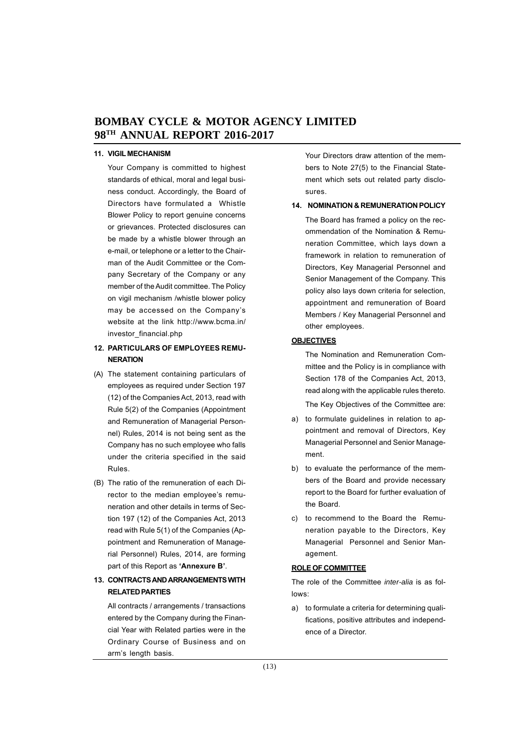### 11. VIGIL MECHANISM

Your Company is committed to highest standards of ethical, moral and legal business conduct. Accordingly, the Board of Directors have formulated a Whistle Blower Policy to report genuine concerns or grievances. Protected disclosures can be made by a whistle blower through an e-mail, or telephone or a letter to the Chairman of the Audit Committee or the Company Secretary of the Company or any member of the Audit committee. The Policy on vigil mechanism /whistle blower policy may be accessed on the Company's website at the link http://www.bcma.in/investor_financial.php

### 12. PARTICULARS OF EMPLOYEES REMUNERATION

(A) The statement containing particulars of employees as required under Section 197 (12) of the Companies Act, 2013, read with Rule 5(2) of the Companies (Appointment and Remuneration of Managerial Personnel) Rules, 2014 is not being sent as the Company has no such employee who falls under the criteria specified in the said Rules.

(B) The ratio of the remuneration of each Director to the median employee's remuneration and other details in terms of Section 197 (12) of the Companies Act, 2013 read with Rule 5(1) of the Companies (Appointment and Remuneration of Managerial Personnel) Rules, 2014, are forming part of this Report as **'Annexure B'**.

### 13. CONTRACTS AND ARRANGEMENTS WITH RELATED PARTIES

All contracts / arrangements / transactions entered by the Company during the Financial Year with Related parties were in the Ordinary Course of Business and on arm's length basis.

Your Directors draw attention of the members to Note 27(5) to the Financial Statement which sets out related party disclosures.

### 14. NOMINATION & REMUNERATION POLICY

The Board has framed a policy on the recommendation of the Nomination & Remuneration Committee, which lays down a framework in relation to remuneration of Directors, Key Managerial Personnel and Senior Management of the Company. This policy also lays down criteria for selection, appointment and remuneration of Board Members / Key Managerial Personnel and other employees.

**OBJECTIVES**

The Nomination and Remuneration Committee and the Policy is in compliance with Section 178 of the Companies Act, 2013, read along with the applicable rules thereto.

The Key Objectives of the Committee are:

a) to formulate guidelines in relation to appointment and removal of Directors, Key Managerial Personnel and Senior Management.

b) to evaluate the performance of the members of the Board and provide necessary report to the Board for further evaluation of the Board.

c) to recommend to the Board the Remuneration payable to the Directors, Key Managerial Personnel and Senior Management.

**ROLE OF COMMITTEE**

The role of the Committee *inter-alia* is as follows:

a) to formulate a criteria for determining qualifications, positive attributes and independence of a Director.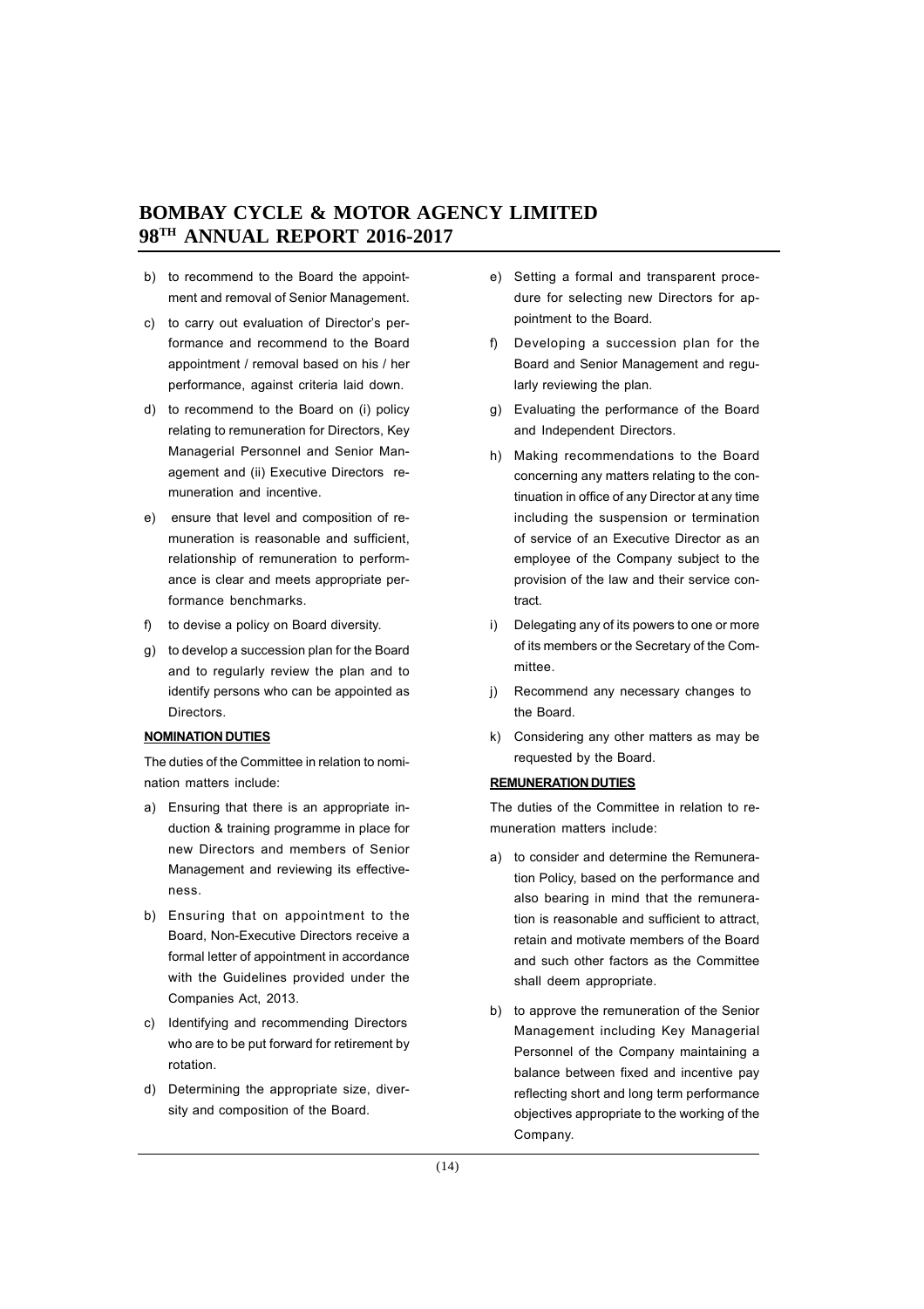b) to recommend to the Board the appointment and removal of Senior Management.

c) to carry out evaluation of Director's performance and recommend to the Board appointment / removal based on his / her performance, against criteria laid down.

d) to recommend to the Board on (i) policy relating to remuneration for Directors, Key Managerial Personnel and Senior Management and (ii) Executive Directors remuneration and incentive.

e) ensure that level and composition of remuneration is reasonable and sufficient, relationship of remuneration to performance is clear and meets appropriate performance benchmarks.

f) to devise a policy on Board diversity.

g) to develop a succession plan for the Board and to regularly review the plan and to identify persons who can be appointed as Directors.

**NOMINATION DUTIES**

The duties of the Committee in relation to nomination matters include:

a) Ensuring that there is an appropriate induction & training programme in place for new Directors and members of Senior Management and reviewing its effectiveness.

b) Ensuring that on appointment to the Board, Non-Executive Directors receive a formal letter of appointment in accordance with the Guidelines provided under the Companies Act, 2013.

c) Identifying and recommending Directors who are to be put forward for retirement by rotation.

d) Determining the appropriate size, diversity and composition of the Board.

e) Setting a formal and transparent procedure for selecting new Directors for appointment to the Board.

f) Developing a succession plan for the Board and Senior Management and regularly reviewing the plan.

g) Evaluating the performance of the Board and Independent Directors.

h) Making recommendations to the Board concerning any matters relating to the continuation in office of any Director at any time including the suspension or termination of service of an Executive Director as an employee of the Company subject to the provision of the law and their service contract.

i) Delegating any of its powers to one or more of its members or the Secretary of the Committee.

j) Recommend any necessary changes to the Board.

k) Considering any other matters as may be requested by the Board.

**REMUNERATION DUTIES**

The duties of the Committee in relation to remuneration matters include:

a) to consider and determine the Remuneration Policy, based on the performance and also bearing in mind that the remuneration is reasonable and sufficient to attract, retain and motivate members of the Board and such other factors as the Committee shall deem appropriate.

b) to approve the remuneration of the Senior Management including Key Managerial Personnel of the Company maintaining a balance between fixed and incentive pay reflecting short and long term performance objectives appropriate to the working of the Company.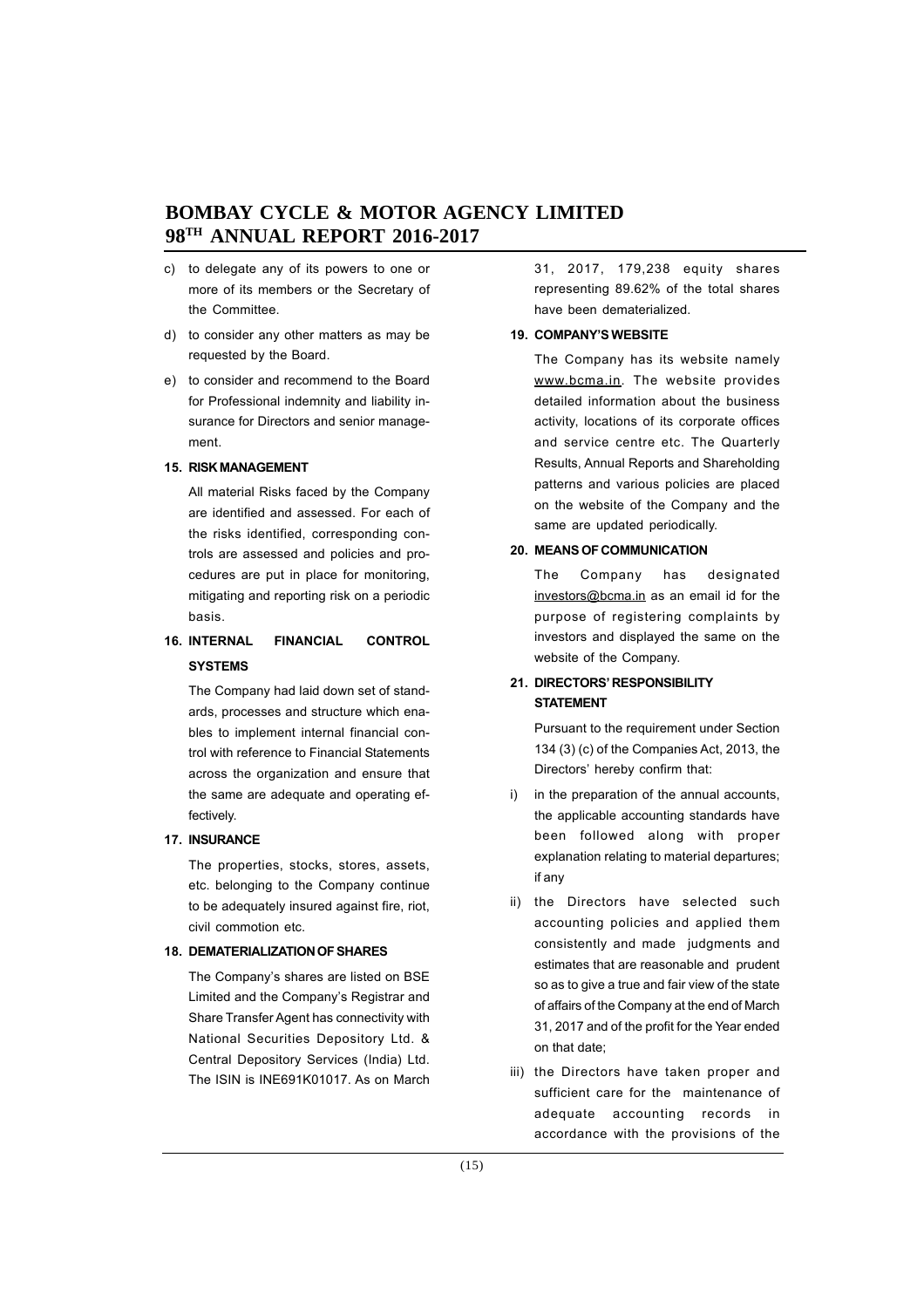c) to delegate any of its powers to one or more of its members or the Secretary of the Committee.

d) to consider any other matters as may be requested by the Board.

e) to consider and recommend to the Board for Professional indemnity and liability insurance for Directors and senior management.

**15. RISK MANAGEMENT**

All material Risks faced by the Company are identified and assessed. For each of the risks identified, corresponding controls are assessed and policies and procedures are put in place for monitoring, mitigating and reporting risk on a periodic basis.

**16. INTERNAL FINANCIAL CONTROL SYSTEMS**

The Company had laid down set of standards, processes and structure which enables to implement internal financial control with reference to Financial Statements across the organization and ensure that the same are adequate and operating effectively.

**17. INSURANCE**

The properties, stocks, stores, assets, etc. belonging to the Company continue to be adequately insured against fire, riot, civil commotion etc.

**18. DEMATERIALIZATION OF SHARES**

The Company's shares are listed on BSE Limited and the Company's Registrar and Share Transfer Agent has connectivity with National Securities Depository Ltd. & Central Depository Services (India) Ltd. The ISIN is INE691K01017. As on March 31, 2017, 179,238 equity shares representing 89.62% of the total shares have been dematerialized.

**19. COMPANY'S WEBSITE**

The Company has its website namely www.bcma.in. The website provides detailed information about the business activity, locations of its corporate offices and service centre etc. The Quarterly Results, Annual Reports and Shareholding patterns and various policies are placed on the website of the Company and the same are updated periodically.

**20. MEANS OF COMMUNICATION**

The Company has designated investors@bcma.in as an email id for the purpose of registering complaints by investors and displayed the same on the website of the Company.

**21. DIRECTORS' RESPONSIBILITY STATEMENT**

Pursuant to the requirement under Section 134 (3) (c) of the Companies Act, 2013, the Directors' hereby confirm that:

i) in the preparation of the annual accounts, the applicable accounting standards have been followed along with proper explanation relating to material departures; if any

ii) the Directors have selected such accounting policies and applied them consistently and made judgments and estimates that are reasonable and prudent so as to give a true and fair view of the state of affairs of the Company at the end of March 31, 2017 and of the profit for the Year ended on that date;

iii) the Directors have taken proper and sufficient care for the maintenance of adequate accounting records in accordance with the provisions of the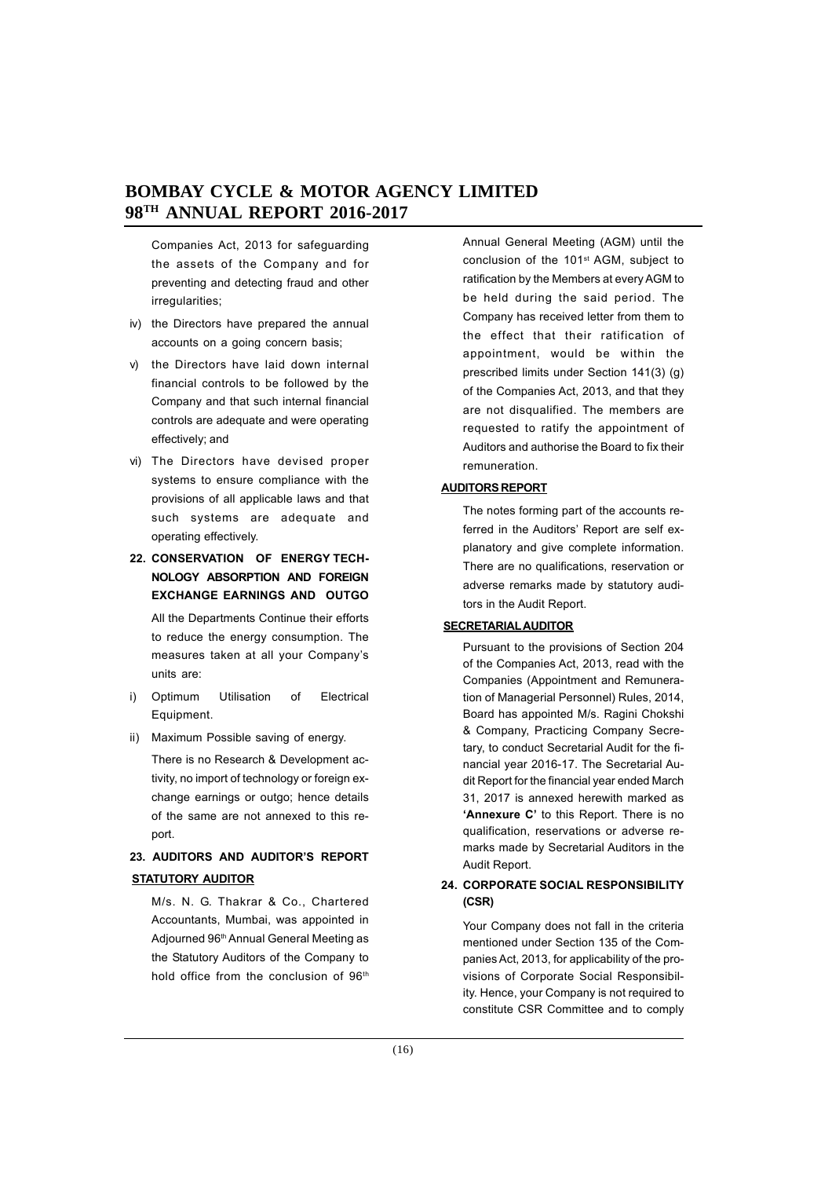Companies Act, 2013 for safeguarding the assets of the Company and for preventing and detecting fraud and other irregularities;

iv) the Directors have prepared the annual accounts on a going concern basis;

v) the Directors have laid down internal financial controls to be followed by the Company and that such internal financial controls are adequate and were operating effectively; and

vi) The Directors have devised proper systems to ensure compliance with the provisions of all applicable laws and that such systems are adequate and operating effectively.

## 22. CONSERVATION OF ENERGY TECHNOLOGY ABSORPTION AND FOREIGN EXCHANGE EARNINGS AND OUTGO

All the Departments Continue their efforts to reduce the energy consumption. The measures taken at all your Company's units are:

i) Optimum Utilisation of Electrical Equipment.

ii) Maximum Possible saving of energy.

There is no Research & Development activity, no import of technology or foreign exchange earnings or outgo; hence details of the same are not annexed to this report.

## 23. AUDITORS AND AUDITOR'S REPORT

### STATUTORY AUDITOR

M/s. N. G. Thakrar & Co., Chartered Accountants, Mumbai, was appointed in Adjourned 96th Annual General Meeting as the Statutory Auditors of the Company to hold office from the conclusion of 96th Annual General Meeting (AGM) until the conclusion of the 101st AGM, subject to ratification by the Members at every AGM to be held during the said period. The Company has received letter from them to the effect that their ratification of appointment, would be within the prescribed limits under Section 141(3) (g) of the Companies Act, 2013, and that they are not disqualified. The members are requested to ratify the appointment of Auditors and authorise the Board to fix their remuneration.

### AUDITORS REPORT

The notes forming part of the accounts referred in the Auditors' Report are self explanatory and give complete information. There are no qualifications, reservation or adverse remarks made by statutory auditors in the Audit Report.

### SECRETARIAL AUDITOR

Pursuant to the provisions of Section 204 of the Companies Act, 2013, read with the Companies (Appointment and Remuneration of Managerial Personnel) Rules, 2014, Board has appointed M/s. Ragini Chokshi & Company, Practicing Company Secretary, to conduct Secretarial Audit for the financial year 2016-17. The Secretarial Audit Report for the financial year ended March 31, 2017 is annexed herewith marked as **'Annexure C'** to this Report. There is no qualification, reservations or adverse remarks made by Secretarial Auditors in the Audit Report.

## 24. CORPORATE SOCIAL RESPONSIBILITY (CSR)

Your Company does not fall in the criteria mentioned under Section 135 of the Companies Act, 2013, for applicability of the provisions of Corporate Social Responsibility. Hence, your Company is not required to constitute CSR Committee and to comply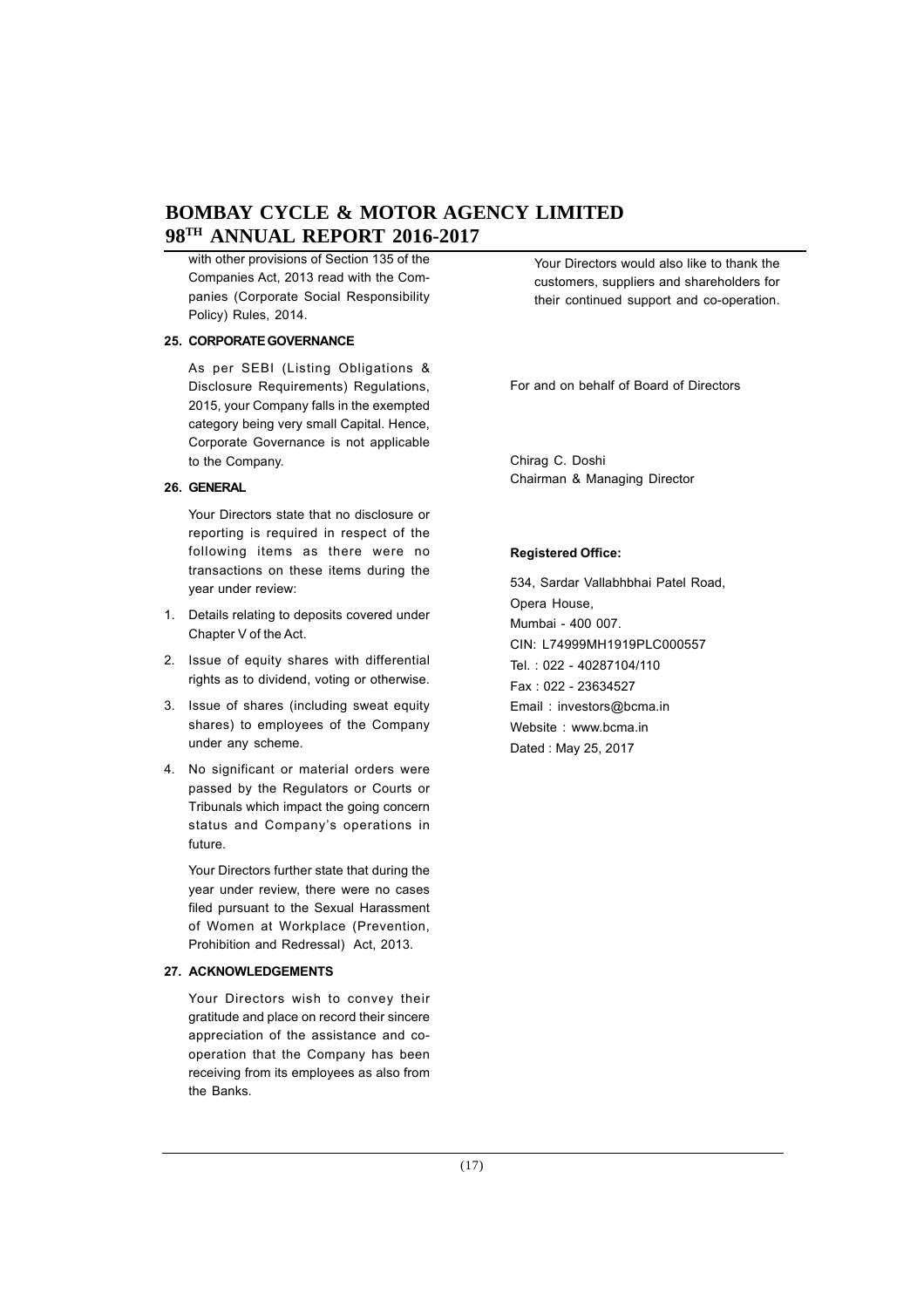with other provisions of Section 135 of the Companies Act, 2013 read with the Companies (Corporate Social Responsibility Policy) Rules, 2014.

**25. CORPORATE GOVERNANCE**

As per SEBI (Listing Obligations & Disclosure Requirements) Regulations, 2015, your Company falls in the exempted category being very small Capital. Hence, Corporate Governance is not applicable to the Company.

**26. GENERAL**

Your Directors state that no disclosure or reporting is required in respect of the following items as there were no transactions on these items during the year under review:

1. Details relating to deposits covered under Chapter V of the Act.
2. Issue of equity shares with differential rights as to dividend, voting or otherwise.
3. Issue of shares (including sweat equity shares) to employees of the Company under any scheme.
4. No significant or material orders were passed by the Regulators or Courts or Tribunals which impact the going concern status and Company's operations in future.

Your Directors further state that during the year under review, there were no cases filed pursuant to the Sexual Harassment of Women at Workplace (Prevention, Prohibition and Redressal) Act, 2013.

**27. ACKNOWLEDGEMENTS**

Your Directors wish to convey their gratitude and place on record their sincere appreciation of the assistance and co-operation that the Company has been receiving from its employees as also from the Banks.

Your Directors would also like to thank the customers, suppliers and shareholders for their continued support and co-operation.

For and on behalf of Board of Directors

Chirag C. Doshi
Chairman & Managing Director

**Registered Office:**

534, Sardar Vallabhbhai Patel Road,
Opera House,
Mumbai - 400 007.
CIN: L74999MH1919PLC000557
Tel. : 022 - 40287104/110
Fax : 022 - 23634527
Email : investors@bcma.in
Website : www.bcma.in
Dated : May 25, 2017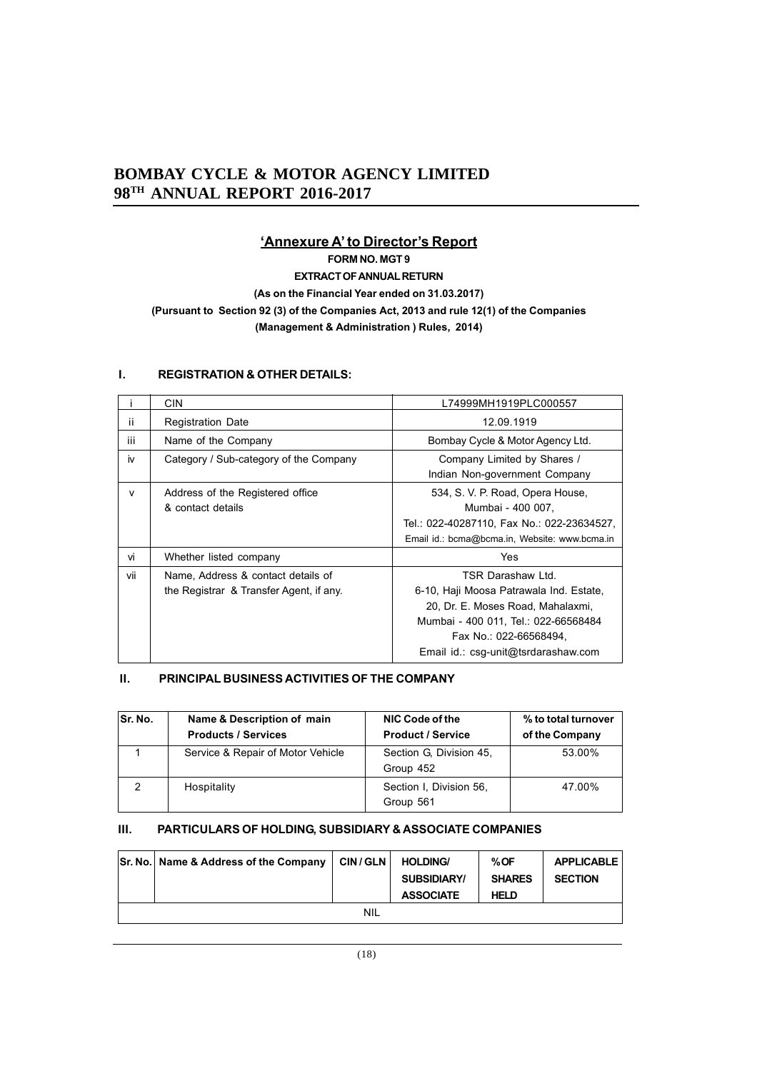## 'Annexure A' to Director's Report

**FORM NO. MGT 9**

**EXTRACT OF ANNUAL RETURN**

**(As on the Financial Year ended on 31.03.2017)**

**(Pursuant to Section 92 (3) of the Companies Act, 2013 and rule 12(1) of the Companies (Management & Administration ) Rules, 2014)**

### I. REGISTRATION & OTHER DETAILS:

| | | |
|---|---|---|
| i | CIN | L74999MH1919PLC000557 |
| ii | Registration Date | 12.09.1919 |
| iii | Name of the Company | Bombay Cycle & Motor Agency Ltd. |
| iv | Category / Sub-category of the Company | Company Limited by Shares / Indian Non-government Company |
| v | Address of the Registered office & contact details | 534, S. V. P. Road, Opera House, Mumbai - 400 007, Tel.: 022-40287110, Fax No.: 022-23634527, Email id.: bcma@bcma.in, Website: www.bcma.in |
| vi | Whether listed company | Yes |
| vii | Name, Address & contact details of the Registrar & Transfer Agent, if any. | TSR Darashaw Ltd. 6-10, Haji Moosa Patrawala Ind. Estate, 20, Dr. E. Moses Road, Mahalaxmi, Mumbai - 400 011, Tel.: 022-66568484 Fax No.: 022-66568494, Email id.: csg-unit@tsrdarashaw.com |

### II. PRINCIPAL BUSINESS ACTIVITIES OF THE COMPANY

| Sr. No. | Name & Description of main Products / Services | NIC Code of the Product / Service | % to total turnover of the Company |
|---|---|---|---|
| 1 | Service & Repair of Motor Vehicle | Section G, Division 45, Group 452 | 53.00% |
| 2 | Hospitality | Section I, Division 56, Group 561 | 47.00% |

### III. PARTICULARS OF HOLDING, SUBSIDIARY & ASSOCIATE COMPANIES

| Sr. No. | Name & Address of the Company | CIN / GLN | HOLDING/ SUBSIDIARY/ ASSOCIATE | % OF SHARES HELD | APPLICABLE SECTION |
|---|---|---|---|---|---|
| | | NIL | | | |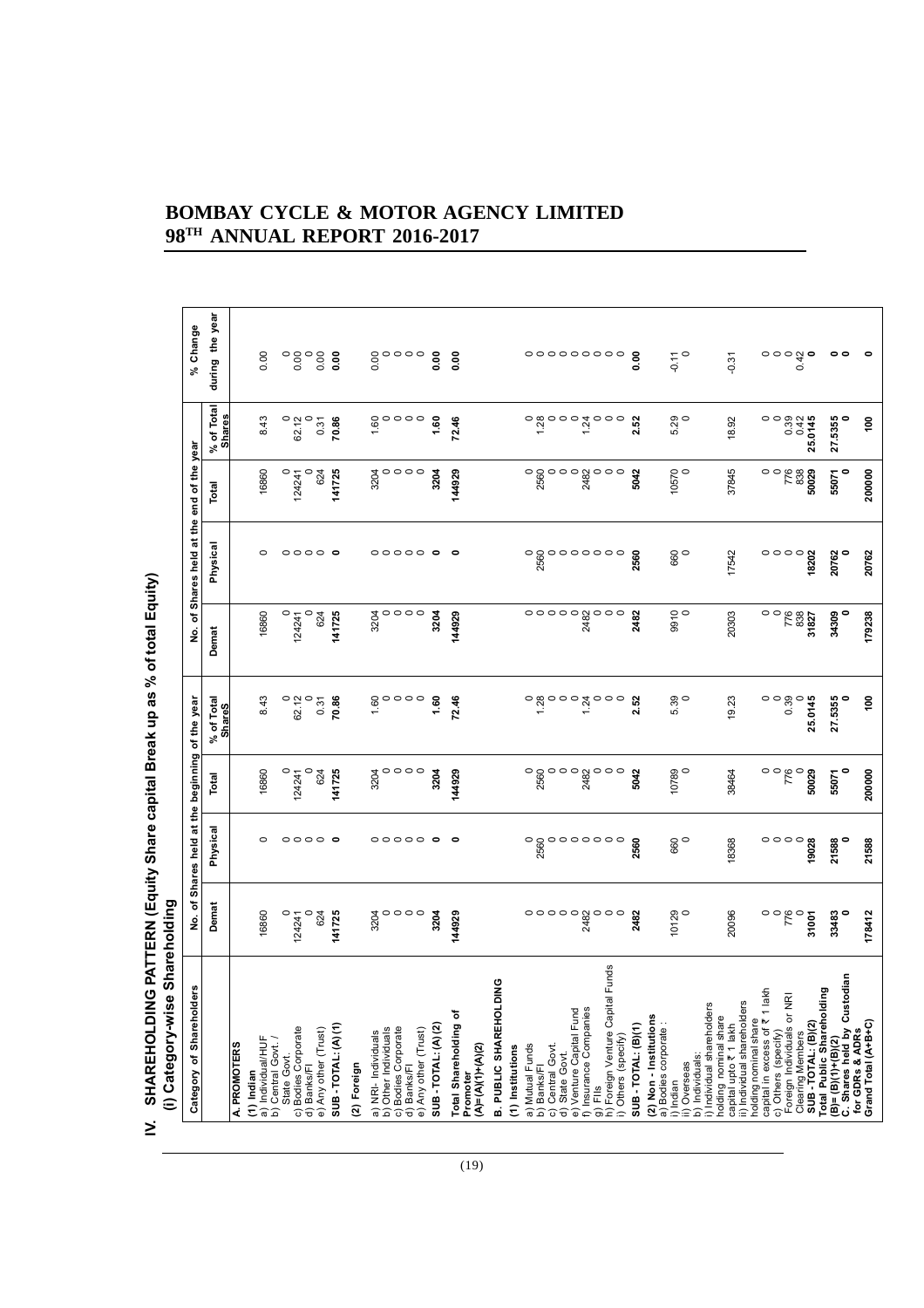# BOMBAY CYCLE & MOTOR AGENCY LIMITED
## 98TH ANNUAL REPORT 2016-2017

## IV. SHAREHOLDING PATTERN (Equity Share capital Break up as % of total Equity)

### (i) Category-wise Shareholding

| Category of Shareholders | No. of Shares held at the beginning of the year | | | | No. of Shares held at the end of the year | | | | % Change during the year |
|---|---|---|---|---|---|---|---|---|---|
| | Demat | Physical | Total | % of Total ShareS | Demat | Physical | Total | % of Total Shares | |
| **A. PROMOTERS** | | | | | | | | | |
| **(1) Indian** | | | | | | | | | |
| a) Individual/HUF | 16860 | 0 | 16860 | 8.43 | 16860 | 0 | 16860 | 8.43 | 0.00 |
| b) Central Govt. / State Govt. | 0 | 0 | 0 | 0 | 0 | 0 | 0 | 0 | 0 |
| c) Bodies Corporate | 124241 | 0 | 124241 | 62.12 | 124241 | 0 | 124241 | 62.12 | 0.00 |
| d) Banks/FI | 0 | 0 | 0 | 0 | 0 | 0 | 0 | 0 | 0 |
| e) Any other (Trust) | 624 | 0 | 624 | 0.31 | 624 | 0 | 624 | 0.31 | 0.00 |
| **SUB - TOTAL: (A) (1)** | **141725** | **0** | **141725** | **70.86** | **141725** | **0** | **141725** | **70.86** | **0.00** |
| **(2) Foreign** | | | | | | | | | |
| a) NRI- Individuals | 3204 | 0 | 3204 | 1.60 | 3204 | 0 | 3204 | 1.60 | 0.00 |
| b) Other Individuals | 0 | 0 | 0 | 0 | 0 | 0 | 0 | 0 | 0 |
| c) Bodies Corporate | 0 | 0 | 0 | 0 | 0 | 0 | 0 | 0 | 0 |
| d) Banks/FI | 0 | 0 | 0 | 0 | 0 | 0 | 0 | 0 | 0 |
| e) Any other (Trust) | 0 | 0 | 0 | 0 | 0 | 0 | 0 | 0 | 0 |
| **SUB - TOTAL: (A) (2)** | **3204** | **0** | **3204** | **1.60** | **3204** | **0** | **3204** | **1.60** | **0.00** |
| **Total Shareholding of Promoter (A)=(A)(1)+(A)(2)** | **144929** | **0** | **144929** | **72.46** | **144929** | **0** | **144929** | **72.46** | **0.00** |
| **B. PUBLIC SHAREHOLDING** | | | | | | | | | |
| **(1) Institutions** | | | | | | | | | |
| a) Mutual Funds | 0 | 0 | 0 | 0 | 0 | 0 | 0 | 0 | 0 |
| b) Banks/FI | 0 | 2560 | 2560 | 1.28 | 0 | 2560 | 2560 | 1.28 | 0 |
| c) Central Govt. | 0 | 0 | 0 | 0 | 0 | 0 | 0 | 0 | 0 |
| d) State Govt. | 0 | 0 | 0 | 0 | 0 | 0 | 0 | 0 | 0 |
| e) Venture Capital Fund | 0 | 0 | 0 | 0 | 0 | 0 | 0 | 0 | 0 |
| f) Insurance Companies | 2482 | 0 | 2482 | 1.24 | 2482 | 0 | 2482 | 1.24 | 0 |
| g) FIIs | 0 | 0 | 0 | 0 | 0 | 0 | 0 | 0 | 0 |
| h) Foreign Venture Capital Funds | 0 | 0 | 0 | 0 | 0 | 0 | 0 | 0 | 0 |
| i) Others (specify) | 0 | 0 | 0 | 0 | 0 | 0 | 0 | 0 | 0 |
| **SUB - TOTAL: (B)(1)** | **2482** | **2560** | **5042** | **2.52** | **2482** | **2560** | **5042** | **2.52** | **0.00** |
| **(2) Non - Institutions** | | | | | | | | | |
| a) Bodies corporate : | | | | | | | | | |
| i) Indian | 10129 | 660 | 10789 | 5.39 | 9910 | 660 | 10570 | 5.29 | -0.11 |
| ii) Overseas | 0 | 0 | 0 | 0 | 0 | 0 | 0 | 0 | 0 |
| b) Individuals: | | | | | | | | | |
| i) Individual shareholders holding nominal share capital upto ₹ 1 lakh | 20096 | 18368 | 38464 | 19.23 | 20303 | 17542 | 37845 | 18.92 | -0.31 |
| ii) Individual shareholders holding nominal share capital in excess of ₹ 1 lakh | 0 | 0 | 0 | 0 | 0 | 0 | 0 | 0 | 0 |
| c) Others (specify) | 0 | 0 | 0 | 0 | 0 | 0 | 0 | 0 | 0 |
| Foreign Individuals or NRI | 776 | 0 | 776 | 0.39 | 776 | 0 | 776 | 0.39 | 0 |
| Clearing Members | 0 | 0 | 0 | 0 | 838 | 0 | 838 | 0.42 | 0.42 |
| **SUB - TOTAL: (B)(2)** | **31001** | **19028** | **50029** | **25.0145** | **31827** | **18202** | **50029** | **25.0145** | **0** |
| **Total Public Shareholding (B)= (B)(1)+(B)(2)** | **33483** | **21588** | **55071** | **27.5355** | **34309** | **20762** | **55071** | **27.5355** | **0** |
| **C. Shares held by Custodian for GDRs & ADRs** | **0** | **0** | **0** | **0** | **0** | **0** | **0** | **0** | **0** |
| **Grand Total (A+B+C)** | **178412** | **21588** | **200000** | **100** | **179238** | **20762** | **200000** | **100** | **0** |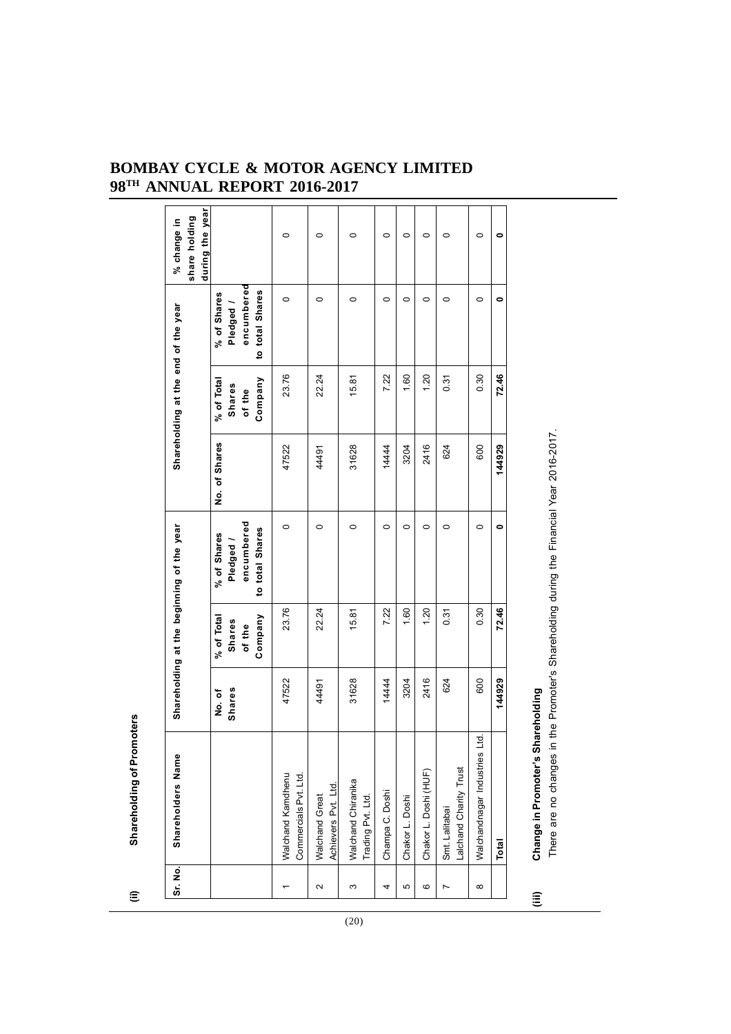**(ii) Shareholding of Promoters**

| Sr. No. | Shareholders Name | Shareholding at the beginning of the year | | | Shareholding at the end of the year | | | % change in share holding during the year |
|---|---|---|---|---|---|---|---|---|
| | | No. of Shares | % of Total Shares of the Company | % of Shares Pledged / encumbered to total Shares | No. of Shares | % of Total Shares of the Company | % of Shares Pledged / encumbered to total Shares | |
| 1 | Walchand Kamdhenu Commercials Pvt. Ltd. | 47522 | 23.76 | 0 | 47522 | 23.76 | 0 | 0 |
| 2 | Walchand Great Achievers Pvt. Ltd. | 44491 | 22.24 | 0 | 44491 | 22.24 | 0 | 0 |
| 3 | Walchand Chiranika Trading Pvt. Ltd. | 31628 | 15.81 | 0 | 31628 | 15.81 | 0 | 0 |
| 4 | Champa C. Doshi | 14444 | 7.22 | 0 | 14444 | 7.22 | 0 | 0 |
| 5 | Chakor L. Doshi | 3204 | 1.60 | 0 | 3204 | 1.60 | 0 | 0 |
| 6 | Chakor L. Doshi (HUF) | 2416 | 1.20 | 0 | 2416 | 1.20 | 0 | 0 |
| 7 | Smt. Lalitabai Lalchand Charity Trust | 624 | 0.31 | 0 | 624 | 0.31 | 0 | 0 |
| 8 | Walchandnagar Industries Ltd. | 600 | 0.30 | 0 | 600 | 0.30 | 0 | 0 |
| | **Total** | **144929** | **72.46** | **0** | **144929** | **72.46** | **0** | **0** |

**(iii) Change in Promoter's Shareholding**

There are no changes in the Promoter's Shareholding during the Financial Year 2016-2017.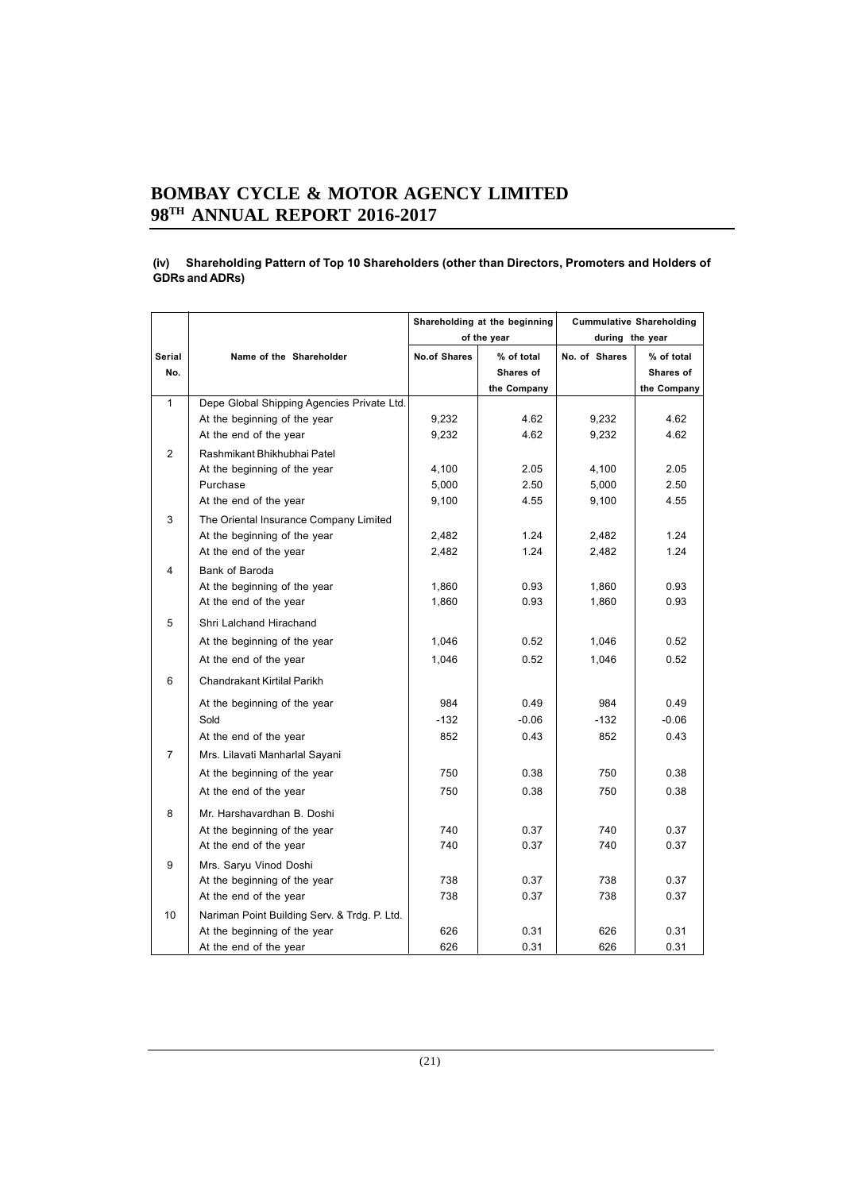#### (iv) Shareholding Pattern of Top 10 Shareholders (other than Directors, Promoters and Holders of GDRs and ADRs)

| Serial No. | Name of the Shareholder | Shareholding at the beginning of the year | | Cummulative Shareholding during the year | |
|---|---|---|---|---|---|
| | | No.of Shares | % of total Shares of the Company | No. of Shares | % of total Shares of the Company |
| 1 | Depe Global Shipping Agencies Private Ltd. | | | | |
| | At the beginning of the year | 9,232 | 4.62 | 9,232 | 4.62 |
| | At the end of the year | 9,232 | 4.62 | 9,232 | 4.62 |
| 2 | Rashmikant Bhikhubhai Patel | | | | |
| | At the beginning of the year | 4,100 | 2.05 | 4,100 | 2.05 |
| | Purchase | 5,000 | 2.50 | 5,000 | 2.50 |
| | At the end of the year | 9,100 | 4.55 | 9,100 | 4.55 |
| 3 | The Oriental Insurance Company Limited | | | | |
| | At the beginning of the year | 2,482 | 1.24 | 2,482 | 1.24 |
| | At the end of the year | 2,482 | 1.24 | 2,482 | 1.24 |
| 4 | Bank of Baroda | | | | |
| | At the beginning of the year | 1,860 | 0.93 | 1,860 | 0.93 |
| | At the end of the year | 1,860 | 0.93 | 1,860 | 0.93 |
| 5 | Shri Lalchand Hirachand | | | | |
| | At the beginning of the year | 1,046 | 0.52 | 1,046 | 0.52 |
| | At the end of the year | 1,046 | 0.52 | 1,046 | 0.52 |
| 6 | Chandrakant Kirtilal Parikh | | | | |
| | At the beginning of the year | 984 | 0.49 | 984 | 0.49 |
| | Sold | -132 | -0.06 | -132 | -0.06 |
| | At the end of the year | 852 | 0.43 | 852 | 0.43 |
| 7 | Mrs. Lilavati Manharlal Sayani | | | | |
| | At the beginning of the year | 750 | 0.38 | 750 | 0.38 |
| | At the end of the year | 750 | 0.38 | 750 | 0.38 |
| 8 | Mr. Harshavardhan B. Doshi | | | | |
| | At the beginning of the year | 740 | 0.37 | 740 | 0.37 |
| | At the end of the year | 740 | 0.37 | 740 | 0.37 |
| 9 | Mrs. Saryu Vinod Doshi | | | | |
| | At the beginning of the year | 738 | 0.37 | 738 | 0.37 |
| | At the end of the year | 738 | 0.37 | 738 | 0.37 |
| 10 | Nariman Point Building Serv. & Trdg. P. Ltd. | | | | |
| | At the beginning of the year | 626 | 0.31 | 626 | 0.31 |
| | At the end of the year | 626 | 0.31 | 626 | 0.31 |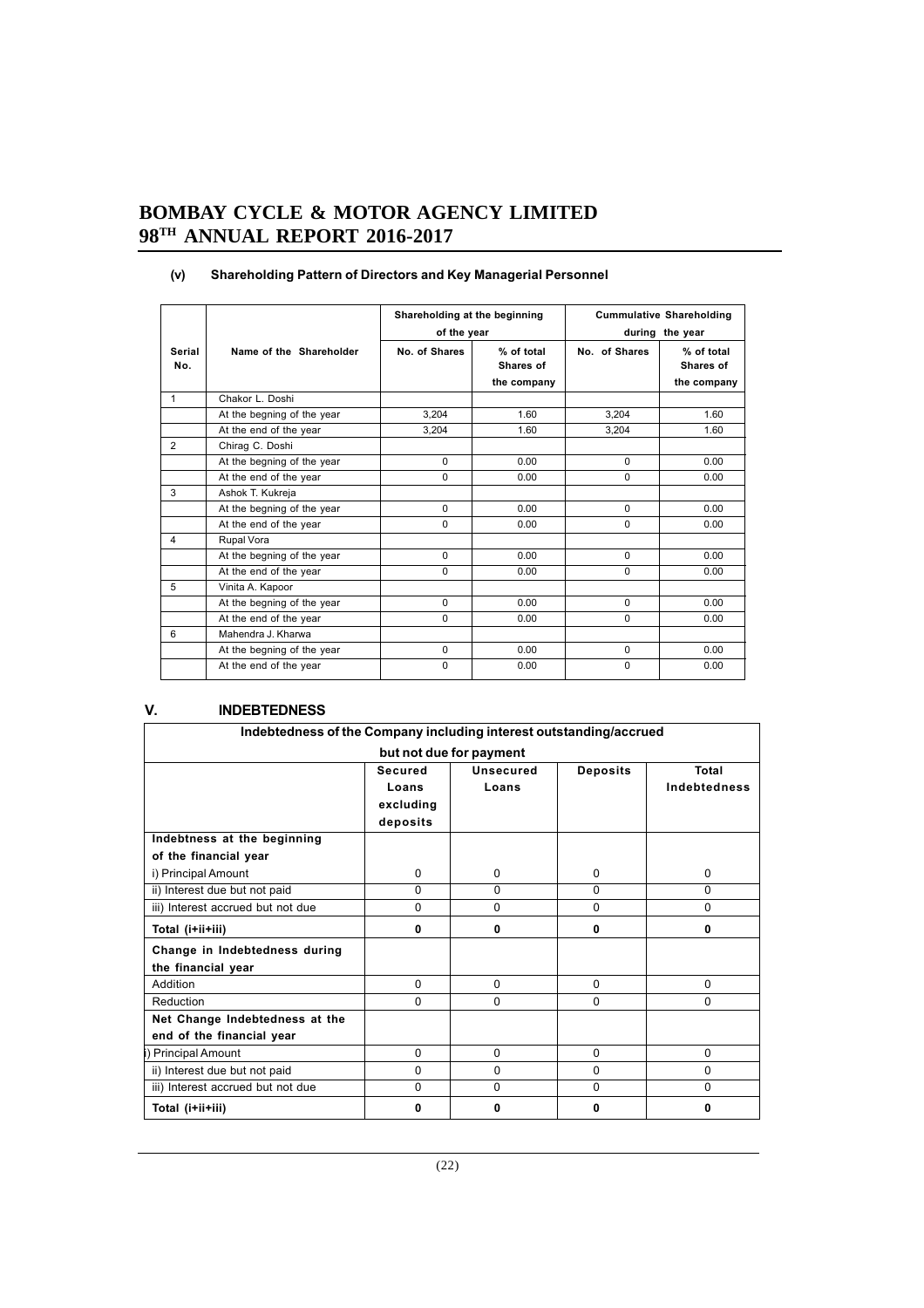## (v) Shareholding Pattern of Directors and Key Managerial Personnel

| Serial No. | Name of the Shareholder | Shareholding at the beginning of the year | | Cummulative Shareholding during the year | |
|---|---|---|---|---|---|
| | | No. of Shares | % of total Shares of the company | No. of Shares | % of total Shares of the company |
| 1 | Chakor L. Doshi | | | | |
| | At the begning of the year | 3,204 | 1.60 | 3,204 | 1.60 |
| | At the end of the year | 3,204 | 1.60 | 3,204 | 1.60 |
| 2 | Chirag C. Doshi | | | | |
| | At the begning of the year | 0 | 0.00 | 0 | 0.00 |
| | At the end of the year | 0 | 0.00 | 0 | 0.00 |
| 3 | Ashok T. Kukreja | | | | |
| | At the begning of the year | 0 | 0.00 | 0 | 0.00 |
| | At the end of the year | 0 | 0.00 | 0 | 0.00 |
| 4 | Rupal Vora | | | | |
| | At the begning of the year | 0 | 0.00 | 0 | 0.00 |
| | At the end of the year | 0 | 0.00 | 0 | 0.00 |
| 5 | Vinita A. Kapoor | | | | |
| | At the begning of the year | 0 | 0.00 | 0 | 0.00 |
| | At the end of the year | 0 | 0.00 | 0 | 0.00 |
| 6 | Mahendra J. Kharwa | | | | |
| | At the begning of the year | 0 | 0.00 | 0 | 0.00 |
| | At the end of the year | 0 | 0.00 | 0 | 0.00 |

## V. INDEBTEDNESS

**Indebtedness of the Company including interest outstanding/accrued but not due for payment**

| | Secured Loans excluding deposits | Unsecured Loans | Deposits | Total Indebtedness |
|---|---|---|---|---|
| **Indebtness at the beginning of the financial year** | | | | |
| i) Principal Amount | 0 | 0 | 0 | 0 |
| ii) Interest due but not paid | 0 | 0 | 0 | 0 |
| iii) Interest accrued but not due | 0 | 0 | 0 | 0 |
| **Total (i+ii+iii)** | **0** | **0** | **0** | **0** |
| **Change in Indebtedness during the financial year** | | | | |
| Addition | 0 | 0 | 0 | 0 |
| Reduction | 0 | 0 | 0 | 0 |
| **Net Change Indebtedness at the end of the financial year** | | | | |
| i) Principal Amount | 0 | 0 | 0 | 0 |
| ii) Interest due but not paid | 0 | 0 | 0 | 0 |
| iii) Interest accrued but not due | 0 | 0 | 0 | 0 |
| **Total (i+ii+iii)** | **0** | **0** | **0** | **0** |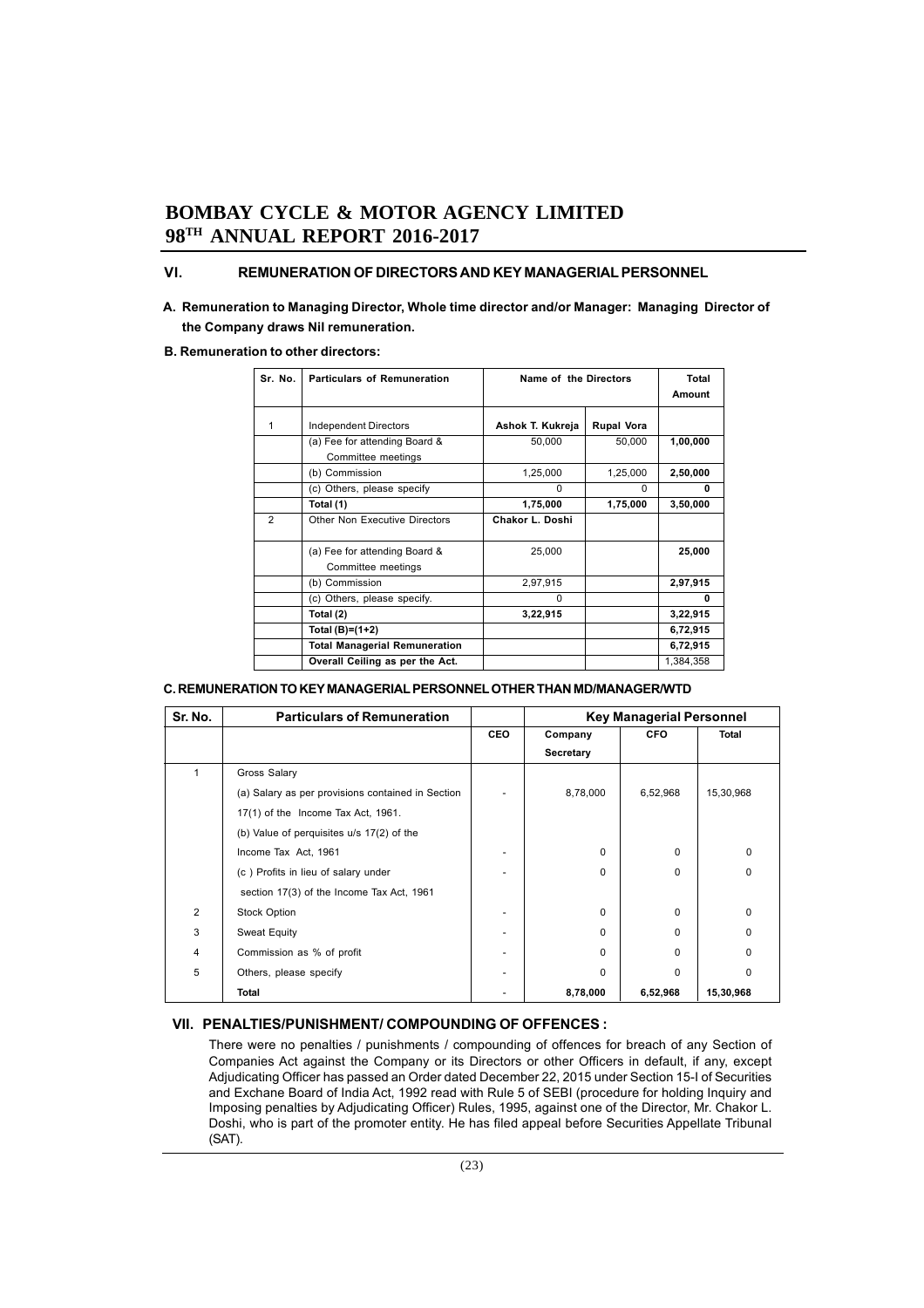## VI. REMUNERATION OF DIRECTORS AND KEY MANAGERIAL PERSONNEL

**A. Remuneration to Managing Director, Whole time director and/or Manager: Managing Director of the Company draws Nil remuneration.**

**B. Remuneration to other directors:**

| Sr. No. | Particulars of Remuneration | Name of the Directors | | Total Amount |
|---|---|---|---|---|
| 1 | Independent Directors | **Ashok T. Kukreja** | **Rupal Vora** | |
| | (a) Fee for attending Board & Committee meetings | 50,000 | 50,000 | **1,00,000** |
| | (b) Commission | 1,25,000 | 1,25,000 | **2,50,000** |
| | (c) Others, please specify | 0 | 0 | **0** |
| | **Total (1)** | **1,75,000** | **1,75,000** | **3,50,000** |
| 2 | Other Non Executive Directors | **Chakor L. Doshi** | | |
| | (a) Fee for attending Board & Committee meetings | 25,000 | | **25,000** |
| | (b) Commission | 2,97,915 | | **2,97,915** |
| | (c) Others, please specify. | 0 | | **0** |
| | **Total (2)** | **3,22,915** | | **3,22,915** |
| | **Total (B)=(1+2)** | | | **6,72,915** |
| | **Total Managerial Remuneration** | | | **6,72,915** |
| | **Overall Ceiling as per the Act.** | | | 1,384,358 |

**C. REMUNERATION TO KEY MANAGERIAL PERSONNEL OTHER THAN MD/MANAGER/WTD**

| Sr. No. | Particulars of Remuneration | | Key Managerial Personnel | | |
|---|---|---|---|---|---|
| | | **CEO** | **Company Secretary** | **CFO** | **Total** |
| 1 | Gross Salary | | | | |
| | (a) Salary as per provisions contained in Section 17(1) of the Income Tax Act, 1961. | - | 8,78,000 | 6,52,968 | 15,30,968 |
| | (b) Value of perquisites u/s 17(2) of the Income Tax Act, 1961 | - | 0 | 0 | 0 |
| | (c ) Profits in lieu of salary under section 17(3) of the Income Tax Act, 1961 | - | 0 | 0 | 0 |
| 2 | Stock Option | - | 0 | 0 | 0 |
| 3 | Sweat Equity | - | 0 | 0 | 0 |
| 4 | Commission as % of profit | - | 0 | 0 | 0 |
| 5 | Others, please specify | - | 0 | 0 | 0 |
| | **Total** | - | **8,78,000** | **6,52,968** | **15,30,968** |

## VII. PENALTIES/PUNISHMENT/ COMPOUNDING OF OFFENCES :

There were no penalties / punishments / compounding of offences for breach of any Section of Companies Act against the Company or its Directors or other Officers in default, if any, except Adjudicating Officer has passed an Order dated December 22, 2015 under Section 15-I of Securities and Exchane Board of India Act, 1992 read with Rule 5 of SEBI (procedure for holding Inquiry and Imposing penalties by Adjudicating Officer) Rules, 1995, against one of the Director, Mr. Chakor L. Doshi, who is part of the promoter entity. He has filed appeal before Securities Appellate Tribunal (SAT).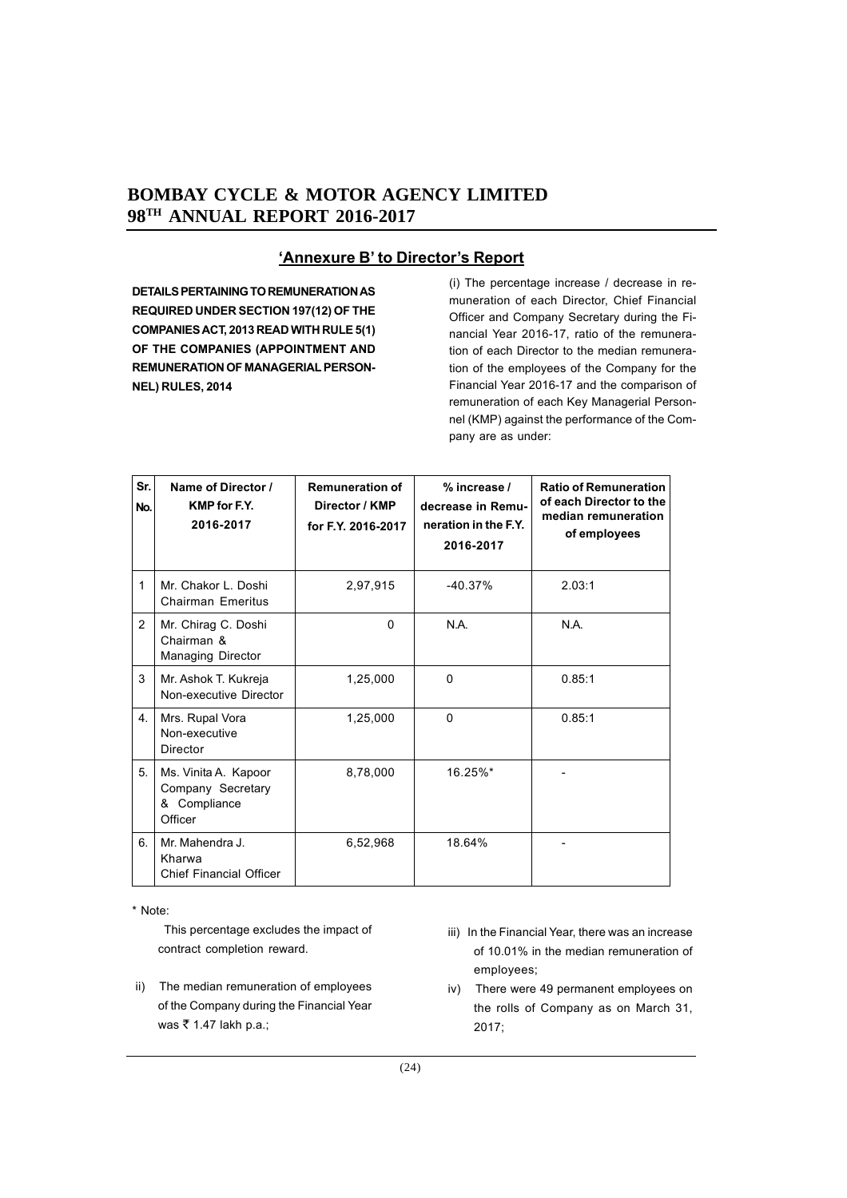## 'Annexure B' to Director's Report

**DETAILS PERTAINING TO REMUNERATION AS REQUIRED UNDER SECTION 197(12) OF THE COMPANIES ACT, 2013 READ WITH RULE 5(1) OF THE COMPANIES (APPOINTMENT AND REMUNERATION OF MANAGERIAL PERSONNEL) RULES, 2014**

(i) The percentage increase / decrease in remuneration of each Director, Chief Financial Officer and Company Secretary during the Financial Year 2016-17, ratio of the remuneration of each Director to the median remuneration of the employees of the Company for the Financial Year 2016-17 and the comparison of remuneration of each Key Managerial Personnel (KMP) against the performance of the Company are as under:

| Sr. No. | Name of Director / KMP for F.Y. 2016-2017 | Remuneration of Director / KMP for F.Y. 2016-2017 | % increase / decrease in Remuneration in the F.Y. 2016-2017 | Ratio of Remuneration of each Director to the median remuneration of employees |
|---|---|---|---|---|
| 1 | Mr. Chakor L. Doshi Chairman Emeritus | 2,97,915 | -40.37% | 2.03:1 |
| 2 | Mr. Chirag C. Doshi Chairman & Managing Director | 0 | N.A. | N.A. |
| 3 | Mr. Ashok T. Kukreja Non-executive Director | 1,25,000 | 0 | 0.85:1 |
| 4. | Mrs. Rupal Vora Non-executive Director | 1,25,000 | 0 | 0.85:1 |
| 5. | Ms. Vinita A. Kapoor Company Secretary & Compliance Officer | 8,78,000 | 16.25%* | - |
| 6. | Mr. Mahendra J. Kharwa Chief Financial Officer | 6,52,968 | 18.64% | - |

\* Note:

This percentage excludes the impact of contract completion reward.

ii) The median remuneration of employees of the Company during the Financial Year was ₹ 1.47 lakh p.a.;

iii) In the Financial Year, there was an increase of 10.01% in the median remuneration of employees;

iv) There were 49 permanent employees on the rolls of Company as on March 31, 2017;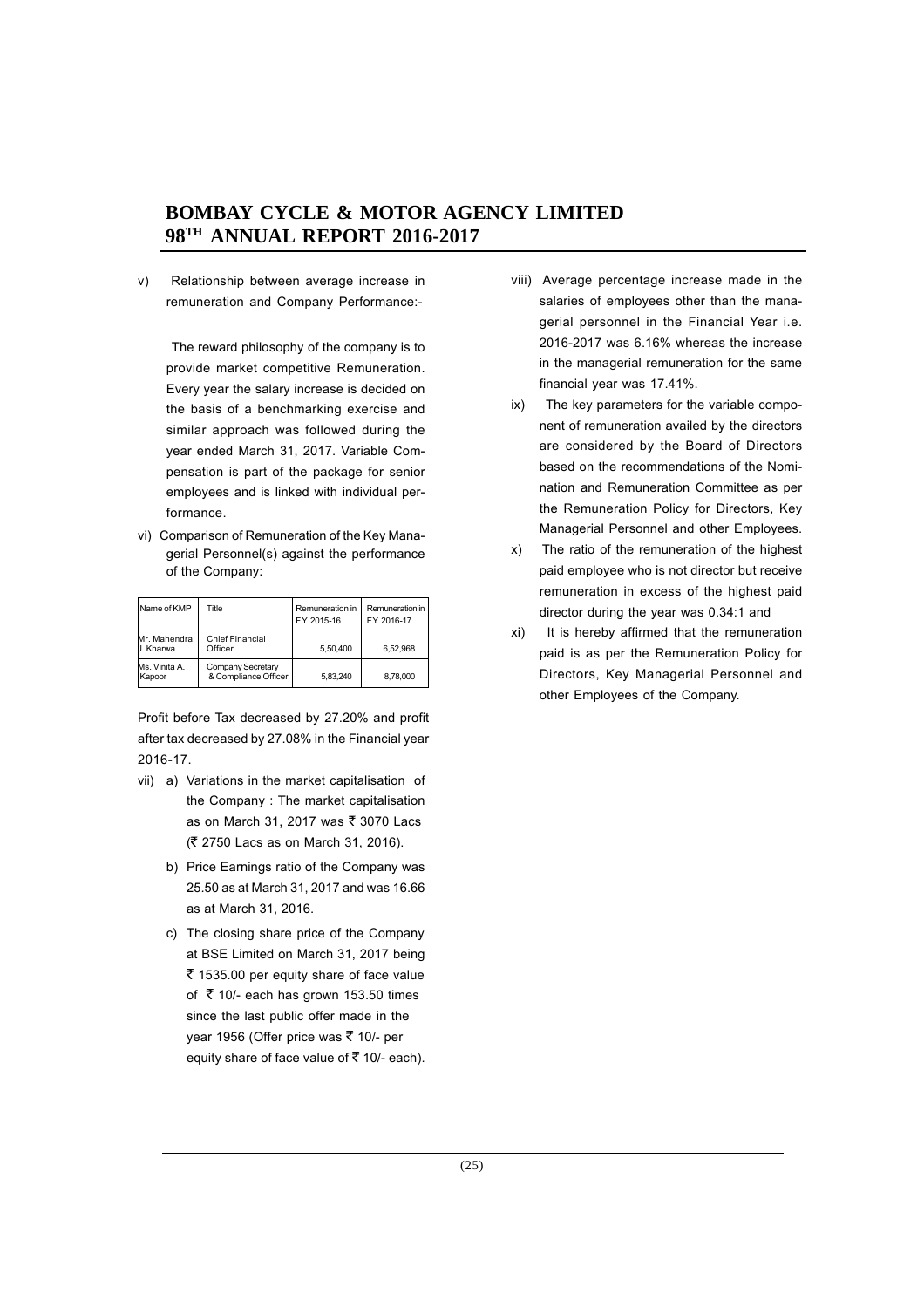v) Relationship between average increase in remuneration and Company Performance:-

The reward philosophy of the company is to provide market competitive Remuneration. Every year the salary increase is decided on the basis of a benchmarking exercise and similar approach was followed during the year ended March 31, 2017. Variable Compensation is part of the package for senior employees and is linked with individual performance.

vi) Comparison of Remuneration of the Key Managerial Personnel(s) against the performance of the Company:

| Name of KMP | Title | Remuneration in F.Y. 2015-16 | Remuneration in F.Y. 2016-17 |
|---|---|---|---|
| Mr. Mahendra J. Kharwa | Chief Financial Officer | 5,50,400 | 6,52,968 |
| Ms. Vinita A. Kapoor | Company Secretary & Compliance Officer | 5,83,240 | 8,78,000 |

Profit before Tax decreased by 27.20% and profit after tax decreased by 27.08% in the Financial year 2016-17.

vii) a) Variations in the market capitalisation of the Company : The market capitalisation as on March 31, 2017 was ₹ 3070 Lacs (₹ 2750 Lacs as on March 31, 2016).

b) Price Earnings ratio of the Company was 25.50 as at March 31, 2017 and was 16.66 as at March 31, 2016.

c) The closing share price of the Company at BSE Limited on March 31, 2017 being ₹ 1535.00 per equity share of face value of ₹ 10/- each has grown 153.50 times since the last public offer made in the year 1956 (Offer price was ₹ 10/- per equity share of face value of ₹ 10/- each).

viii) Average percentage increase made in the salaries of employees other than the managerial personnel in the Financial Year i.e. 2016-2017 was 6.16% whereas the increase in the managerial remuneration for the same financial year was 17.41%.

ix) The key parameters for the variable component of remuneration availed by the directors are considered by the Board of Directors based on the recommendations of the Nomination and Remuneration Committee as per the Remuneration Policy for Directors, Key Managerial Personnel and other Employees.

x) The ratio of the remuneration of the highest paid employee who is not director but receive remuneration in excess of the highest paid director during the year was 0.34:1 and

xi) It is hereby affirmed that the remuneration paid is as per the Remuneration Policy for Directors, Key Managerial Personnel and other Employees of the Company.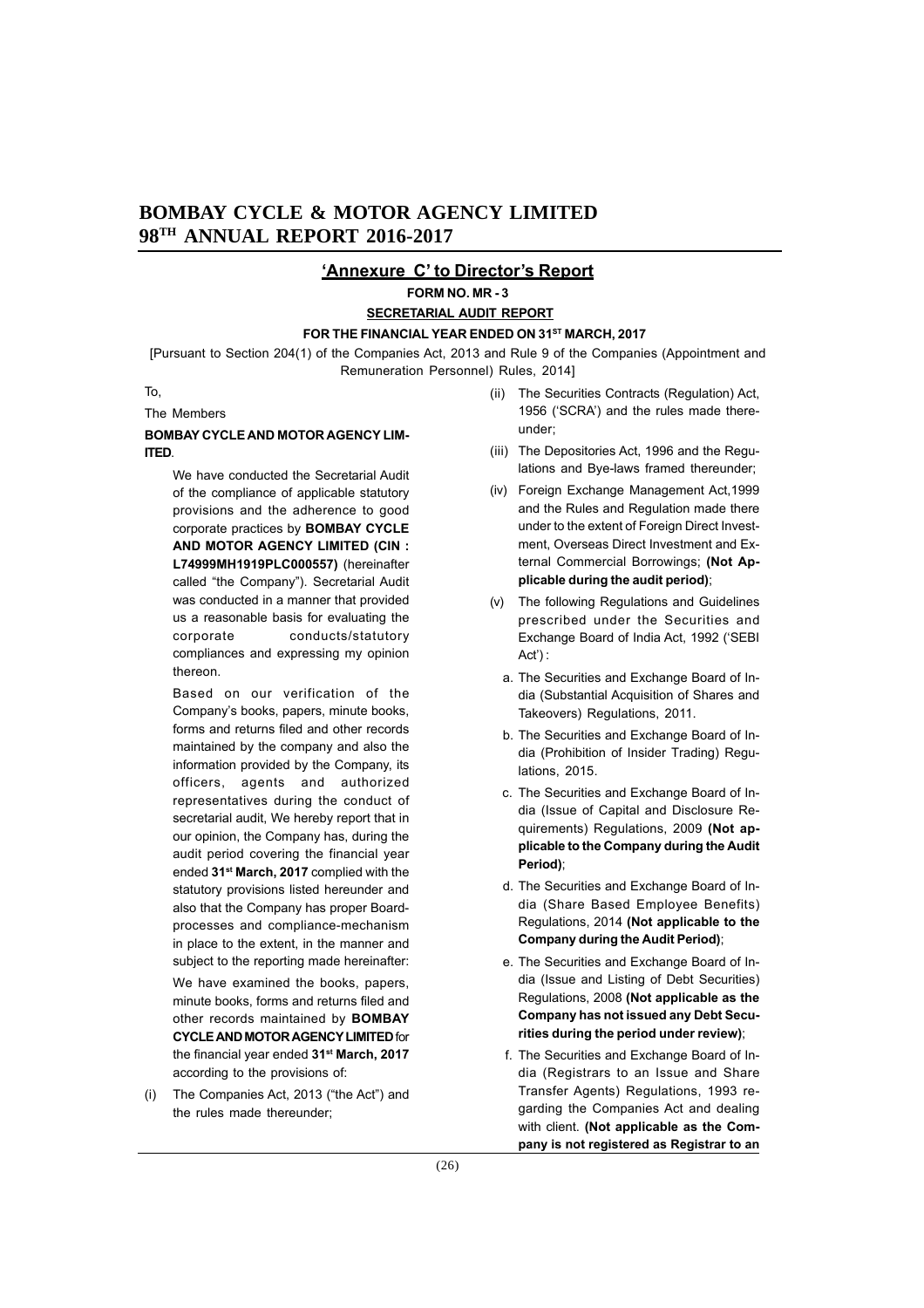## 'Annexure C' to Director's Report

**FORM NO. MR - 3**

**SECRETARIAL AUDIT REPORT**

**FOR THE FINANCIAL YEAR ENDED ON 31ST MARCH, 2017**

[Pursuant to Section 204(1) of the Companies Act, 2013 and Rule 9 of the Companies (Appointment and Remuneration Personnel) Rules, 2014]

To,

The Members

**BOMBAY CYCLE AND MOTOR AGENCY LIMITED**.

We have conducted the Secretarial Audit of the compliance of applicable statutory provisions and the adherence to good corporate practices by **BOMBAY CYCLE AND MOTOR AGENCY LIMITED (CIN : L74999MH1919PLC000557)** (hereinafter called "the Company"). Secretarial Audit was conducted in a manner that provided us a reasonable basis for evaluating the corporate conducts/statutory compliances and expressing my opinion thereon.

Based on our verification of the Company's books, papers, minute books, forms and returns filed and other records maintained by the company and also the information provided by the Company, its officers, agents and authorized representatives during the conduct of secretarial audit, We hereby report that in our opinion, the Company has, during the audit period covering the financial year ended **31st March, 2017** complied with the statutory provisions listed hereunder and also that the Company has proper Board-processes and compliance-mechanism in place to the extent, in the manner and subject to the reporting made hereinafter:

We have examined the books, papers, minute books, forms and returns filed and other records maintained by **BOMBAY CYCLE AND MOTOR AGENCY LIMITED** for the financial year ended **31st March, 2017** according to the provisions of:

(i) The Companies Act, 2013 ("the Act") and the rules made thereunder;

(ii) The Securities Contracts (Regulation) Act, 1956 ('SCRA') and the rules made thereunder;

(iii) The Depositories Act, 1996 and the Regulations and Bye-laws framed thereunder;

(iv) Foreign Exchange Management Act,1999 and the Rules and Regulation made there under to the extent of Foreign Direct Investment, Overseas Direct Investment and External Commercial Borrowings; **(Not Applicable during the audit period)**;

(v) The following Regulations and Guidelines prescribed under the Securities and Exchange Board of India Act, 1992 ('SEBI Act') :

a. The Securities and Exchange Board of India (Substantial Acquisition of Shares and Takeovers) Regulations, 2011.

b. The Securities and Exchange Board of India (Prohibition of Insider Trading) Regulations, 2015.

c. The Securities and Exchange Board of India (Issue of Capital and Disclosure Requirements) Regulations, 2009 **(Not applicable to the Company during the Audit Period)**;

d. The Securities and Exchange Board of India (Share Based Employee Benefits) Regulations, 2014 **(Not applicable to the Company during the Audit Period)**;

e. The Securities and Exchange Board of India (Issue and Listing of Debt Securities) Regulations, 2008 **(Not applicable as the Company has not issued any Debt Securities during the period under review)**;

f. The Securities and Exchange Board of India (Registrars to an Issue and Share Transfer Agents) Regulations, 1993 regarding the Companies Act and dealing with client. **(Not applicable as the Company is not registered as Registrar to an**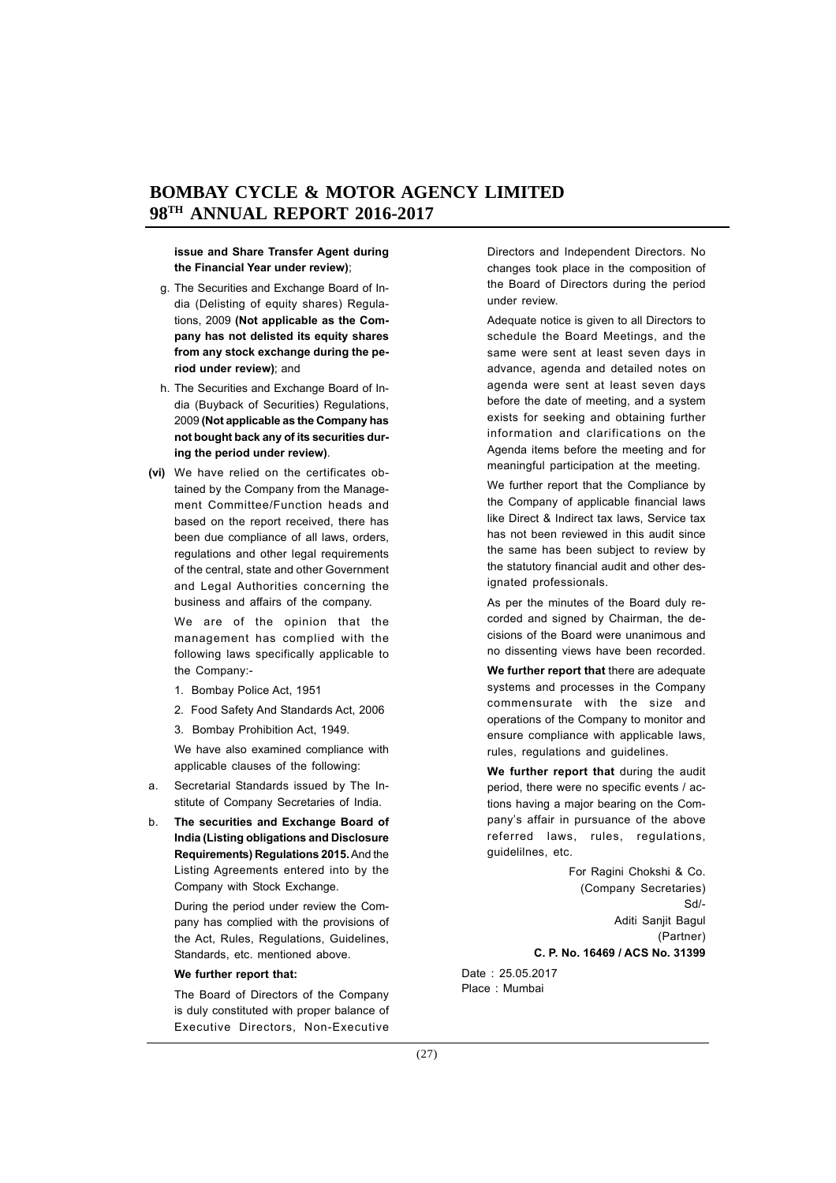**issue and Share Transfer Agent during the Financial Year under review)**;

g. The Securities and Exchange Board of India (Delisting of equity shares) Regulations, 2009 **(Not applicable as the Company has not delisted its equity shares from any stock exchange during the period under review)**; and

h. The Securities and Exchange Board of India (Buyback of Securities) Regulations, 2009 **(Not applicable as the Company has not bought back any of its securities during the period under review)**.

**(vi)** We have relied on the certificates obtained by the Company from the Management Committee/Function heads and based on the report received, there has been due compliance of all laws, orders, regulations and other legal requirements of the central, state and other Government and Legal Authorities concerning the business and affairs of the company.

We are of the opinion that the management has complied with the following laws specifically applicable to the Company:-

1. Bombay Police Act, 1951
2. Food Safety And Standards Act, 2006
3. Bombay Prohibition Act, 1949.

We have also examined compliance with applicable clauses of the following:

a. Secretarial Standards issued by The Institute of Company Secretaries of India.

b. **The securities and Exchange Board of India (Listing obligations and Disclosure Requirements) Regulations 2015.** And the Listing Agreements entered into by the Company with Stock Exchange.

During the period under review the Company has complied with the provisions of the Act, Rules, Regulations, Guidelines, Standards, etc. mentioned above.

**We further report that:**

The Board of Directors of the Company is duly constituted with proper balance of Executive Directors, Non-Executive Directors and Independent Directors. No changes took place in the composition of the Board of Directors during the period under review.

Adequate notice is given to all Directors to schedule the Board Meetings, and the same were sent at least seven days in advance, agenda and detailed notes on agenda were sent at least seven days before the date of meeting, and a system exists for seeking and obtaining further information and clarifications on the Agenda items before the meeting and for meaningful participation at the meeting.

We further report that the Compliance by the Company of applicable financial laws like Direct & Indirect tax laws, Service tax has not been reviewed in this audit since the same has been subject to review by the statutory financial audit and other designated professionals.

As per the minutes of the Board duly recorded and signed by Chairman, the decisions of the Board were unanimous and no dissenting views have been recorded.

**We further report that** there are adequate systems and processes in the Company commensurate with the size and operations of the Company to monitor and ensure compliance with applicable laws, rules, regulations and guidelines.

**We further report that** during the audit period, there were no specific events / actions having a major bearing on the Company's affair in pursuance of the above referred laws, rules, regulations, guidelilnes, etc.

For Ragini Chokshi & Co.
(Company Secretaries)
Sd/-
Aditi Sanjit Bagul
(Partner)
**C. P. No. 16469 / ACS No. 31399**

Date : 25.05.2017
Place : Mumbai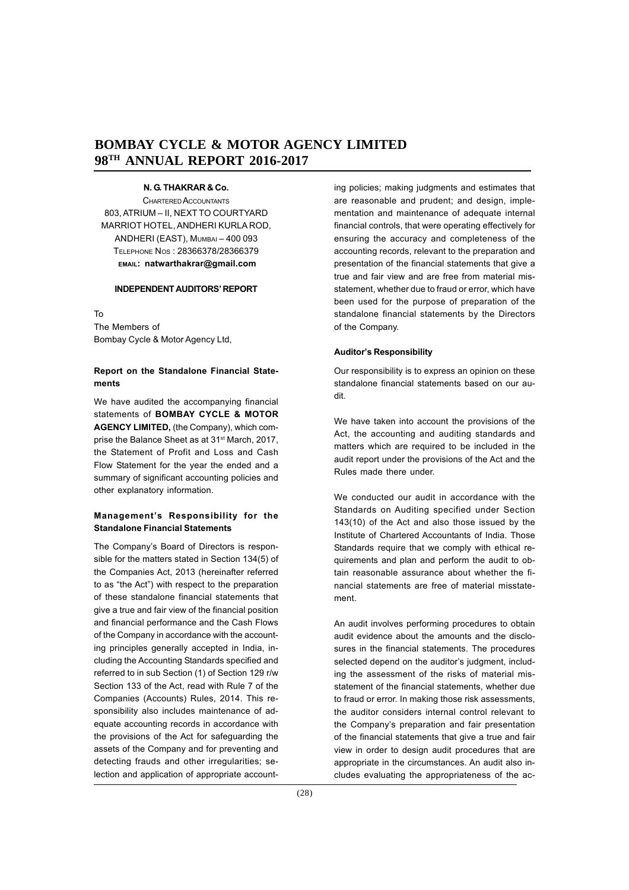**N. G. THAKRAR & Co.**

CHARTERED ACCOUNTANTS
803, ATRIUM – II, NEXT TO COURTYARD
MARRIOT HOTEL, ANDHERI KURLA ROD,
ANDHERI (EAST), MUMBAI – 400 093
TELEPHONE NOS : 28366378/28366379
**EMAIL: natwarthakrar@gmail.com**

## INDEPENDENT AUDITORS' REPORT

To
The Members of
Bombay Cycle & Motor Agency Ltd,

### Report on the Standalone Financial Statements

We have audited the accompanying financial statements of **BOMBAY CYCLE & MOTOR AGENCY LIMITED,** (the Company), which comprise the Balance Sheet as at 31st March, 2017, the Statement of Profit and Loss and Cash Flow Statement for the year the ended and a summary of significant accounting policies and other explanatory information.

### Management's Responsibility for the Standalone Financial Statements

The Company's Board of Directors is responsible for the matters stated in Section 134(5) of the Companies Act, 2013 (hereinafter referred to as "the Act") with respect to the preparation of these standalone financial statements that give a true and fair view of the financial position and financial performance and the Cash Flows of the Company in accordance with the accounting principles generally accepted in India, including the Accounting Standards specified and referred to in sub Section (1) of Section 129 r/w Section 133 of the Act, read with Rule 7 of the Companies (Accounts) Rules, 2014. This responsibility also includes maintenance of adequate accounting records in accordance with the provisions of the Act for safeguarding the assets of the Company and for preventing and detecting frauds and other irregularities; selection and application of appropriate accounting policies; making judgments and estimates that are reasonable and prudent; and design, implementation and maintenance of adequate internal financial controls, that were operating effectively for ensuring the accuracy and completeness of the accounting records, relevant to the preparation and presentation of the financial statements that give a true and fair view and are free from material misstatement, whether due to fraud or error, which have been used for the purpose of preparation of the standalone financial statements by the Directors of the Company.

### Auditor's Responsibility

Our responsibility is to express an opinion on these standalone financial statements based on our audit.

We have taken into account the provisions of the Act, the accounting and auditing standards and matters which are required to be included in the audit report under the provisions of the Act and the Rules made there under.

We conducted our audit in accordance with the Standards on Auditing specified under Section 143(10) of the Act and also those issued by the Institute of Chartered Accountants of India. Those Standards require that we comply with ethical requirements and plan and perform the audit to obtain reasonable assurance about whether the financial statements are free of material misstatement.

An audit involves performing procedures to obtain audit evidence about the amounts and the disclosures in the financial statements. The procedures selected depend on the auditor's judgment, including the assessment of the risks of material misstatement of the financial statements, whether due to fraud or error. In making those risk assessments, the auditor considers internal control relevant to the Company's preparation and fair presentation of the financial statements that give a true and fair view in order to design audit procedures that are appropriate in the circumstances. An audit also includes evaluating the appropriateness of the ac-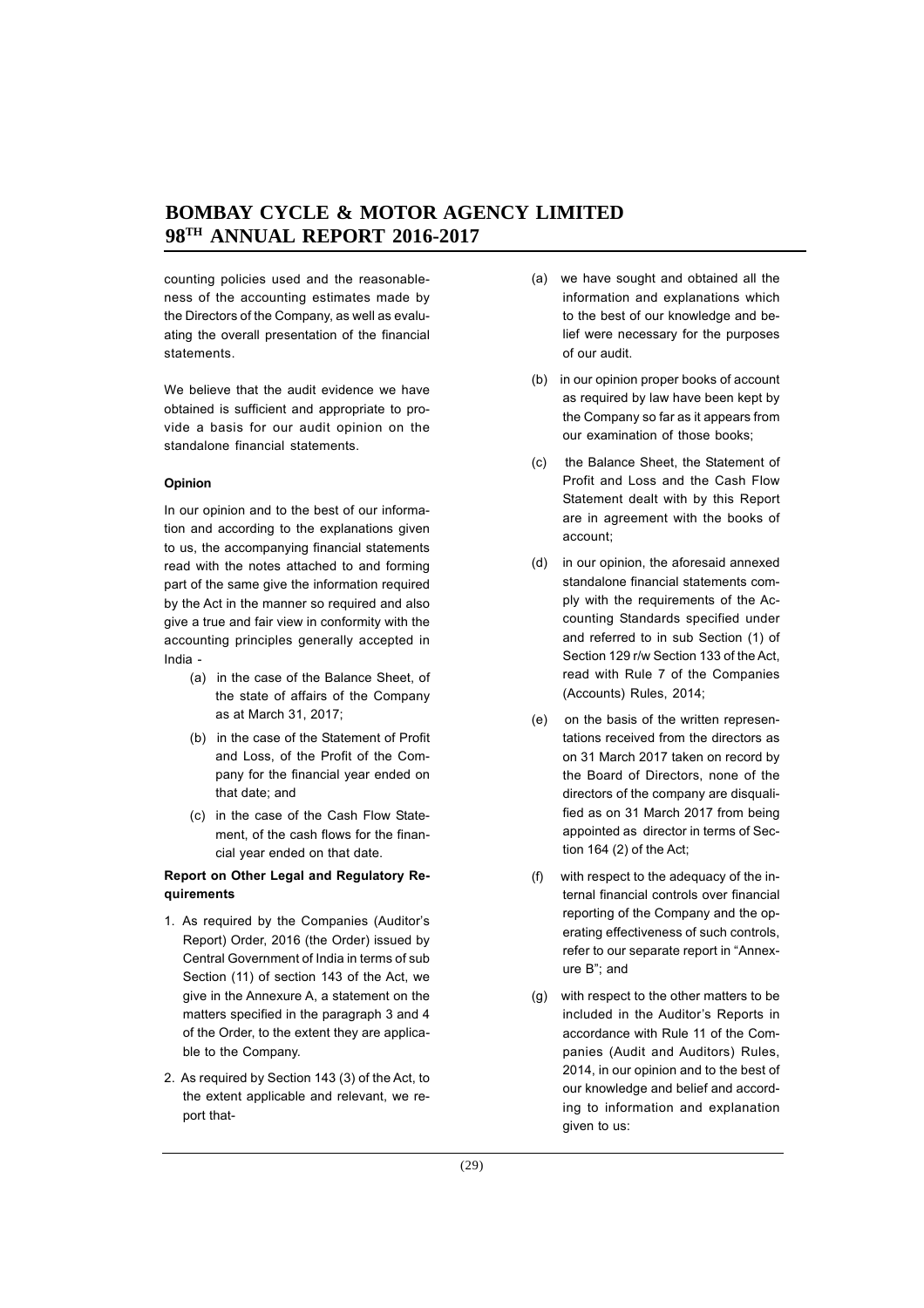counting policies used and the reasonableness of the accounting estimates made by the Directors of the Company, as well as evaluating the overall presentation of the financial statements.

We believe that the audit evidence we have obtained is sufficient and appropriate to provide a basis for our audit opinion on the standalone financial statements.

**Opinion**

In our opinion and to the best of our information and according to the explanations given to us, the accompanying financial statements read with the notes attached to and forming part of the same give the information required by the Act in the manner so required and also give a true and fair view in conformity with the accounting principles generally accepted in India -

(a) in the case of the Balance Sheet, of the state of affairs of the Company as at March 31, 2017;

(b) in the case of the Statement of Profit and Loss, of the Profit of the Company for the financial year ended on that date; and

(c) in the case of the Cash Flow Statement, of the cash flows for the financial year ended on that date.

**Report on Other Legal and Regulatory Requirements**

1. As required by the Companies (Auditor's Report) Order, 2016 (the Order) issued by Central Government of India in terms of sub Section (11) of section 143 of the Act, we give in the Annexure A, a statement on the matters specified in the paragraph 3 and 4 of the Order, to the extent they are applicable to the Company.

2. As required by Section 143 (3) of the Act, to the extent applicable and relevant, we report that-

(a) we have sought and obtained all the information and explanations which to the best of our knowledge and belief were necessary for the purposes of our audit.

(b) in our opinion proper books of account as required by law have been kept by the Company so far as it appears from our examination of those books;

(c) the Balance Sheet, the Statement of Profit and Loss and the Cash Flow Statement dealt with by this Report are in agreement with the books of account;

(d) in our opinion, the aforesaid annexed standalone financial statements comply with the requirements of the Accounting Standards specified under and referred to in sub Section (1) of Section 129 r/w Section 133 of the Act, read with Rule 7 of the Companies (Accounts) Rules, 2014;

(e) on the basis of the written representations received from the directors as on 31 March 2017 taken on record by the Board of Directors, none of the directors of the company are disqualified as on 31 March 2017 from being appointed as director in terms of Section 164 (2) of the Act;

(f) with respect to the adequacy of the internal financial controls over financial reporting of the Company and the operating effectiveness of such controls, refer to our separate report in "Annexure B"; and

(g) with respect to the other matters to be included in the Auditor's Reports in accordance with Rule 11 of the Companies (Audit and Auditors) Rules, 2014, in our opinion and to the best of our knowledge and belief and according to information and explanation given to us: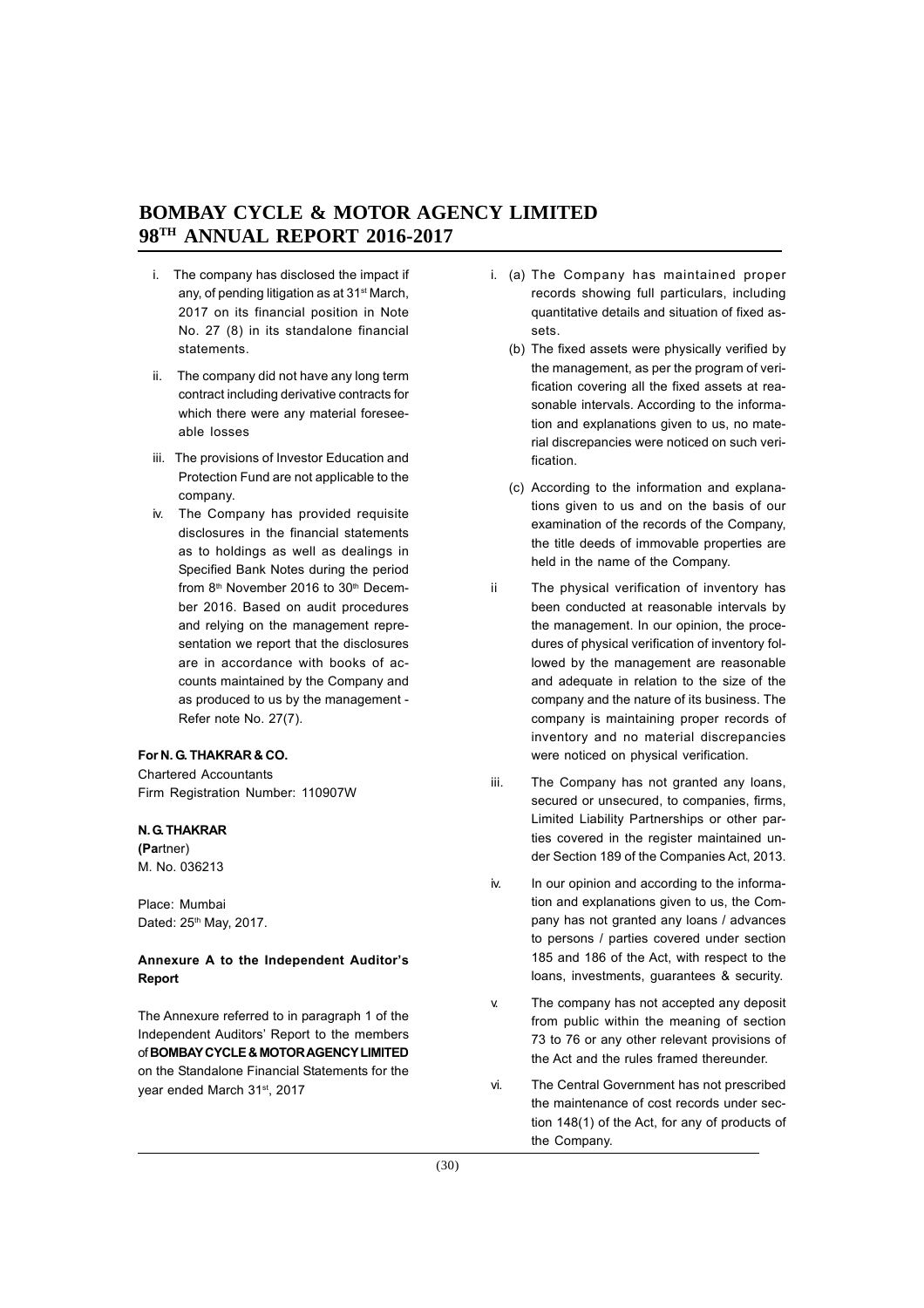i. The company has disclosed the impact if any, of pending litigation as at 31st March, 2017 on its financial position in Note No. 27 (8) in its standalone financial statements.

ii. The company did not have any long term contract including derivative contracts for which there were any material foreseeable losses

iii. The provisions of Investor Education and Protection Fund are not applicable to the company.

iv. The Company has provided requisite disclosures in the financial statements as to holdings as well as dealings in Specified Bank Notes during the period from 8th November 2016 to 30th December 2016. Based on audit procedures and relying on the management representation we report that the disclosures are in accordance with books of accounts maintained by the Company and as produced to us by the management - Refer note No. 27(7).

**For N. G. THAKRAR & CO.**
Chartered Accountants
Firm Registration Number: 110907W

**N. G. THAKRAR**
**(Pa**rtner)
M. No. 036213

Place: Mumbai
Dated: 25th May, 2017.

**Annexure A to the Independent Auditor's Report**

The Annexure referred to in paragraph 1 of the Independent Auditors' Report to the members of **BOMBAY CYCLE & MOTOR AGENCY LIMITED** on the Standalone Financial Statements for the year ended March 31st, 2017

i. (a) The Company has maintained proper records showing full particulars, including quantitative details and situation of fixed assets.

(b) The fixed assets were physically verified by the management, as per the program of verification covering all the fixed assets at reasonable intervals. According to the information and explanations given to us, no material discrepancies were noticed on such verification.

(c) According to the information and explanations given to us and on the basis of our examination of the records of the Company, the title deeds of immovable properties are held in the name of the Company.

ii The physical verification of inventory has been conducted at reasonable intervals by the management. In our opinion, the procedures of physical verification of inventory followed by the management are reasonable and adequate in relation to the size of the company and the nature of its business. The company is maintaining proper records of inventory and no material discrepancies were noticed on physical verification.

iii. The Company has not granted any loans, secured or unsecured, to companies, firms, Limited Liability Partnerships or other parties covered in the register maintained under Section 189 of the Companies Act, 2013.

iv. In our opinion and according to the information and explanations given to us, the Company has not granted any loans / advances to persons / parties covered under section 185 and 186 of the Act, with respect to the loans, investments, guarantees & security.

v. The company has not accepted any deposit from public within the meaning of section 73 to 76 or any other relevant provisions of the Act and the rules framed thereunder.

vi. The Central Government has not prescribed the maintenance of cost records under section 148(1) of the Act, for any of products of the Company.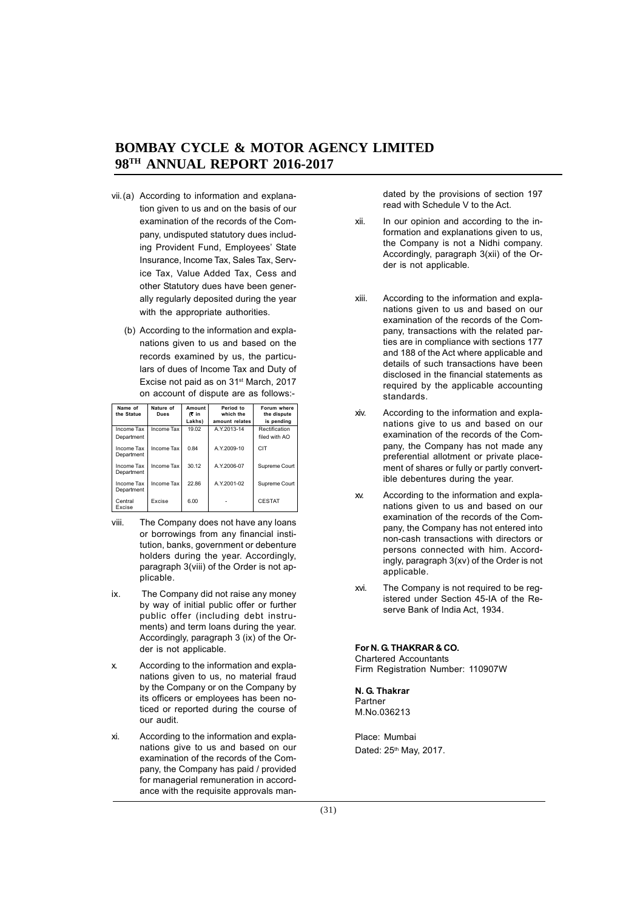vii. (a) According to information and explanation given to us and on the basis of our examination of the records of the Company, undisputed statutory dues including Provident Fund, Employees' State Insurance, Income Tax, Sales Tax, Service Tax, Value Added Tax, Cess and other Statutory dues have been generally regularly deposited during the year with the appropriate authorities.

(b) According to the information and explanations given to us and based on the records examined by us, the particulars of dues of Income Tax and Duty of Excise not paid as on 31st March, 2017 on account of dispute are as follows:-

| Name of the Statue | Nature of Dues | Amount (₹ in Lakhs) | Period to which the amount relates | Forum where the dispute is pending |
|---|---|---|---|---|
| Income Tax Department | Income Tax | 19.02 | A.Y.2013-14 | Rectification filed with AO |
| Income Tax Department | Income Tax | 0.84 | A.Y.2009-10 | CIT |
| Income Tax Department | Income Tax | 30.12 | A.Y.2006-07 | Supreme Court |
| Income Tax Department | Income Tax | 22.86 | A.Y.2001-02 | Supreme Court |
| Central Excise | Excise | 6.00 | - | CESTAT |

viii. The Company does not have any loans or borrowings from any financial institution, banks, government or debenture holders during the year. Accordingly, paragraph 3(viii) of the Order is not applicable.

ix. The Company did not raise any money by way of initial public offer or further public offer (including debt instruments) and term loans during the year. Accordingly, paragraph 3 (ix) of the Order is not applicable.

x. According to the information and explanations given to us, no material fraud by the Company or on the Company by its officers or employees has been noticed or reported during the course of our audit.

xi. According to the information and explanations give to us and based on our examination of the records of the Company, the Company has paid / provided for managerial remuneration in accordance with the requisite approvals mandated by the provisions of section 197 read with Schedule V to the Act.

xii. In our opinion and according to the information and explanations given to us, the Company is not a Nidhi company. Accordingly, paragraph 3(xii) of the Order is not applicable.

xiii. According to the information and explanations given to us and based on our examination of the records of the Company, transactions with the related parties are in compliance with sections 177 and 188 of the Act where applicable and details of such transactions have been disclosed in the financial statements as required by the applicable accounting standards.

xiv. According to the information and explanations give to us and based on our examination of the records of the Company, the Company has not made any preferential allotment or private placement of shares or fully or partly convertible debentures during the year.

xv. According to the information and explanations given to us and based on our examination of the records of the Company, the Company has not entered into non-cash transactions with directors or persons connected with him. Accordingly, paragraph 3(xv) of the Order is not applicable.

xvi. The Company is not required to be registered under Section 45-IA of the Reserve Bank of India Act, 1934.

**For N. G. THAKRAR & CO.**
Chartered Accountants
Firm Registration Number: 110907W

**N. G. Thakrar**
Partner
M.No.036213

Place: Mumbai
Dated: 25th May, 2017.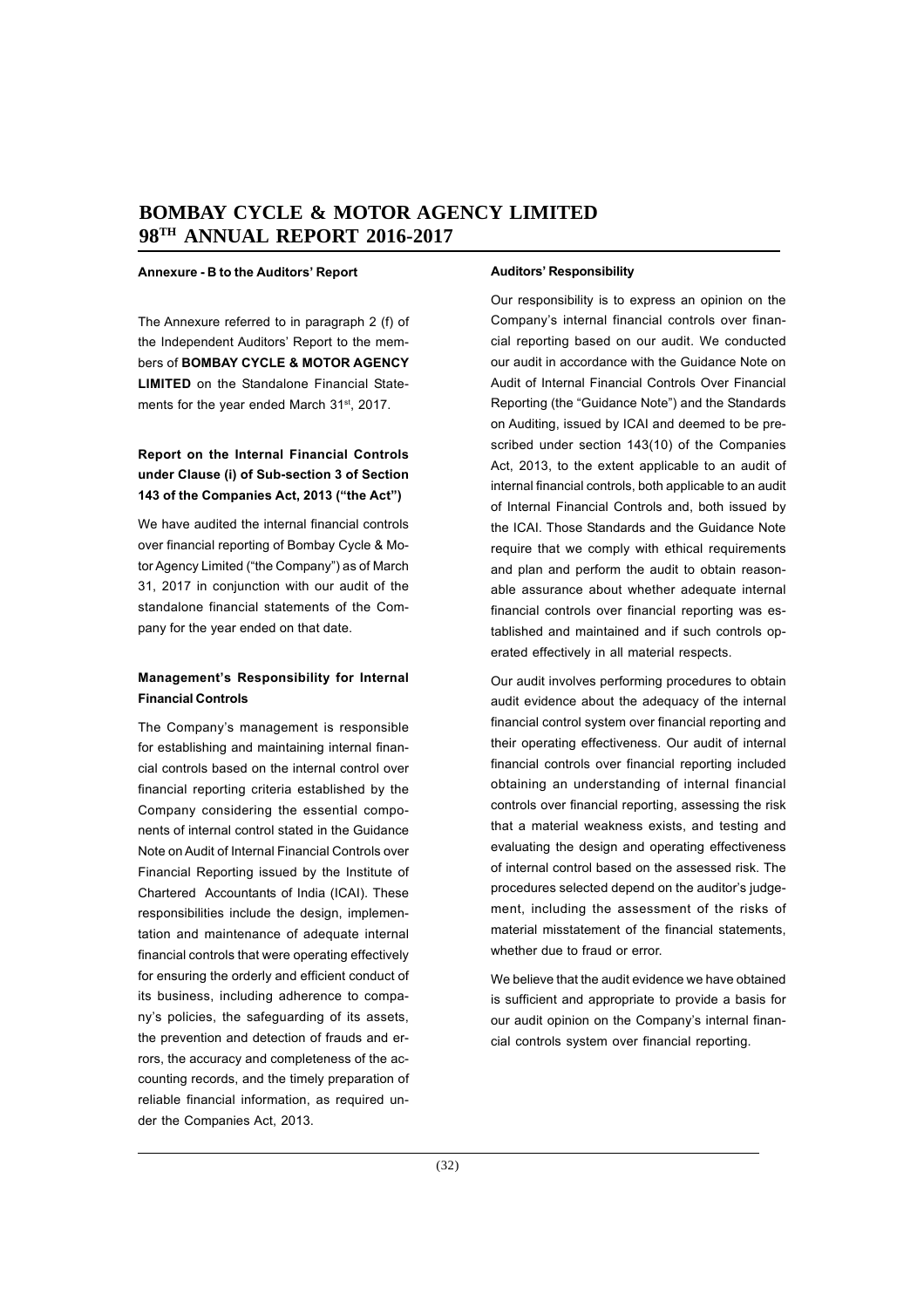**Annexure - B to the Auditors' Report**

The Annexure referred to in paragraph 2 (f) of the Independent Auditors' Report to the members of **BOMBAY CYCLE & MOTOR AGENCY LIMITED** on the Standalone Financial Statements for the year ended March 31st, 2017.

**Report on the Internal Financial Controls under Clause (i) of Sub-section 3 of Section 143 of the Companies Act, 2013 ("the Act")**

We have audited the internal financial controls over financial reporting of Bombay Cycle & Motor Agency Limited ("the Company") as of March 31, 2017 in conjunction with our audit of the standalone financial statements of the Company for the year ended on that date.

**Management's Responsibility for Internal Financial Controls**

The Company's management is responsible for establishing and maintaining internal financial controls based on the internal control over financial reporting criteria established by the Company considering the essential components of internal control stated in the Guidance Note on Audit of Internal Financial Controls over Financial Reporting issued by the Institute of Chartered Accountants of India (ICAI). These responsibilities include the design, implementation and maintenance of adequate internal financial controls that were operating effectively for ensuring the orderly and efficient conduct of its business, including adherence to company's policies, the safeguarding of its assets, the prevention and detection of frauds and errors, the accuracy and completeness of the accounting records, and the timely preparation of reliable financial information, as required under the Companies Act, 2013.

**Auditors' Responsibility**

Our responsibility is to express an opinion on the Company's internal financial controls over financial reporting based on our audit. We conducted our audit in accordance with the Guidance Note on Audit of Internal Financial Controls Over Financial Reporting (the "Guidance Note") and the Standards on Auditing, issued by ICAI and deemed to be prescribed under section 143(10) of the Companies Act, 2013, to the extent applicable to an audit of internal financial controls, both applicable to an audit of Internal Financial Controls and, both issued by the ICAI. Those Standards and the Guidance Note require that we comply with ethical requirements and plan and perform the audit to obtain reasonable assurance about whether adequate internal financial controls over financial reporting was established and maintained and if such controls operated effectively in all material respects.

Our audit involves performing procedures to obtain audit evidence about the adequacy of the internal financial control system over financial reporting and their operating effectiveness. Our audit of internal financial controls over financial reporting included obtaining an understanding of internal financial controls over financial reporting, assessing the risk that a material weakness exists, and testing and evaluating the design and operating effectiveness of internal control based on the assessed risk. The procedures selected depend on the auditor's judgement, including the assessment of the risks of material misstatement of the financial statements, whether due to fraud or error.

We believe that the audit evidence we have obtained is sufficient and appropriate to provide a basis for our audit opinion on the Company's internal financial controls system over financial reporting.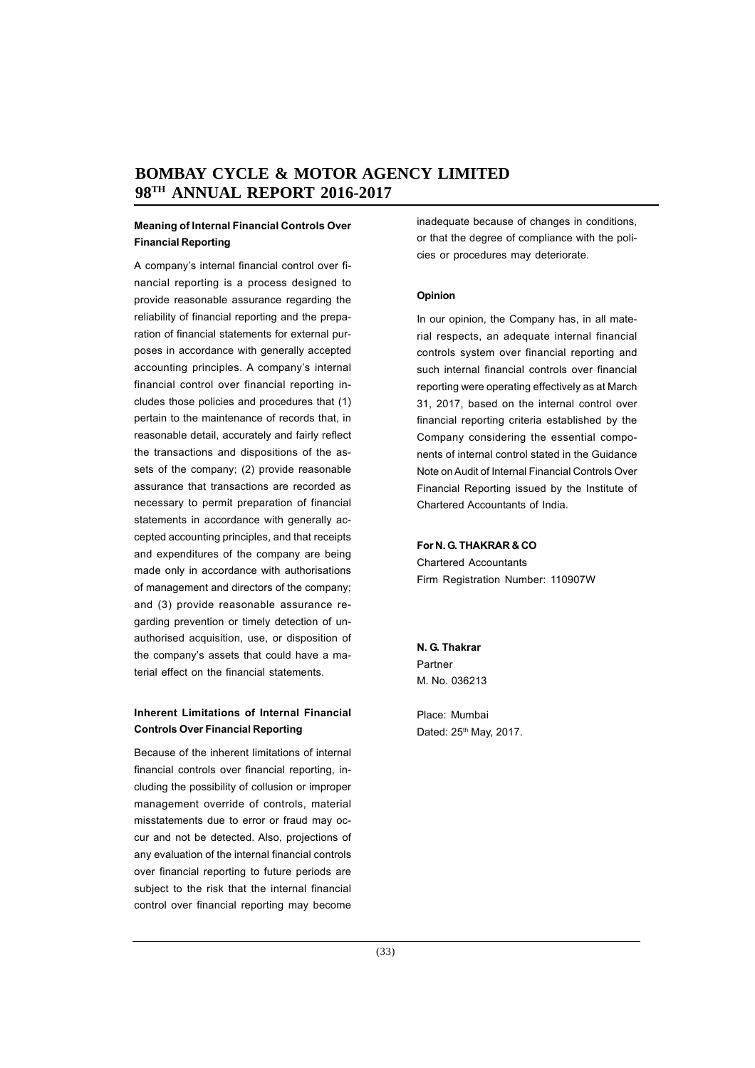### Meaning of Internal Financial Controls Over Financial Reporting

A company's internal financial control over financial reporting is a process designed to provide reasonable assurance regarding the reliability of financial reporting and the preparation of financial statements for external purposes in accordance with generally accepted accounting principles. A company's internal financial control over financial reporting includes those policies and procedures that (1) pertain to the maintenance of records that, in reasonable detail, accurately and fairly reflect the transactions and dispositions of the assets of the company; (2) provide reasonable assurance that transactions are recorded as necessary to permit preparation of financial statements in accordance with generally accepted accounting principles, and that receipts and expenditures of the company are being made only in accordance with authorisations of management and directors of the company; and (3) provide reasonable assurance regarding prevention or timely detection of unauthorised acquisition, use, or disposition of the company's assets that could have a material effect on the financial statements.

### Inherent Limitations of Internal Financial Controls Over Financial Reporting

Because of the inherent limitations of internal financial controls over financial reporting, including the possibility of collusion or improper management override of controls, material misstatements due to error or fraud may occur and not be detected. Also, projections of any evaluation of the internal financial controls over financial reporting to future periods are subject to the risk that the internal financial control over financial reporting may become inadequate because of changes in conditions, or that the degree of compliance with the policies or procedures may deteriorate.

### Opinion

In our opinion, the Company has, in all material respects, an adequate internal financial controls system over financial reporting and such internal financial controls over financial reporting were operating effectively as at March 31, 2017, based on the internal control over financial reporting criteria established by the Company considering the essential components of internal control stated in the Guidance Note on Audit of Internal Financial Controls Over Financial Reporting issued by the Institute of Chartered Accountants of India.

**For N. G. THAKRAR & CO**
Chartered Accountants
Firm Registration Number: 110907W

**N. G. Thakrar**
Partner
M. No. 036213

Place: Mumbai
Dated: 25th May, 2017.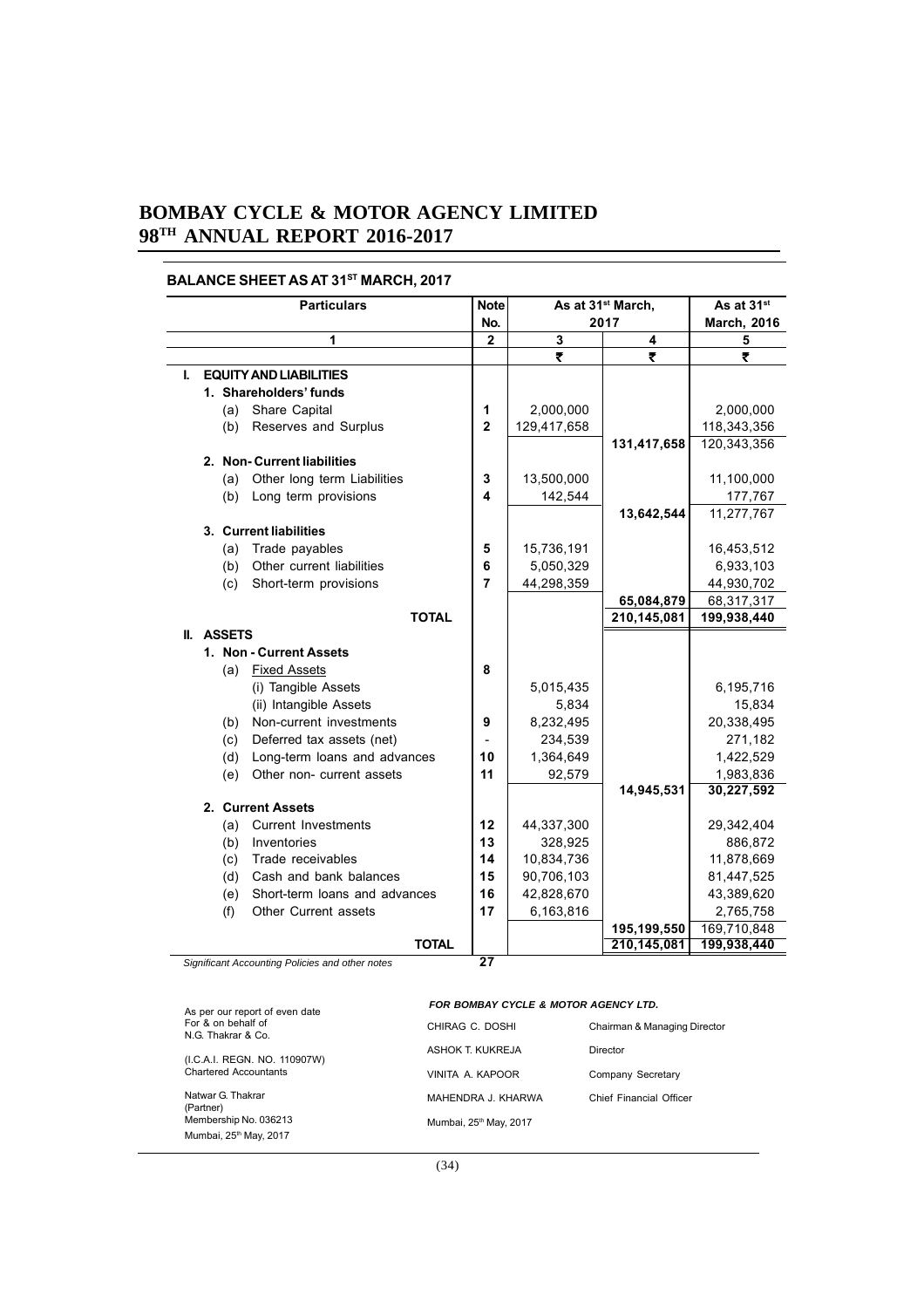# BOMBAY CYCLE & MOTOR AGENCY LIMITED
# 98TH ANNUAL REPORT 2016-2017

## BALANCE SHEET AS AT 31ST MARCH, 2017

| Particulars | Note No. | As at 31st March, 2017 | | As at 31st March, 2016 |
|---|---|---|---|---|
| 1 | 2 | 3 | 4 | 5 |
| | | ₹ | ₹ | ₹ |
| **I. EQUITY AND LIABILITIES** | | | | |
| **1. Shareholders' funds** | | | | |
| (a) Share Capital | 1 | 2,000,000 | | 2,000,000 |
| (b) Reserves and Surplus | 2 | 129,417,658 | | 118,343,356 |
| | | | **131,417,658** | 120,343,356 |
| **2. Non- Current liabilities** | | | | |
| (a) Other long term Liabilities | 3 | 13,500,000 | | 11,100,000 |
| (b) Long term provisions | 4 | 142,544 | | 177,767 |
| | | | **13,642,544** | 11,277,767 |
| **3. Current liabilities** | | | | |
| (a) Trade payables | 5 | 15,736,191 | | 16,453,512 |
| (b) Other current liabilities | 6 | 5,050,329 | | 6,933,103 |
| (c) Short-term provisions | 7 | 44,298,359 | | 44,930,702 |
| | | | **65,084,879** | 68,317,317 |
| **TOTAL** | | | **210,145,081** | **199,938,440** |
| **II. ASSETS** | | | | |
| **1. Non - Current Assets** | | | | |
| (a) Fixed Assets | 8 | | | |
| (i) Tangible Assets | | 5,015,435 | | 6,195,716 |
| (ii) Intangible Assets | | 5,834 | | 15,834 |
| (b) Non-current investments | 9 | 8,232,495 | | 20,338,495 |
| (c) Deferred tax assets (net) | - | 234,539 | | 271,182 |
| (d) Long-term loans and advances | 10 | 1,364,649 | | 1,422,529 |
| (e) Other non- current assets | 11 | 92,579 | | 1,983,836 |
| | | | **14,945,531** | **30,227,592** |
| **2. Current Assets** | | | | |
| (a) Current Investments | 12 | 44,337,300 | | 29,342,404 |
| (b) Inventories | 13 | 328,925 | | 886,872 |
| (c) Trade receivables | 14 | 10,834,736 | | 11,878,669 |
| (d) Cash and bank balances | 15 | 90,706,103 | | 81,447,525 |
| (e) Short-term loans and advances | 16 | 42,828,670 | | 43,389,620 |
| (f) Other Current assets | 17 | 6,163,816 | | 2,765,758 |
| | | | **195,199,550** | 169,710,848 |
| **TOTAL** | | | **210,145,081** | **199,938,440** |

*Significant Accounting Policies and other notes* **27**

As per our report of even date
For & on behalf of
N.G. Thakrar & Co.

(I.C.A.I. REGN. NO. 110907W)
Chartered Accountants

Natwar G. Thakrar
(Partner)
Membership No. 036213
Mumbai, 25th May, 2017

*FOR BOMBAY CYCLE & MOTOR AGENCY LTD.*

| | |
|---|---|
| CHIRAG C. DOSHI | Chairman & Managing Director |
| ASHOK T. KUKREJA | Director |
| VINITA A. KAPOOR | Company Secretary |
| MAHENDRA J. KHARWA | Chief Financial Officer |

Mumbai, 25th May, 2017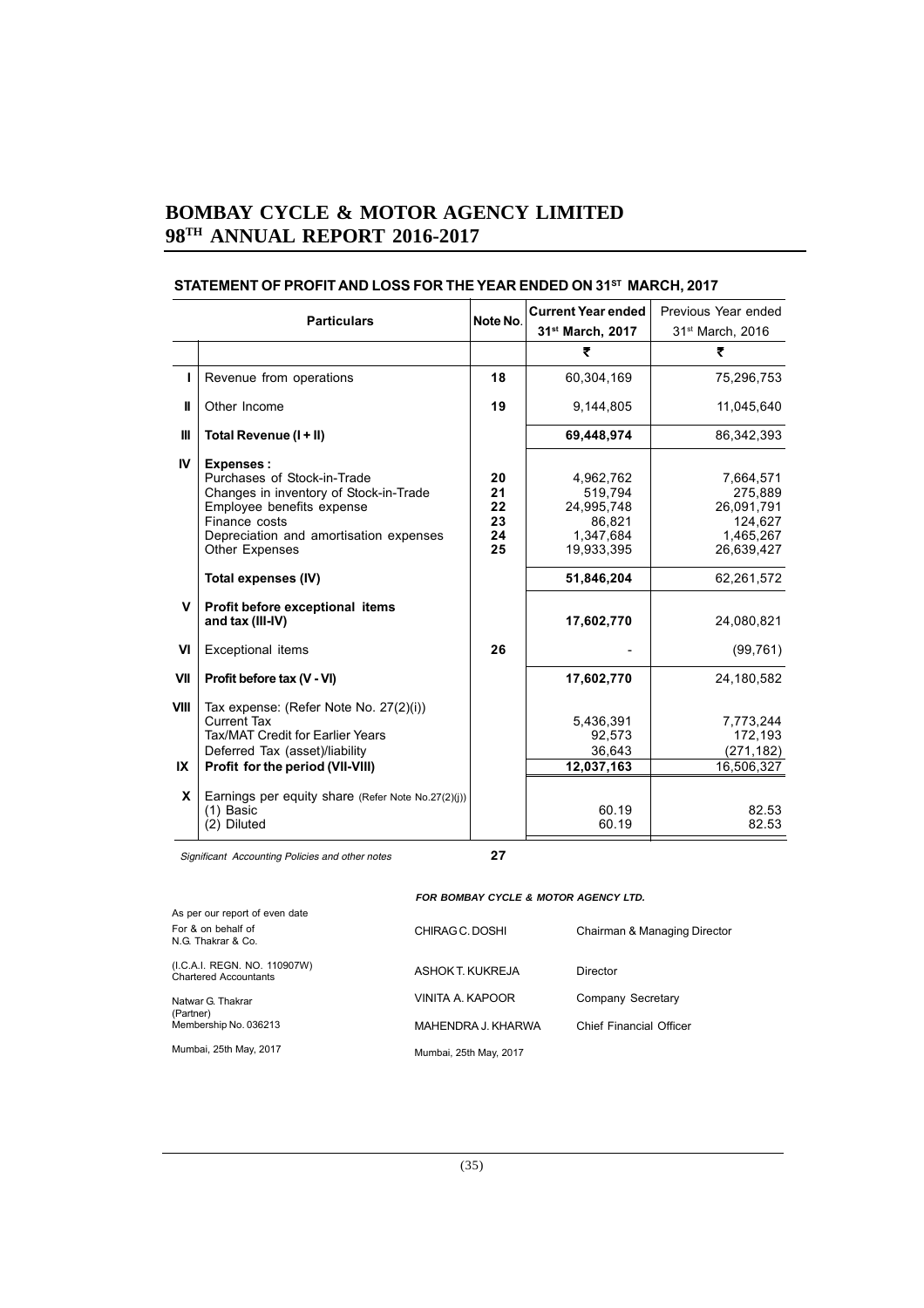# BOMBAY CYCLE & MOTOR AGENCY LIMITED
# 98TH ANNUAL REPORT 2016-2017

## STATEMENT OF PROFIT AND LOSS FOR THE YEAR ENDED ON 31ST MARCH, 2017

| | Particulars | Note No. | Current Year ended 31st March, 2017 | Previous Year ended 31st March, 2016 |
|---|---|---|---|---|
| | | | ₹ | ₹ |
| I | Revenue from operations | 18 | 60,304,169 | 75,296,753 |
| II | Other Income | 19 | 9,144,805 | 11,045,640 |
| III | **Total Revenue (I + II)** | | **69,448,974** | 86,342,393 |
| IV | **Expenses :** | | | |
| | Purchases of Stock-in-Trade | 20 | 4,962,762 | 7,664,571 |
| | Changes in inventory of Stock-in-Trade | 21 | 519,794 | 275,889 |
| | Employee benefits expense | 22 | 24,995,748 | 26,091,791 |
| | Finance costs | 23 | 86,821 | 124,627 |
| | Depreciation and amortisation expenses | 24 | 1,347,684 | 1,465,267 |
| | Other Expenses | 25 | 19,933,395 | 26,639,427 |
| | **Total expenses (IV)** | | **51,846,204** | 62,261,572 |
| V | **Profit before exceptional items and tax (III-IV)** | | **17,602,770** | 24,080,821 |
| VI | Exceptional items | 26 | - | (99,761) |
| VII | **Profit before tax (V - VI)** | | **17,602,770** | 24,180,582 |
| VIII | Tax expense: (Refer Note No. 27(2)(i)) | | | |
| | Current Tax | | 5,436,391 | 7,773,244 |
| | Tax/MAT Credit for Earlier Years | | 92,573 | 172,193 |
| | Deferred Tax (asset)/liability | | 36,643 | (271,182) |
| IX | **Profit for the period (VII-VIII)** | | **12,037,163** | 16,506,327 |
| X | Earnings per equity share (Refer Note No.27(2)(j)) | | | |
| | (1) Basic | | 60.19 | 82.53 |
| | (2) Diluted | | 60.19 | 82.53 |

*Significant Accounting Policies and other notes* **27**

As per our report of even date
For & on behalf of
N.G. Thakrar & Co.
(I.C.A.I. REGN. NO. 110907W)
Chartered Accountants

Natwar G. Thakrar
(Partner)
Membership No. 036213

Mumbai, 25th May, 2017

***FOR BOMBAY CYCLE & MOTOR AGENCY LTD.***

| | |
|---|---|
| CHIRAG C. DOSHI | Chairman & Managing Director |
| ASHOK T. KUKREJA | Director |
| VINITA A. KAPOOR | Company Secretary |
| MAHENDRA J. KHARWA | Chief Financial Officer |

Mumbai, 25th May, 2017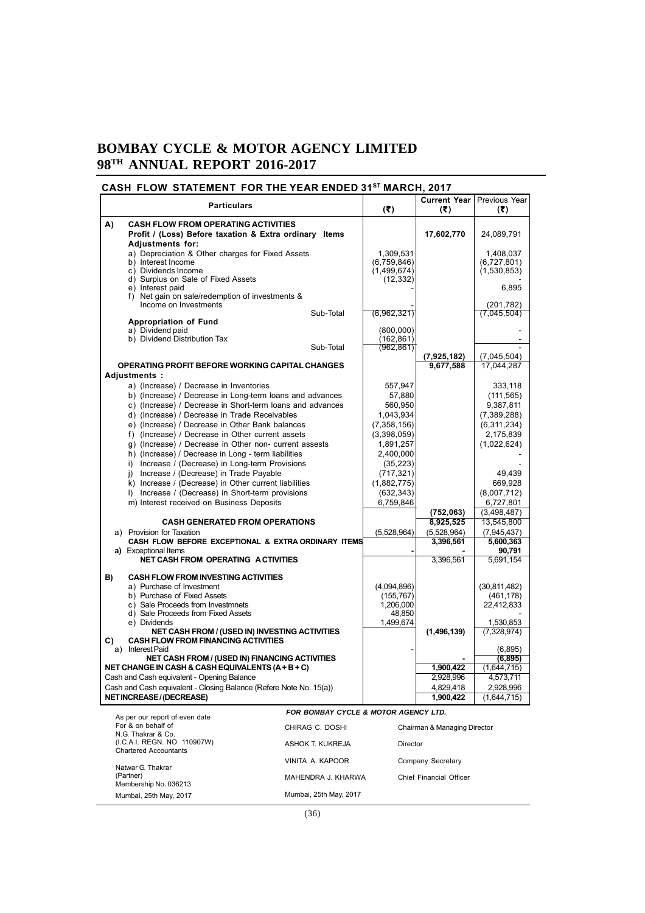# BOMBAY CYCLE & MOTOR AGENCY LIMITED

## 98TH ANNUAL REPORT 2016-2017

### CASH FLOW STATEMENT FOR THE YEAR ENDED 31ST MARCH, 2017

| Particulars | (₹) | Current Year (₹) | Previous Year (₹) |
|---|---|---|---|
| **A) CASH FLOW FROM OPERATING ACTIVITIES** | | | |
| **Profit / (Loss) Before taxation & Extra ordinary Items** | | **17,602,770** | 24,089,791 |
| **Adjustments for:** | | | |
| a) Depreciation & Other charges for Fixed Assets | 1,309,531 | | 1,408,037 |
| b) Interest Income | (6,759,846) | | (6,727,801) |
| c) Dividends Income | (1,499,674) | | (1,530,853) |
| d) Surplus on Sale of Fixed Assets | (12,332) | | - |
| e) Interest paid | - | | 6,895 |
| f) Net gain on sale/redemption of investments & Income on Investments | - | | (201,782) |
| Sub-Total | (6,962,321) | | (7,045,504) |
| **Appropriation of Fund** | | | |
| a) Dividend paid | (800,000) | | - |
| b) Dividend Distribution Tax | (162,861) | | - |
| Sub-Total | (962,861) | | - |
| | | **(7,925,182)** | (7,045,504) |
| **OPERATING PROFIT BEFORE WORKING CAPITAL CHANGES** | | **9,677,588** | 17,044,287 |
| **Adjustments :** | | | |
| a) (Increase) / Decrease in Inventories | 557,947 | | 333,118 |
| b) (Increase) / Decrease in Long-term loans and advances | 57,880 | | (111,565) |
| c) (Increase) / Decrease in Short-term loans and advances | 560,950 | | 9,387,811 |
| d) (Increase) / Decrease in Trade Receivables | 1,043,934 | | (7,389,288) |
| e) (Increase) / Decrease in Other Bank balances | (7,358,156) | | (6,311,234) |
| f) (Increase) / Decrease in Other current assets | (3,398,059) | | 2,175,839 |
| g) (Increase) / Decrease in Other non- current assests | 1,891,257 | | (1,022,624) |
| h) (Increase) / Decrease in Long - term liabilities | 2,400,000 | | - |
| i) Increase / (Decrease) in Long-term Provisions | (35,223) | | - |
| j) Increase / (Decrease) in Trade Payable | (717,321) | | 49,439 |
| k) Increase / (Decrease) in Other current liabilities | (1,882,775) | | 669,928 |
| l) Increase / (Decrease) in Short-term provisions | (632,343) | | (8,007,712) |
| m) Interest received on Business Deposits | 6,759,846 | | 6,727,801 |
| | | **(752,063)** | (3,498,487) |
| **CASH GENERATED FROM OPERATIONS** | | **8,925,525** | 13,545,800 |
| a) Provision for Taxation | (5,528,964) | (5,528,964) | (7,945,437) |
| **CASH FLOW BEFORE EXCEPTIONAL & EXTRA ORDINARY ITEMS** | | **3,396,561** | **5,600,363** |
| **a)** Exceptional Items | - | - | **90,791** |
| **NET CASH FROM OPERATING ACTIVITIES** | | 3,396,561 | 5,691,154 |
| **B) CASH FLOW FROM INVESTING ACTIVITIES** | | | |
| a) Purchase of Investment | (4,094,896) | | (30,811,482) |
| b) Purchase of Fixed Assets | (155,767) | | (461,178) |
| c) Sale Proceeds from Investmnets | 1,206,000 | | 22,412,833 |
| d) Sale Proceeds from Fixed Assets | 48,850 | | - |
| e) Dividends | 1,499,674 | | 1,530,853 |
| **NET CASH FROM / (USED IN) INVESTING ACTIVITIES** | | **(1,496,139)** | (7,328,974) |
| **C) CASH FLOW FROM FINANCING ACTIVITIES** | | | |
| a) Interest Paid | - | | (6,895) |
| **NET CASH FROM / (USED IN) FINANCING ACTIVITIES** | | **-** | **(6,895)** |
| **NET CHANGE IN CASH & CASH EQUIVALENTS (A + B + C)** | | **1,900,422** | (1,644,715) |
| Cash and Cash equivalent - Opening Balance | | 2,928,996 | 4,573,711 |
| Cash and Cash equivalent - Closing Balance (Refere Note No. 15(a)) | | 4,829,418 | 2,928,996 |
| **NET INCREASE / (DECREASE)** | | **1,900,422** | (1,644,715) |

As per our report of even date
For & on behalf of
N.G. Thakrar & Co.
(I.C.A.I. REGN. NO. 110907W)
Chartered Accountants

Natwar G. Thakrar
(Partner)
Membership No. 036213
Mumbai, 25th May, 2017

***FOR BOMBAY CYCLE & MOTOR AGENCY LTD.***

| | |
|---|---|
| CHIRAG C. DOSHI | Chairman & Managing Director |
| ASHOK T. KUKREJA | Director |
| VINITA A. KAPOOR | Company Secretary |
| MAHENDRA J. KHARWA | Chief Financial Officer |

Mumbai, 25th May, 2017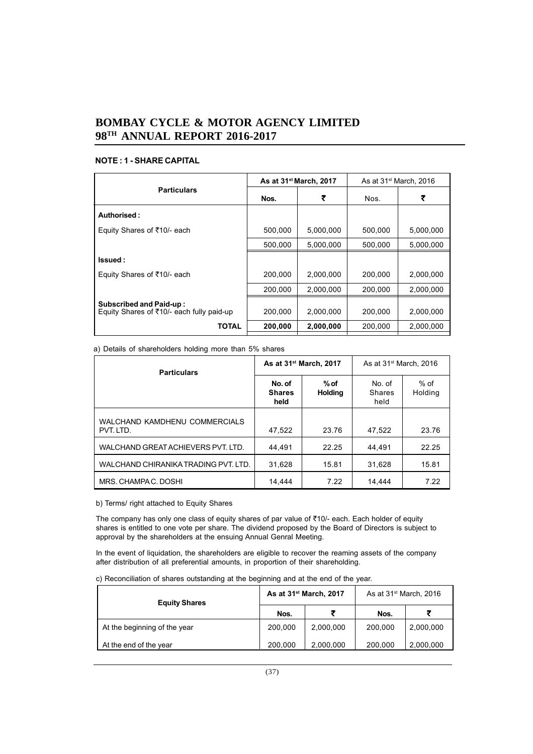# BOMBAY CYCLE & MOTOR AGENCY LIMITED
# 98[TH] ANNUAL REPORT 2016-2017

### NOTE : 1 - SHARE CAPITAL

| Particulars | As at 31st March, 2017 | | As at 31st March, 2016 | |
|---|---|---|---|---|
| | Nos. | ₹ | Nos. | ₹ |
| **Authorised :** | | | | |
| Equity Shares of ₹10/- each | 500,000 | 5,000,000 | 500,000 | 5,000,000 |
| | 500,000 | 5,000,000 | 500,000 | 5,000,000 |
| **Issued :** | | | | |
| Equity Shares of ₹10/- each | 200,000 | 2,000,000 | 200,000 | 2,000,000 |
| | 200,000 | 2,000,000 | 200,000 | 2,000,000 |
| **Subscribed and Paid-up :** Equity Shares of ₹10/- each fully paid-up | 200,000 | 2,000,000 | 200,000 | 2,000,000 |
| **TOTAL** | **200,000** | **2,000,000** | 200,000 | 2,000,000 |

a) Details of shareholders holding more than 5% shares

| Particulars | As at 31st March, 2017 | | As at 31st March, 2016 | |
|---|---|---|---|---|
| | No. of Shares held | % of Holding | No. of Shares held | % of Holding |
| WALCHAND KAMDHENU COMMERCIALS PVT. LTD. | 47,522 | 23.76 | 47,522 | 23.76 |
| WALCHAND GREAT ACHIEVERS PVT. LTD. | 44,491 | 22.25 | 44,491 | 22.25 |
| WALCHAND CHIRANIKA TRADING PVT. LTD. | 31,628 | 15.81 | 31,628 | 15.81 |
| MRS. CHAMPA C. DOSHI | 14,444 | 7.22 | 14,444 | 7.22 |

b) Terms/ right attached to Equity Shares

The company has only one class of equity shares of par value of ₹10/- each. Each holder of equity shares is entitled to one vote per share. The dividend proposed by the Board of Directors is subject to approval by the shareholders at the ensuing Annual Genral Meeting.

In the event of liquidation, the shareholders are eligible to recover the reaming assets of the company after distribution of all preferential amounts, in proportion of their shareholding.

c) Reconciliation of shares outstanding at the beginning and at the end of the year.

| Equity Shares | As at 31st March, 2017 | | As at 31st March, 2016 | |
|---|---|---|---|---|
| | Nos. | ₹ | Nos. | ₹ |
| At the beginning of the year | 200,000 | 2,000,000 | 200,000 | 2,000,000 |
| At the end of the year | 200,000 | 2,000,000 | 200,000 | 2,000,000 |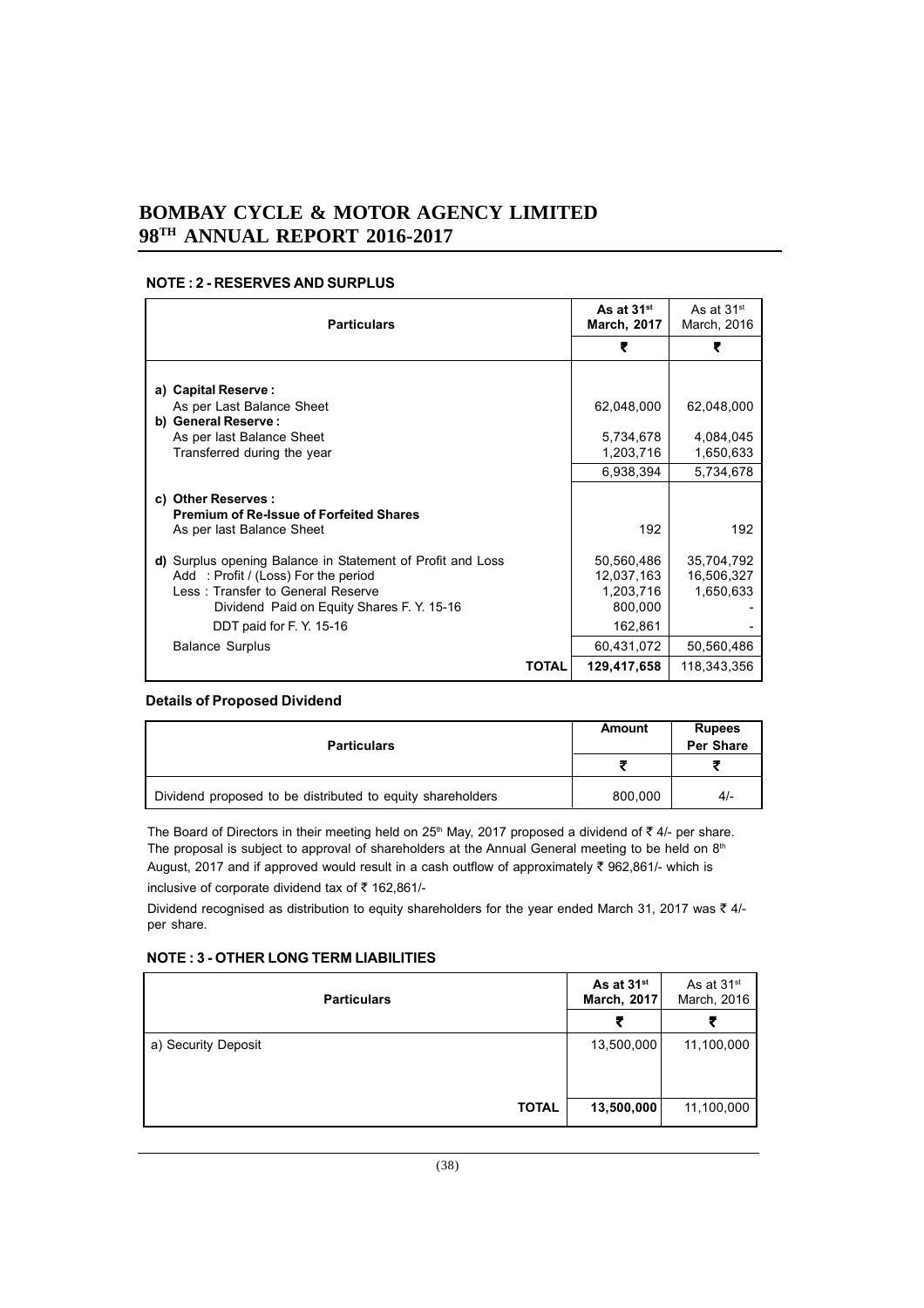## NOTE : 2 - RESERVES AND SURPLUS

| Particulars | As at 31st March, 2017 | As at 31st March, 2016 |
|---|---|---|
| | ₹ | ₹ |
| **a) Capital Reserve :** | | |
| As per Last Balance Sheet | 62,048,000 | 62,048,000 |
| **b) General Reserve :** | | |
| As per last Balance Sheet | 5,734,678 | 4,084,045 |
| Transferred during the year | 1,203,716 | 1,650,633 |
| | 6,938,394 | 5,734,678 |
| **c) Other Reserves :** | | |
| **Premium of Re-Issue of Forfeited Shares** | | |
| As per last Balance Sheet | 192 | 192 |
| **d)** Surplus opening Balance in Statement of Profit and Loss | 50,560,486 | 35,704,792 |
| Add : Profit / (Loss) For the period | 12,037,163 | 16,506,327 |
| Less : Transfer to General Reserve | 1,203,716 | 1,650,633 |
| Dividend Paid on Equity Shares F. Y. 15-16 | 800,000 | - |
| DDT paid for F. Y. 15-16 | 162,861 | - |
| Balance Surplus | 60,431,072 | 50,560,486 |
| **TOTAL** | **129,417,658** | 118,343,356 |

**Details of Proposed Dividend**

| Particulars | Amount | Rupees Per Share |
|---|---|---|
| | ₹ | ₹ |
| Dividend proposed to be distributed to equity shareholders | 800,000 | 4/- |

The Board of Directors in their meeting held on 25th May, 2017 proposed a dividend of ₹ 4/- per share. The proposal is subject to approval of shareholders at the Annual General meeting to be held on 8th August, 2017 and if approved would result in a cash outflow of approximately ₹ 962,861/- which is inclusive of corporate dividend tax of ₹ 162,861/-

Dividend recognised as distribution to equity shareholders for the year ended March 31, 2017 was ₹ 4/- per share.

## NOTE : 3 - OTHER LONG TERM LIABILITIES

| Particulars | As at 31st March, 2017 | As at 31st March, 2016 |
|---|---|---|
| | ₹ | ₹ |
| a) Security Deposit | 13,500,000 | 11,100,000 |
| **TOTAL** | **13,500,000** | 11,100,000 |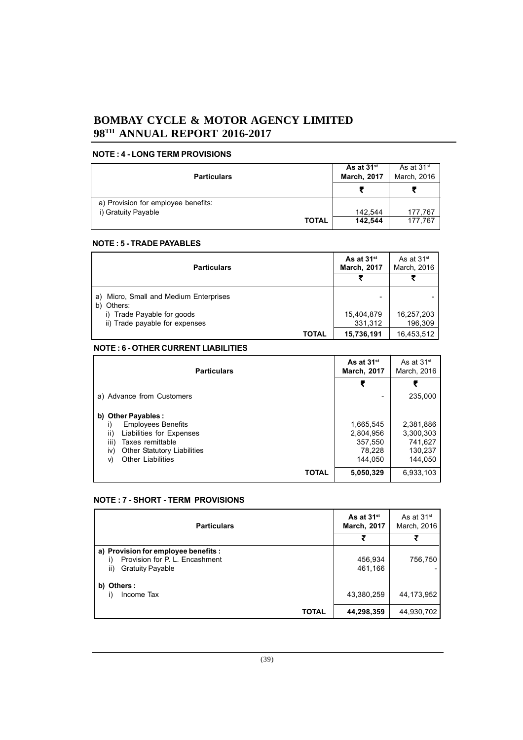## NOTE : 4 - LONG TERM PROVISIONS

| Particulars | As at 31st March, 2017 | As at 31st March, 2016 |
|---|---|---|
| | ₹ | ₹ |
| a) Provision for employee benefits: | | |
| i) Gratuity Payable | 142,544 | 177,767 |
| **TOTAL** | **142,544** | 177,767 |

## NOTE : 5 - TRADE PAYABLES

| Particulars | As at 31st March, 2017 | As at 31st March, 2016 |
|---|---|---|
| | ₹ | ₹ |
| a) Micro, Small and Medium Enterprises | - | - |
| b) Others: | | |
| i) Trade Payable for goods | 15,404,879 | 16,257,203 |
| ii) Trade payable for expenses | 331,312 | 196,309 |
| **TOTAL** | **15,736,191** | 16,453,512 |

## NOTE : 6 - OTHER CURRENT LIABILITIES

| Particulars | As at 31st March, 2017 | As at 31st March, 2016 |
|---|---|---|
| | ₹ | ₹ |
| a) Advance from Customers | - | 235,000 |
| **b) Other Payables :** | | |
| i) Employees Benefits | 1,665,545 | 2,381,886 |
| ii) Liabilities for Expenses | 2,804,956 | 3,300,303 |
| iii) Taxes remittable | 357,550 | 741,627 |
| iv) Other Statutory Liabilities | 78,228 | 130,237 |
| v) Other Liabilities | 144,050 | 144,050 |
| **TOTAL** | **5,050,329** | 6,933,103 |

## NOTE : 7 - SHORT - TERM PROVISIONS

| Particulars | As at 31st March, 2017 | As at 31st March, 2016 |
|---|---|---|
| | ₹ | ₹ |
| **a) Provision for employee benefits :** | | |
| i) Provision for P. L. Encashment | 456,934 | 756,750 |
| ii) Gratuity Payable | 461,166 | - |
| **b) Others :** | | |
| i) Income Tax | 43,380,259 | 44,173,952 |
| **TOTAL** | **44,298,359** | 44,930,702 |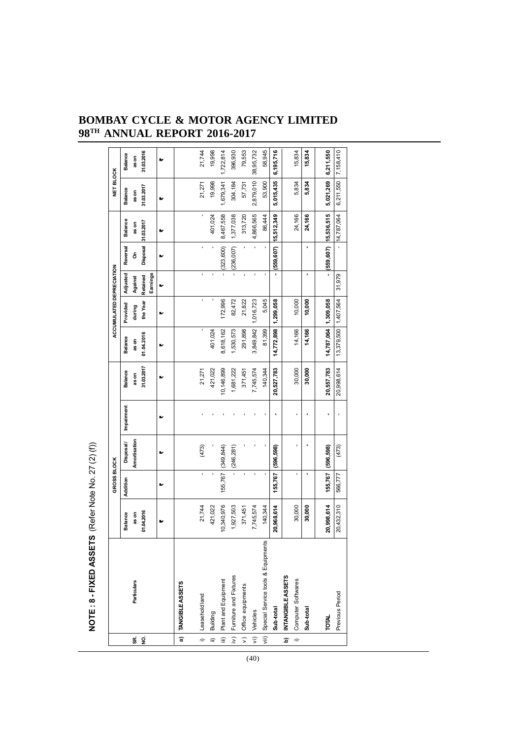## NOTE : 8 - FIXED ASSETS (Refer Note No. 27 (2) (f))

| SR. NO. | Particulars | GROSS BLOCK | | | | | ACCUMULATED DEPRECIATION | | | | | NET BLOCK | |
|---|---|---|---|---|---|---|---|---|---|---|---|---|---|
| | | Balance as on 01.04.2016 | Addition | Disposal/ Amortisation | Impairment | Balance as on 31.03.2017 | Balance as on 01.04.2016 | Provided during the Year | Adjusted Against Retained Earnings | Reversal On Disposal | Balance as on 31.03.2017 | Balance as on 31.03.2017 | Balance as on 31.03.2016 |
| | | ₹ | ₹ | ₹ | ₹ | ₹ | ₹ | ₹ | ₹ | ₹ | ₹ | ₹ | ₹ |
| a) | **TANGIBLE ASSETS** | | | | | | | | | | | | |
| i) | Leasehold land | 21,744 | - | (473) | - | 21,271 | - | - | - | - | - | 21,271 | 21,744 |
| ii) | Building | 421,022 | - | - | - | 421,022 | 401,024 | - | - | - | 401,024 | 19,998 | 19,998 |
| iii) | Plant and Equipment | 10,340,976 | 155,767 | (349,844) | - | 10,146,899 | 8,618,162 | 172,996 | - | (323,600) | 8,467,558 | 1,679,341 | 1,722,814 |
| iv) | Furniture and Fixtures | 1,927,503 | - | (246,281) | - | 1,681,222 | 1,530,573 | 82,472 | - | (236,007) | 1,377,038 | 304,184 | 396,930 |
| v) | Office equipments | 371,451 | - | - | - | 371,451 | 291,898 | 21,822 | - | - | 313,720 | 57,731 | 79,553 |
| vi) | Vehicles | 7,745,574 | - | - | - | 7,745,574 | 3,849,842 | 1,016,723 | - | - | 4,866,565 | 2,879,010 | 38,95,732 |
| vii) | Special Service tools & Equipments | 140,344 | - | - | - | 140,344 | 81,399 | 5,045 | - | - | 86,444 | 53,900 | 58,945 |
| | **Sub-total** | **20,968,614** | **155,767** | **(596,598)** | **-** | **20,527,783** | **14,772,898** | **1,299,058** | **-** | **(559,607)** | **15,512,349** | **5,015,435** | **6,195,716** |
| b) | **INTANGIBLE ASSETS** | | | | | | | | | | | | |
| i) | Computer Softwares | 30,000 | - | - | - | 30,000 | 14,166 | 10,000 | | | 24,166 | 5,834 | 15,834 |
| | **Sub-total** | **30,000** | **-** | **-** | **-** | **30,000** | **14,166** | **10,000** | **-** | **-** | **24,166** | **5,834** | **15,834** |
| | **TOTAL** | **20,998,614** | **155,767** | **(596,598)** | **-** | **20,557,783** | **14,787,064** | **1,309,058** | **-** | **(559,607)** | **15,536,515** | **5,021,269** | **6,211,550** |
| | Previous Period | 20,432,310 | 566,777 | (473) | - | 20,998,614 | 13,379,500 | 1,407,564 | 31,979 | - | 14,787,064 | 6,211,550 | 7,158,410 |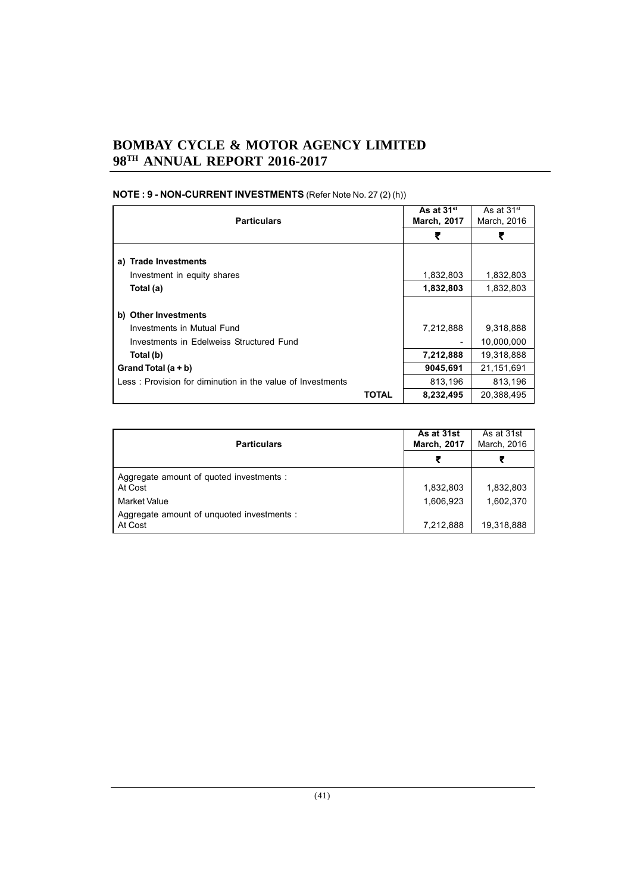## NOTE : 9 - NON-CURRENT INVESTMENTS (Refer Note No. 27 (2) (h))

| Particulars | As at 31st March, 2017 | As at 31st March, 2016 |
|---|---|---|
| | ₹ | ₹ |
| **a) Trade Investments** | | |
| Investment in equity shares | 1,832,803 | 1,832,803 |
| **Total (a)** | **1,832,803** | 1,832,803 |
| **b) Other Investments** | | |
| Investments in Mutual Fund | 7,212,888 | 9,318,888 |
| Investments in Edelweiss Structured Fund | - | 10,000,000 |
| **Total (b)** | **7,212,888** | 19,318,888 |
| **Grand Total (a + b)** | **9045,691** | 21,151,691 |
| Less : Provision for diminution in the value of Investments | 813,196 | 813,196 |
| **TOTAL** | **8,232,495** | 20,388,495 |

| Particulars | As at 31st March, 2017 | As at 31st March, 2016 |
|---|---|---|
| | ₹ | ₹ |
| Aggregate amount of quoted investments : At Cost | 1,832,803 | 1,832,803 |
| Market Value | 1,606,923 | 1,602,370 |
| Aggregate amount of unquoted investments : At Cost | 7,212,888 | 19,318,888 |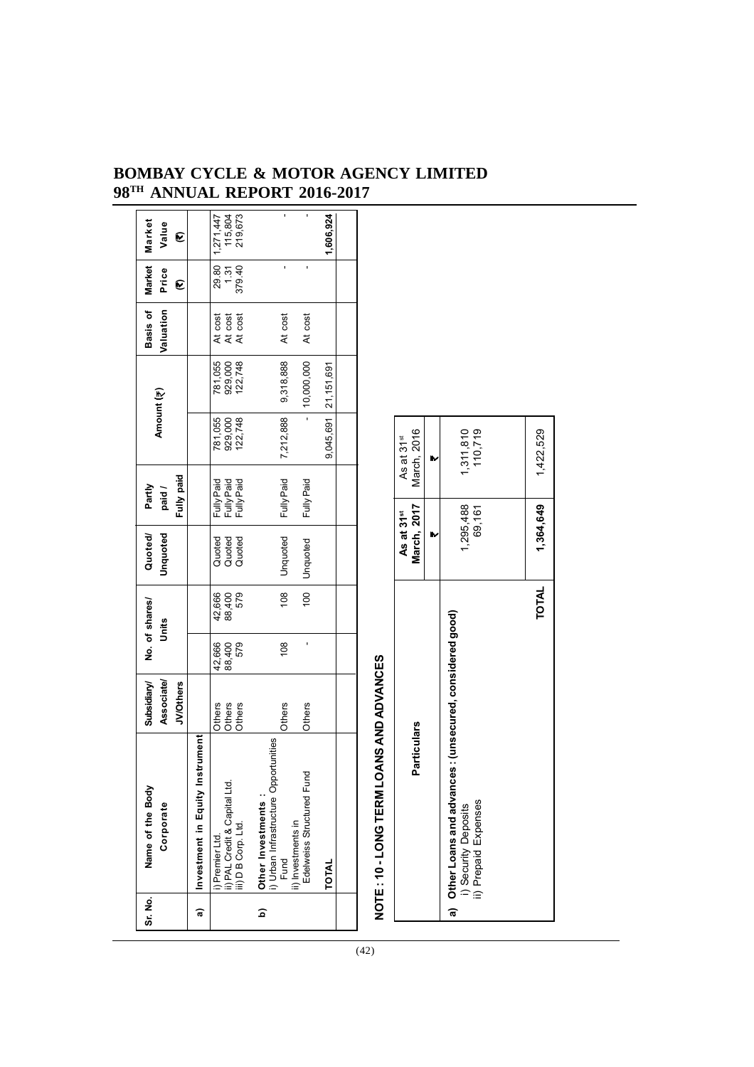| Sr. No. | Name of the Body Corporate | Subsidiary/ Associate/ JV/Others | No. of shares/ Units | | Quoted/ Unquoted | Partly paid / Fully paid | Amount (₹) | | Basis of Valuation | Market Price (₹) | Market Value (₹) |
|---|---|---|---|---|---|---|---|---|---|---|---|
| a) | Investment in Equity Instrument | | | | | | | | | | |
| | i) Premier Ltd. | Others | 42,666 | 42,666 | Quoted | Fully Paid | 781,055 | 781,055 | At cost | 29.80 | 1,271,447 |
| | ii) PAL Credit & Capital Ltd. | Others | 88,400 | 88,400 | Quoted | Fully Paid | 929,000 | 929,000 | At cost | 1.31 | 115,804 |
| | iii) D B Corp. Ltd. | Others | 579 | 579 | Quoted | Fully Paid | 122,748 | 122,748 | At cost | 379.40 | 219,673 |
| b) | Other Investments : | | | | | | | | | | |
| | i) Urban Infrastructure Opportunities Fund | Others | 108 | 108 | Unquoted | Fully Paid | 7,212,888 | 9,318,888 | At cost | - | - |
| | ii) Investments in Edelweiss Structured Fund | Others | - | 100 | Unquoted | Fully Paid | - | 10,000,000 | At cost | - | - |
| | TOTAL | | | | | | 9,045,691 | 21,151,691 | | | 1,606,924 |

## NOTE : 10 - LONG TERM LOANS AND ADVANCES

| Particulars | As at 31st March, 2017 | As at 31st March, 2016 |
|---|---|---|
| | ₹ | ₹ |
| a) Other Loans and advances : (unsecured, considered good) | | |
| i) Security Deposits | 1,295,488 | 1,311,810 |
| ii) Prepaid Expenses | 69,161 | 110,719 |
| TOTAL | 1,364,649 | 1,422,529 |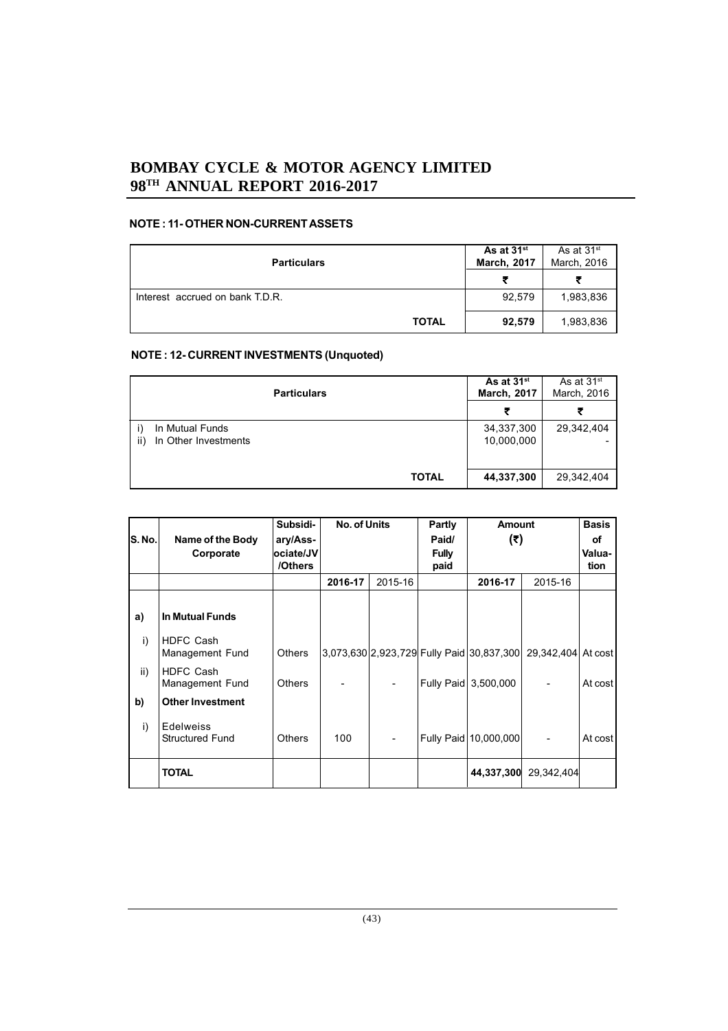## NOTE : 11- OTHER NON-CURRENT ASSETS

| Particulars | As at 31st March, 2017 | As at 31st March, 2016 |
|---|---|---|
| | ₹ | ₹ |
| Interest accrued on bank T.D.R. | 92,579 | 1,983,836 |
| **TOTAL** | **92,579** | 1,983,836 |

## NOTE : 12- CURRENT INVESTMENTS (Unquoted)

| Particulars | As at 31st March, 2017 | As at 31st March, 2016 |
|---|---|---|
| | ₹ | ₹ |
| i) In Mutual Funds | 34,337,300 | 29,342,404 |
| ii) In Other Investments | 10,000,000 | - |
| **TOTAL** | **44,337,300** | 29,342,404 |

| S. No. | Name of the Body Corporate | Subsidiary/Associate/JV /Others | No. of Units | | Partly Paid/ Fully paid | Amount (₹) | | Basis of Valuation |
|---|---|---|---|---|---|---|---|---|
| | | | 2016-17 | 2015-16 | | 2016-17 | 2015-16 | |
| **a)** | **In Mutual Funds** | | | | | | | |
| i) | HDFC Cash Management Fund | Others | 3,073,630 | 2,923,729 | Fully Paid | 30,837,300 | 29,342,404 | At cost |
| ii) | HDFC Cash Management Fund | Others | - | - | Fully Paid | 3,500,000 | - | At cost |
| **b)** | **Other Investment** | | | | | | | |
| i) | Edelweiss Structured Fund | Others | 100 | - | Fully Paid | 10,000,000 | - | At cost |
| | **TOTAL** | | | | | **44,337,300** | 29,342,404 | |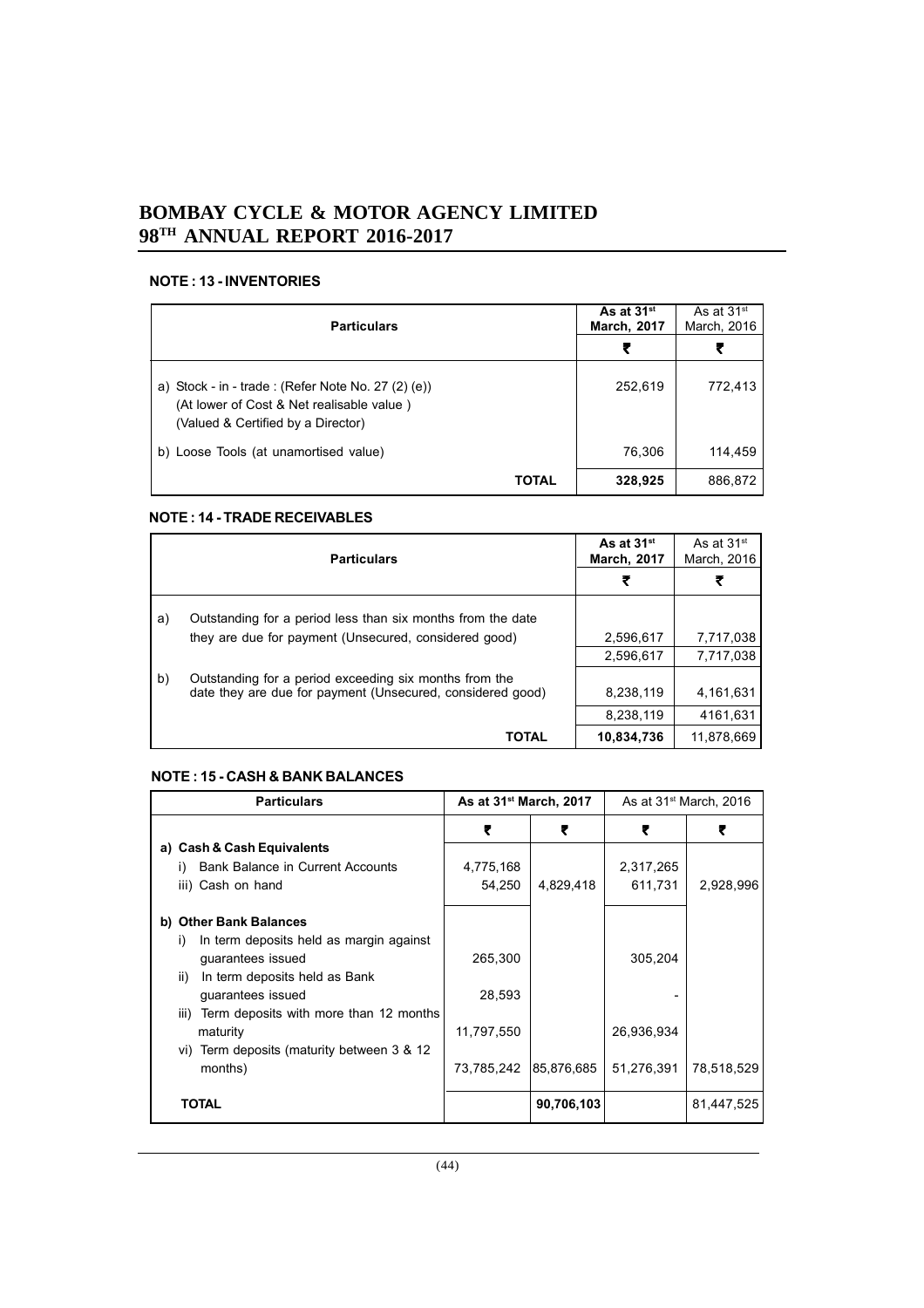## NOTE : 13 - INVENTORIES

| Particulars | As at 31st March, 2017 | As at 31st March, 2016 |
|---|---|---|
| | ₹ | ₹ |
| a) Stock - in - trade : (Refer Note No. 27 (2) (e)) (At lower of Cost & Net realisable value ) (Valued & Certified by a Director) | 252,619 | 772,413 |
| b) Loose Tools (at unamortised value) | 76,306 | 114,459 |
| **TOTAL** | **328,925** | 886,872 |

## NOTE : 14 - TRADE RECEIVABLES

| | Particulars | As at 31st March, 2017 | As at 31st March, 2016 |
|---|---|---|---|
| | | ₹ | ₹ |
| a) | Outstanding for a period less than six months from the date they are due for payment (Unsecured, considered good) | 2,596,617 | 7,717,038 |
| | | 2,596,617 | 7,717,038 |
| b) | Outstanding for a period exceeding six months from the date they are due for payment (Unsecured, considered good) | 8,238,119 | 4,161,631 |
| | | 8,238,119 | 4161,631 |
| | **TOTAL** | **10,834,736** | 11,878,669 |

## NOTE : 15 - CASH & BANK BALANCES

| Particulars | As at 31st March, 2017 | | As at 31st March, 2016 | |
|---|---|---|---|---|
| | ₹ | ₹ | ₹ | ₹ |
| **a) Cash & Cash Equivalents** | | | | |
| i) Bank Balance in Current Accounts | 4,775,168 | | 2,317,265 | |
| iii) Cash on hand | 54,250 | 4,829,418 | 611,731 | 2,928,996 |
| **b) Other Bank Balances** | | | | |
| i) In term deposits held as margin against guarantees issued | 265,300 | | 305,204 | |
| ii) In term deposits held as Bank guarantees issued | 28,593 | | - | |
| iii) Term deposits with more than 12 months maturity | 11,797,550 | | 26,936,934 | |
| vi) Term deposits (maturity between 3 & 12 months) | 73,785,242 | 85,876,685 | 51,276,391 | 78,518,529 |
| **TOTAL** | | **90,706,103** | | 81,447,525 |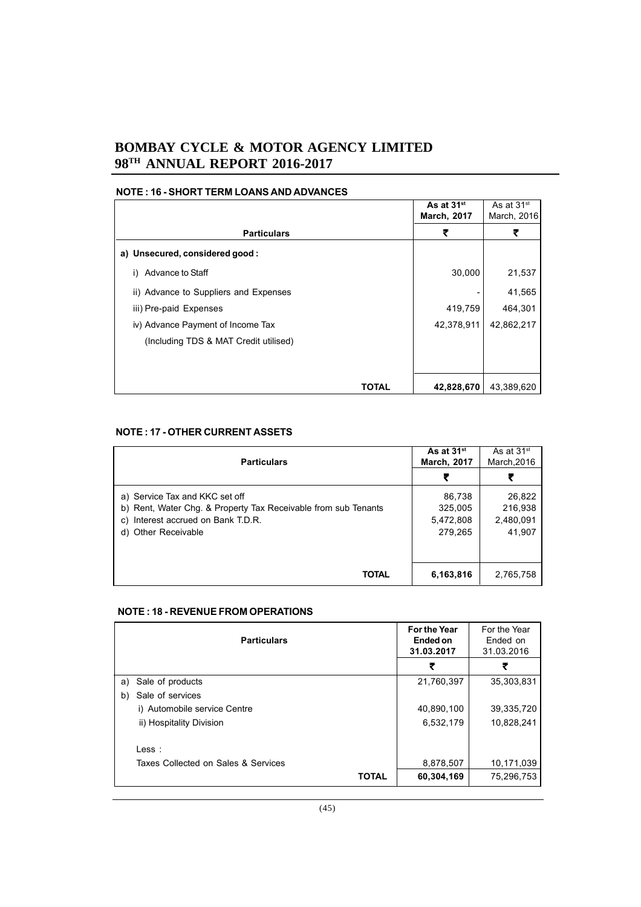## NOTE : 16 - SHORT TERM LOANS AND ADVANCES

| Particulars | As at 31st March, 2017 ₹ | As at 31st March, 2016 ₹ |
|---|---|---|
| **a) Unsecured, considered good :** | | |
| i) Advance to Staff | 30,000 | 21,537 |
| ii) Advance to Suppliers and Expenses | - | 41,565 |
| iii) Pre-paid Expenses | 419,759 | 464,301 |
| iv) Advance Payment of Income Tax (Including TDS & MAT Credit utilised) | 42,378,911 | 42,862,217 |
| **TOTAL** | **42,828,670** | 43,389,620 |

## NOTE : 17 - OTHER CURRENT ASSETS

| Particulars | As at 31st March, 2017 ₹ | As at 31st March,2016 ₹ |
|---|---|---|
| a) Service Tax and KKC set off | 86,738 | 26,822 |
| b) Rent, Water Chg. & Property Tax Receivable from sub Tenants | 325,005 | 216,938 |
| c) Interest accrued on Bank T.D.R. | 5,472,808 | 2,480,091 |
| d) Other Receivable | 279,265 | 41,907 |
| **TOTAL** | **6,163,816** | 2,765,758 |

## NOTE : 18 - REVENUE FROM OPERATIONS

| Particulars | For the Year Ended on 31.03.2017 ₹ | For the Year Ended on 31.03.2016 ₹ |
|---|---|---|
| a) Sale of products | 21,760,397 | 35,303,831 |
| b) Sale of services | | |
| i) Automobile service Centre | 40,890,100 | 39,335,720 |
| ii) Hospitality Division | 6,532,179 | 10,828,241 |
| Less : | | |
| Taxes Collected on Sales & Services | 8,878,507 | 10,171,039 |
| **TOTAL** | **60,304,169** | 75,296,753 |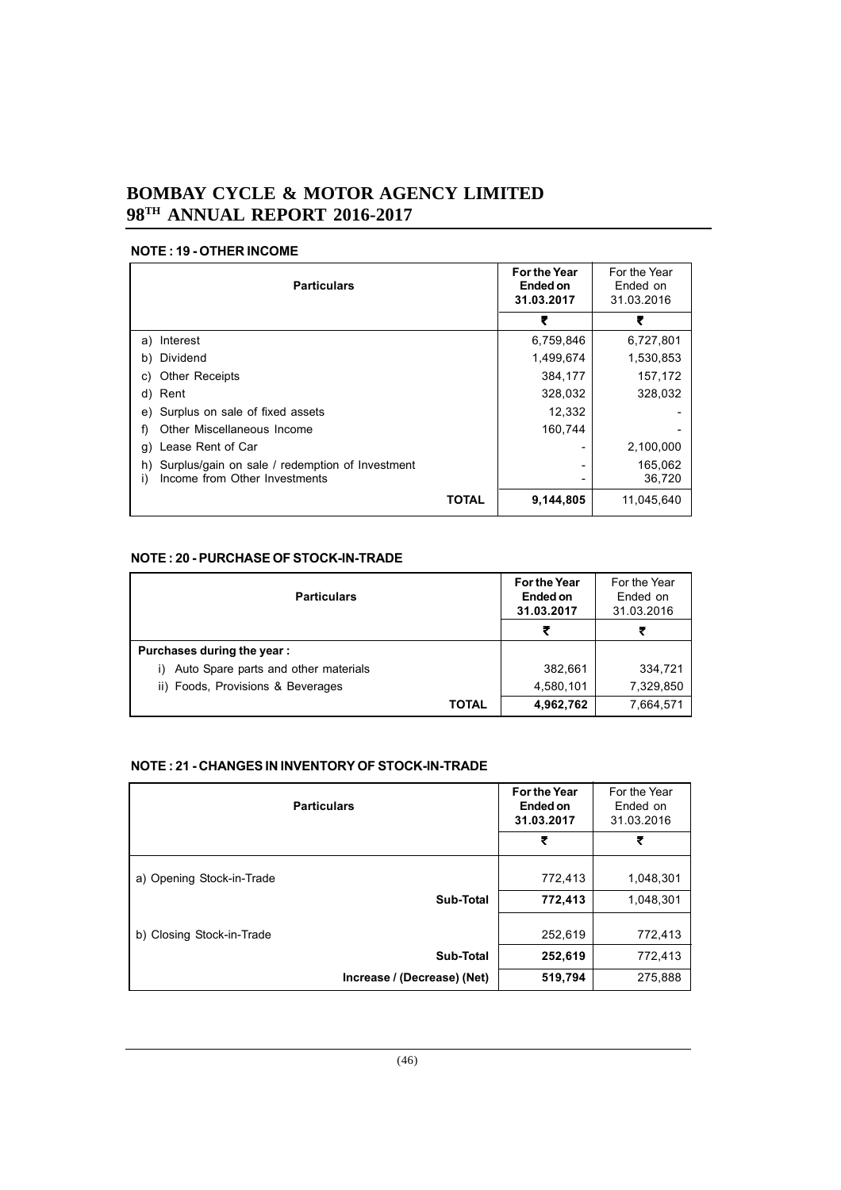# BOMBAY CYCLE & MOTOR AGENCY LIMITED
## 98TH ANNUAL REPORT 2016-2017

### NOTE : 19 - OTHER INCOME

| Particulars | For the Year Ended on 31.03.2017 | For the Year Ended on 31.03.2016 |
|---|---|---|
| | ₹ | ₹ |
| a) Interest | 6,759,846 | 6,727,801 |
| b) Dividend | 1,499,674 | 1,530,853 |
| c) Other Receipts | 384,177 | 157,172 |
| d) Rent | 328,032 | 328,032 |
| e) Surplus on sale of fixed assets | 12,332 | - |
| f) Other Miscellaneous Income | 160,744 | - |
| g) Lease Rent of Car | - | 2,100,000 |
| h) Surplus/gain on sale / redemption of Investment | - | 165,062 |
| i) Income from Other Investments | - | 36,720 |
| **TOTAL** | **9,144,805** | 11,045,640 |

### NOTE : 20 - PURCHASE OF STOCK-IN-TRADE

| Particulars | For the Year Ended on 31.03.2017 | For the Year Ended on 31.03.2016 |
|---|---|---|
| | ₹ | ₹ |
| **Purchases during the year :** | | |
| i) Auto Spare parts and other materials | 382,661 | 334,721 |
| ii) Foods, Provisions & Beverages | 4,580,101 | 7,329,850 |
| **TOTAL** | **4,962,762** | 7,664,571 |

### NOTE : 21 - CHANGES IN INVENTORY OF STOCK-IN-TRADE

| Particulars | For the Year Ended on 31.03.2017 | For the Year Ended on 31.03.2016 |
|---|---|---|
| | ₹ | ₹ |
| a) Opening Stock-in-Trade | 772,413 | 1,048,301 |
| **Sub-Total** | **772,413** | 1,048,301 |
| b) Closing Stock-in-Trade | 252,619 | 772,413 |
| **Sub-Total** | **252,619** | 772,413 |
| **Increase / (Decrease) (Net)** | **519,794** | 275,888 |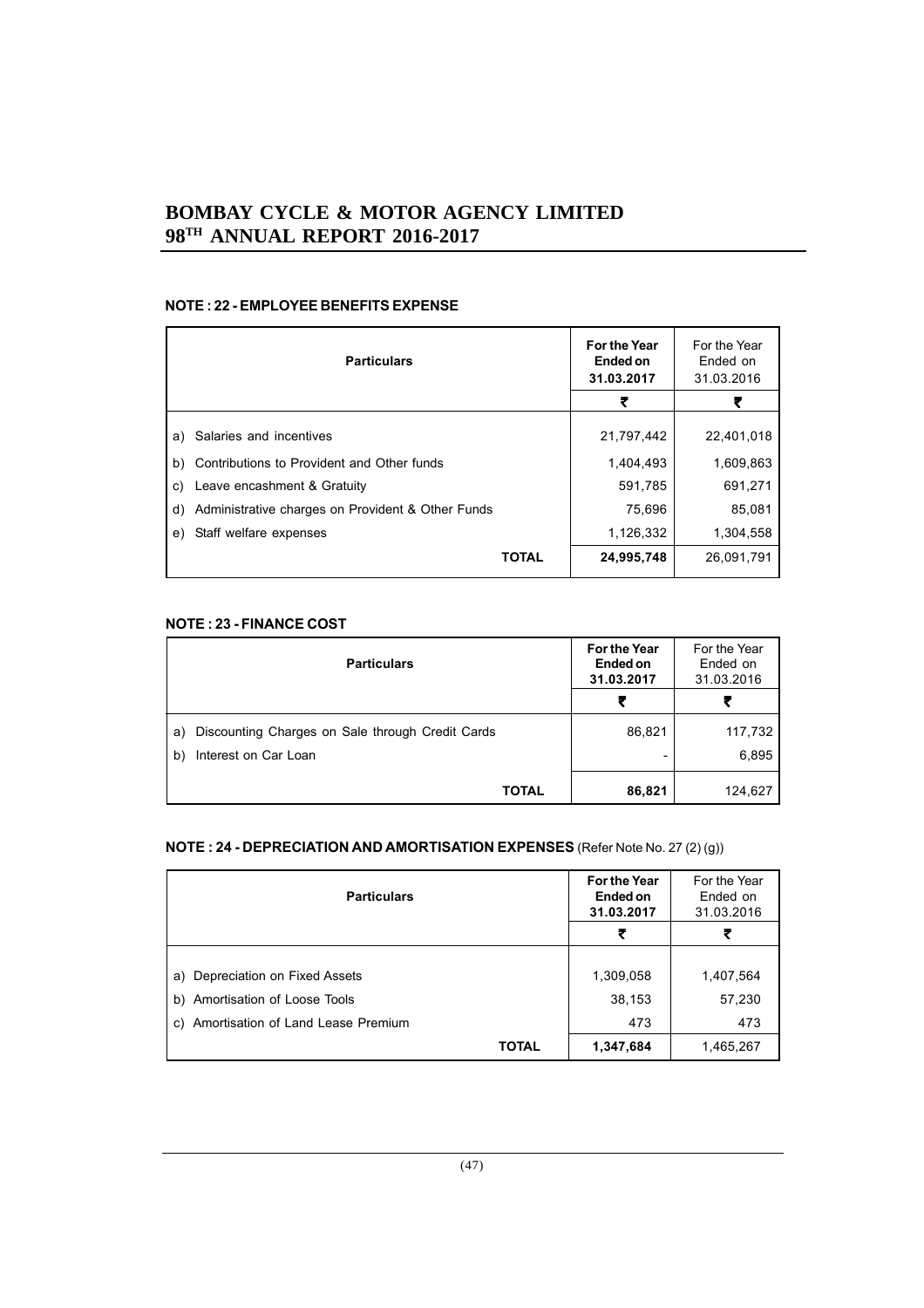## NOTE : 22 - EMPLOYEE BENEFITS EXPENSE

| Particulars | For the Year Ended on 31.03.2017 | For the Year Ended on 31.03.2016 |
|---|---|---|
| | ₹ | ₹ |
| a) Salaries and incentives | 21,797,442 | 22,401,018 |
| b) Contributions to Provident and Other funds | 1,404,493 | 1,609,863 |
| c) Leave encashment & Gratuity | 591,785 | 691,271 |
| d) Administrative charges on Provident & Other Funds | 75,696 | 85,081 |
| e) Staff welfare expenses | 1,126,332 | 1,304,558 |
| **TOTAL** | **24,995,748** | 26,091,791 |

## NOTE : 23 - FINANCE COST

| Particulars | For the Year Ended on 31.03.2017 | For the Year Ended on 31.03.2016 |
|---|---|---|
| | ₹ | ₹ |
| a) Discounting Charges on Sale through Credit Cards | 86,821 | 117,732 |
| b) Interest on Car Loan | - | 6,895 |
| **TOTAL** | **86,821** | 124,627 |

## NOTE : 24 - DEPRECIATION AND AMORTISATION EXPENSES (Refer Note No. 27 (2) (g))

| Particulars | For the Year Ended on 31.03.2017 | For the Year Ended on 31.03.2016 |
|---|---|---|
| | ₹ | ₹ |
| a) Depreciation on Fixed Assets | 1,309,058 | 1,407,564 |
| b) Amortisation of Loose Tools | 38,153 | 57,230 |
| c) Amortisation of Land Lease Premium | 473 | 473 |
| **TOTAL** | **1,347,684** | 1,465,267 |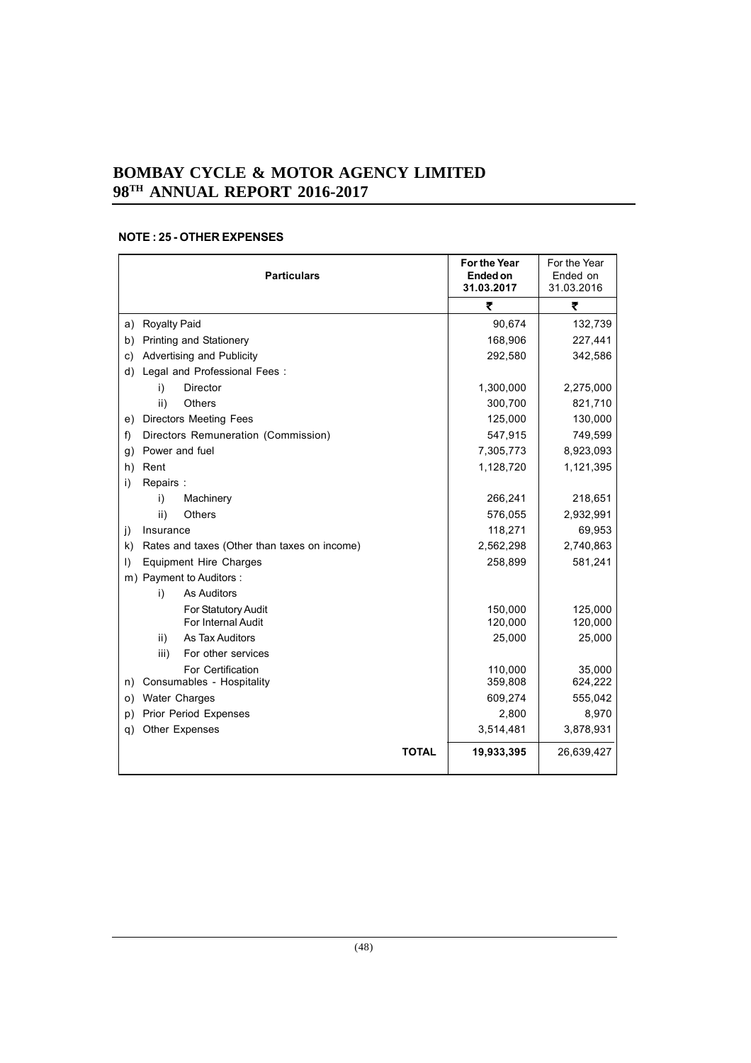## NOTE : 25 - OTHER EXPENSES

| Particulars | For the Year Ended on 31.03.2017 | For the Year Ended on 31.03.2016 |
|---|---|---|
| | ₹ | ₹ |
| a) Royalty Paid | 90,674 | 132,739 |
| b) Printing and Stationery | 168,906 | 227,441 |
| c) Advertising and Publicity | 292,580 | 342,586 |
| d) Legal and Professional Fees : | | |
| i) Director | 1,300,000 | 2,275,000 |
| ii) Others | 300,700 | 821,710 |
| e) Directors Meeting Fees | 125,000 | 130,000 |
| f) Directors Remuneration (Commission) | 547,915 | 749,599 |
| g) Power and fuel | 7,305,773 | 8,923,093 |
| h) Rent | 1,128,720 | 1,121,395 |
| i) Repairs : | | |
| i) Machinery | 266,241 | 218,651 |
| ii) Others | 576,055 | 2,932,991 |
| j) Insurance | 118,271 | 69,953 |
| k) Rates and taxes (Other than taxes on income) | 2,562,298 | 2,740,863 |
| l) Equipment Hire Charges | 258,899 | 581,241 |
| m) Payment to Auditors : | | |
| i) As Auditors | | |
| For Statutory Audit | 150,000 | 125,000 |
| For Internal Audit | 120,000 | 120,000 |
| ii) As Tax Auditors | 25,000 | 25,000 |
| iii) For other services | | |
| For Certification | 110,000 | 35,000 |
| n) Consumables - Hospitality | 359,808 | 624,222 |
| o) Water Charges | 609,274 | 555,042 |
| p) Prior Period Expenses | 2,800 | 8,970 |
| q) Other Expenses | 3,514,481 | 3,878,931 |
| **TOTAL** | **19,933,395** | 26,639,427 |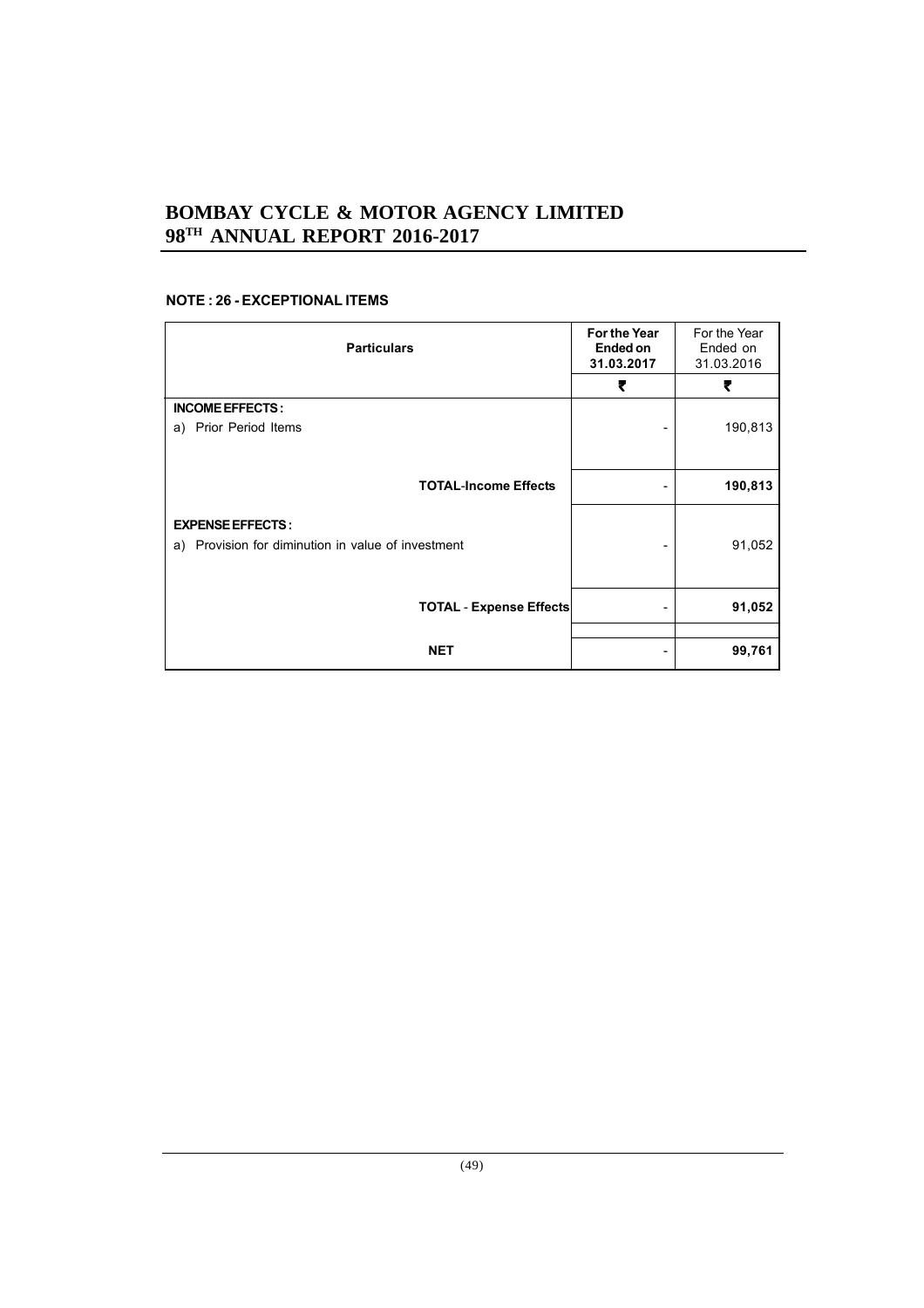## NOTE : 26 - EXCEPTIONAL ITEMS

| Particulars | For the Year Ended on 31.03.2017 | For the Year Ended on 31.03.2016 |
|---|---|---|
| | ₹ | ₹ |
| **INCOME EFFECTS :** | | |
| a) Prior Period Items | - | 190,813 |
| **TOTAL-Income Effects** | - | **190,813** |
| **EXPENSE EFFECTS :** | | |
| a) Provision for diminution in value of investment | - | 91,052 |
| **TOTAL - Expense Effects** | - | **91,052** |
| **NET** | - | **99,761** |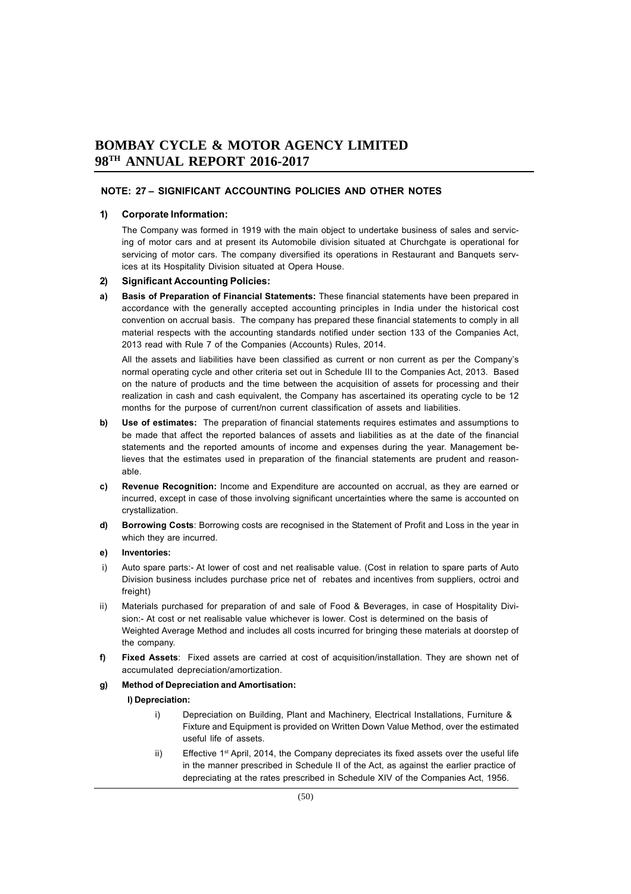# BOMBAY CYCLE & MOTOR AGENCY LIMITED
# 98TH ANNUAL REPORT 2016-2017

## NOTE: 27 – SIGNIFICANT ACCOUNTING POLICIES AND OTHER NOTES

### 1) Corporate Information:

The Company was formed in 1919 with the main object to undertake business of sales and servicing of motor cars and at present its Automobile division situated at Churchgate is operational for servicing of motor cars. The company diversified its operations in Restaurant and Banquets services at its Hospitality Division situated at Opera House.

### 2) Significant Accounting Policies:

**a) Basis of Preparation of Financial Statements:** These financial statements have been prepared in accordance with the generally accepted accounting principles in India under the historical cost convention on accrual basis. The company has prepared these financial statements to comply in all material respects with the accounting standards notified under section 133 of the Companies Act, 2013 read with Rule 7 of the Companies (Accounts) Rules, 2014.

All the assets and liabilities have been classified as current or non current as per the Company's normal operating cycle and other criteria set out in Schedule III to the Companies Act, 2013. Based on the nature of products and the time between the acquisition of assets for processing and their realization in cash and cash equivalent, the Company has ascertained its operating cycle to be 12 months for the purpose of current/non current classification of assets and liabilities.

**b) Use of estimates:** The preparation of financial statements requires estimates and assumptions to be made that affect the reported balances of assets and liabilities as at the date of the financial statements and the reported amounts of income and expenses during the year. Management believes that the estimates used in preparation of the financial statements are prudent and reasonable.

**c) Revenue Recognition:** Income and Expenditure are accounted on accrual, as they are earned or incurred, except in case of those involving significant uncertainties where the same is accounted on crystallization.

**d) Borrowing Costs**: Borrowing costs are recognised in the Statement of Profit and Loss in the year in which they are incurred.

**e) Inventories:**

i) Auto spare parts:- At lower of cost and net realisable value. (Cost in relation to spare parts of Auto Division business includes purchase price net of rebates and incentives from suppliers, octroi and freight)

ii) Materials purchased for preparation of and sale of Food & Beverages, in case of Hospitality Division:- At cost or net realisable value whichever is lower. Cost is determined on the basis of Weighted Average Method and includes all costs incurred for bringing these materials at doorstep of the company.

**f) Fixed Assets**: Fixed assets are carried at cost of acquisition/installation. They are shown net of accumulated depreciation/amortization.

**g) Method of Depreciation and Amortisation:**

**I) Depreciation:**

i) Depreciation on Building, Plant and Machinery, Electrical Installations, Furniture & Fixture and Equipment is provided on Written Down Value Method, over the estimated useful life of assets.

ii) Effective 1st April, 2014, the Company depreciates its fixed assets over the useful life in the manner prescribed in Schedule II of the Act, as against the earlier practice of depreciating at the rates prescribed in Schedule XIV of the Companies Act, 1956.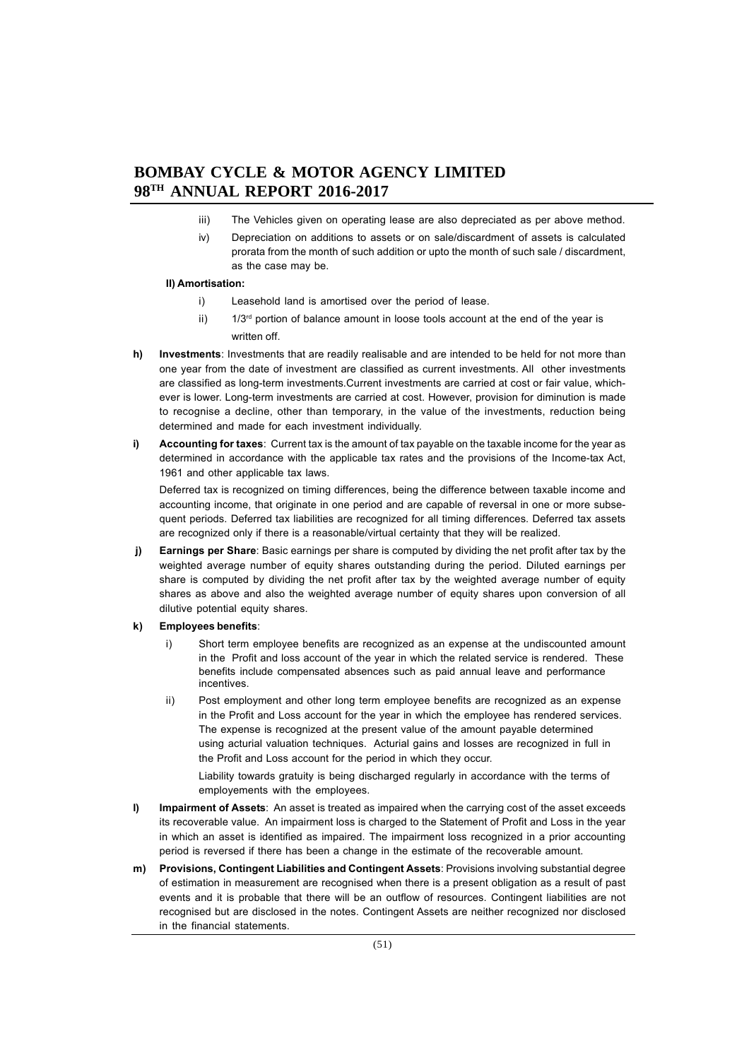iii) The Vehicles given on operating lease are also depreciated as per above method.

iv) Depreciation on additions to assets or on sale/discardment of assets is calculated prorata from the month of such addition or upto the month of such sale / discardment, as the case may be.

**II) Amortisation:**

i) Leasehold land is amortised over the period of lease.

ii) 1/3rd portion of balance amount in loose tools account at the end of the year is written off.

**h) Investments**: Investments that are readily realisable and are intended to be held for not more than one year from the date of investment are classified as current investments. All other investments are classified as long-term investments.Current investments are carried at cost or fair value, whichever is lower. Long-term investments are carried at cost. However, provision for diminution is made to recognise a decline, other than temporary, in the value of the investments, reduction being determined and made for each investment individually.

**i) Accounting for taxes**: Current tax is the amount of tax payable on the taxable income for the year as determined in accordance with the applicable tax rates and the provisions of the Income-tax Act, 1961 and other applicable tax laws.

Deferred tax is recognized on timing differences, being the difference between taxable income and accounting income, that originate in one period and are capable of reversal in one or more subsequent periods. Deferred tax liabilities are recognized for all timing differences. Deferred tax assets are recognized only if there is a reasonable/virtual certainty that they will be realized.

**j) Earnings per Share**: Basic earnings per share is computed by dividing the net profit after tax by the weighted average number of equity shares outstanding during the period. Diluted earnings per share is computed by dividing the net profit after tax by the weighted average number of equity shares as above and also the weighted average number of equity shares upon conversion of all dilutive potential equity shares.

**k) Employees benefits**:

i) Short term employee benefits are recognized as an expense at the undiscounted amount in the Profit and loss account of the year in which the related service is rendered. These benefits include compensated absences such as paid annual leave and performance incentives.

ii) Post employment and other long term employee benefits are recognized as an expense in the Profit and Loss account for the year in which the employee has rendered services. The expense is recognized at the present value of the amount payable determined using acturial valuation techniques. Acturial gains and losses are recognized in full in the Profit and Loss account for the period in which they occur.

Liability towards gratuity is being discharged regularly in accordance with the terms of employements with the employees.

**l) Impairment of Assets**: An asset is treated as impaired when the carrying cost of the asset exceeds its recoverable value. An impairment loss is charged to the Statement of Profit and Loss in the year in which an asset is identified as impaired. The impairment loss recognized in a prior accounting period is reversed if there has been a change in the estimate of the recoverable amount.

**m) Provisions, Contingent Liabilities and Contingent Assets**: Provisions involving substantial degree of estimation in measurement are recognised when there is a present obligation as a result of past events and it is probable that there will be an outflow of resources. Contingent liabilities are not recognised but are disclosed in the notes. Contingent Assets are neither recognized nor disclosed in the financial statements.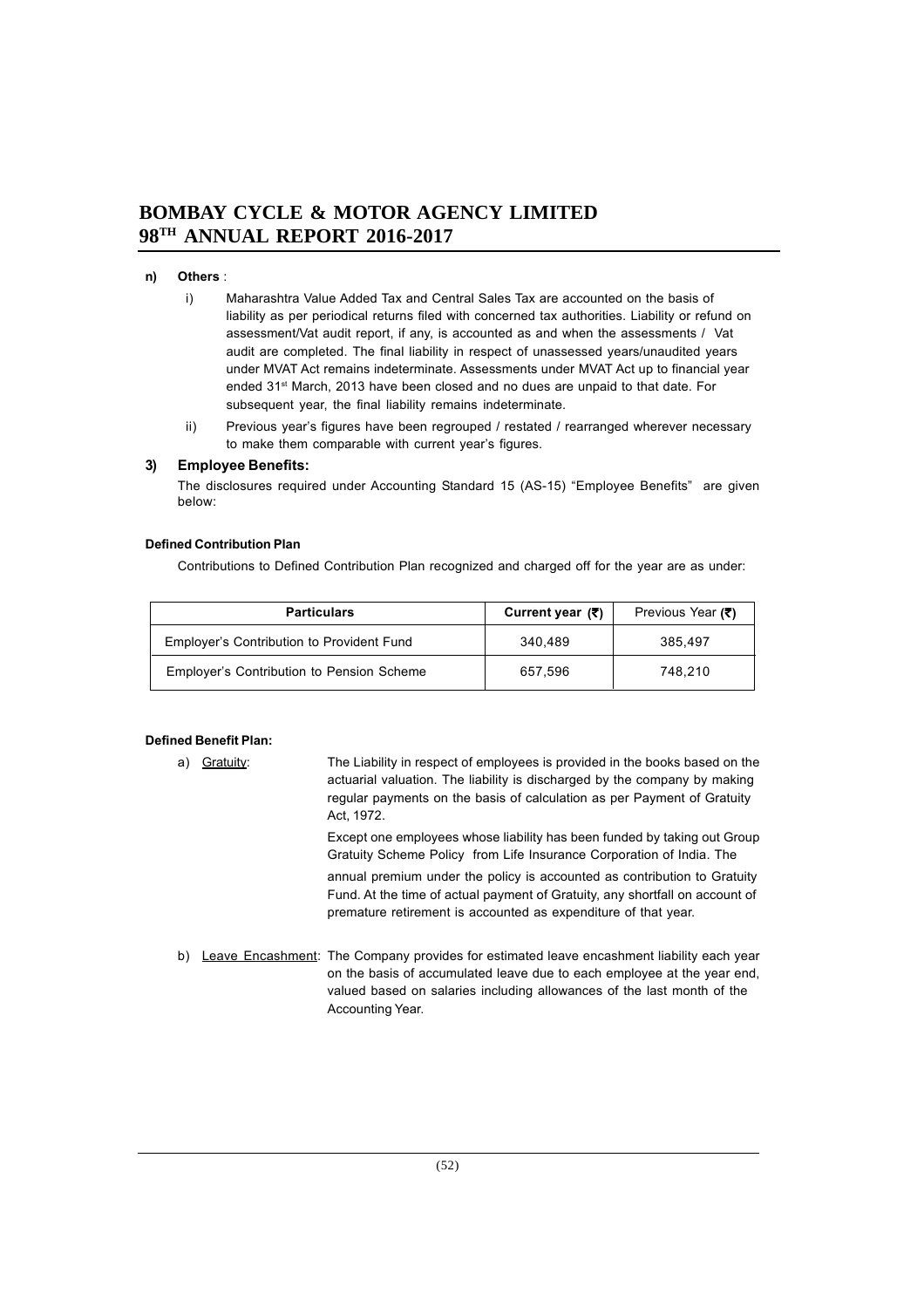**n) Others** :

i) Maharashtra Value Added Tax and Central Sales Tax are accounted on the basis of liability as per periodical returns filed with concerned tax authorities. Liability or refund on assessment/Vat audit report, if any, is accounted as and when the assessments / Vat audit are completed. The final liability in respect of unassessed years/unaudited years under MVAT Act remains indeterminate. Assessments under MVAT Act up to financial year ended 31st March, 2013 have been closed and no dues are unpaid to that date. For subsequent year, the final liability remains indeterminate.

ii) Previous year's figures have been regrouped / restated / rearranged wherever necessary to make them comparable with current year's figures.

### 3) Employee Benefits:

The disclosures required under Accounting Standard 15 (AS-15) "Employee Benefits" are given below:

**Defined Contribution Plan**

Contributions to Defined Contribution Plan recognized and charged off for the year are as under:

| Particulars | Current year (₹) | Previous Year (₹) |
|---|---|---|
| Employer's Contribution to Provident Fund | 340,489 | 385,497 |
| Employer's Contribution to Pension Scheme | 657,596 | 748,210 |

**Defined Benefit Plan:**

a) Gratuity: The Liability in respect of employees is provided in the books based on the actuarial valuation. The liability is discharged by the company by making regular payments on the basis of calculation as per Payment of Gratuity Act, 1972.

Except one employees whose liability has been funded by taking out Group Gratuity Scheme Policy from Life Insurance Corporation of India. The annual premium under the policy is accounted as contribution to Gratuity Fund. At the time of actual payment of Gratuity, any shortfall on account of premature retirement is accounted as expenditure of that year.

b) Leave Encashment: The Company provides for estimated leave encashment liability each year on the basis of accumulated leave due to each employee at the year end, valued based on salaries including allowances of the last month of the Accounting Year.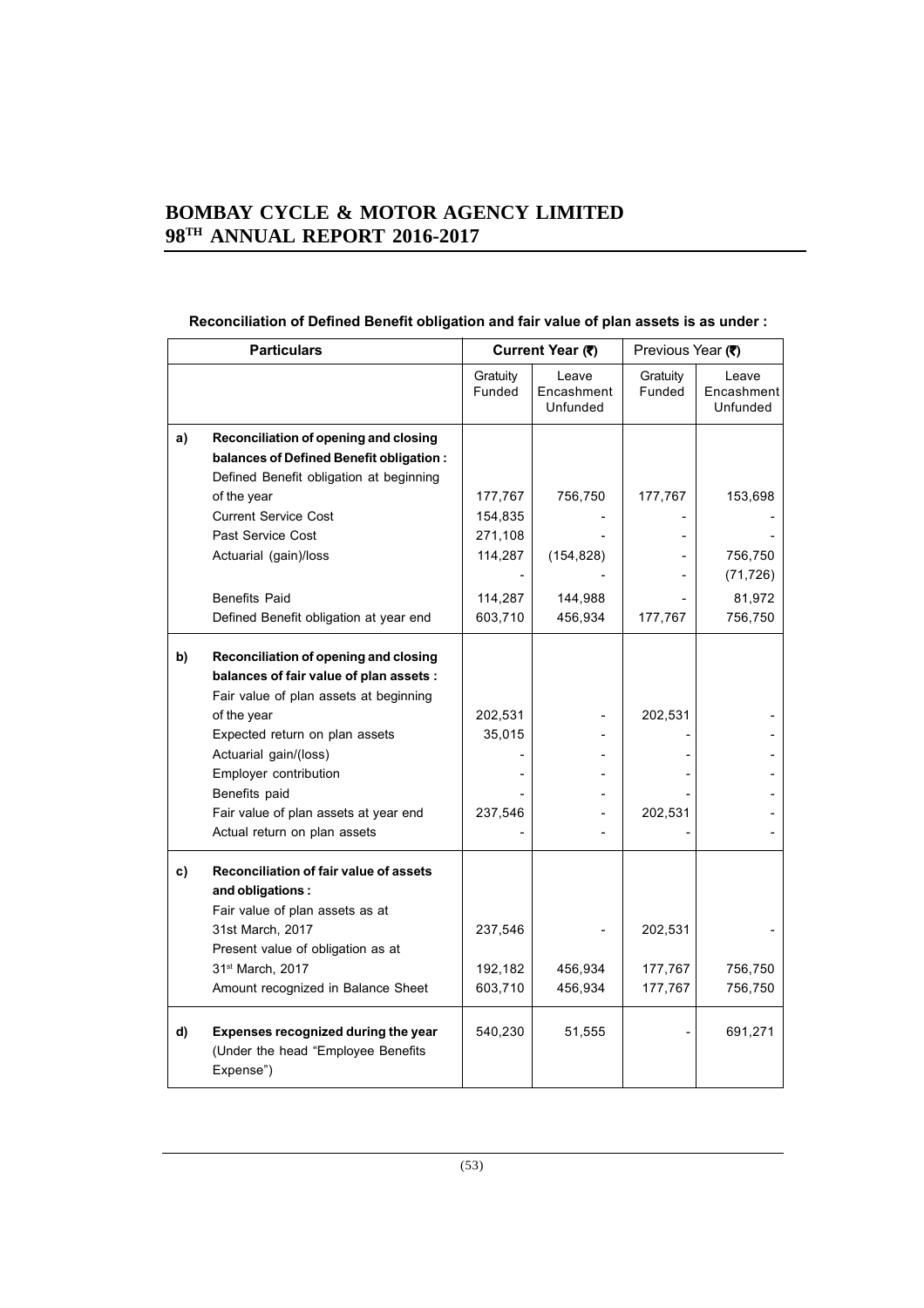**Reconciliation of Defined Benefit obligation and fair value of plan assets is as under :**

| | Particulars | Current Year (₹) | | Previous Year (₹) | |
|---|---|---|---|---|---|
| | | Gratuity Funded | Leave Encashment Unfunded | Gratuity Funded | Leave Encashment Unfunded |
| a) | **Reconciliation of opening and closing balances of Defined Benefit obligation :** | | | | |
| | Defined Benefit obligation at beginning of the year | 177,767 | 756,750 | 177,767 | 153,698 |
| | Current Service Cost | 154,835 | - | - | - |
| | Past Service Cost | 271,108 | - | - | - |
| | Actuarial (gain)/loss | 114,287 | (154,828) | - | 756,750 |
| | | - | - | - | (71,726) |
| | Benefits Paid | 114,287 | 144,988 | - | 81,972 |
| | Defined Benefit obligation at year end | 603,710 | 456,934 | 177,767 | 756,750 |
| b) | **Reconciliation of opening and closing balances of fair value of plan assets :** | | | | |
| | Fair value of plan assets at beginning of the year | 202,531 | - | 202,531 | - |
| | Expected return on plan assets | 35,015 | - | - | - |
| | Actuarial gain/(loss) | - | - | - | - |
| | Employer contribution | - | - | - | - |
| | Benefits paid | - | - | - | - |
| | Fair value of plan assets at year end | 237,546 | - | 202,531 | - |
| | Actual return on plan assets | - | - | - | - |
| c) | **Reconciliation of fair value of assets and obligations :** | | | | |
| | Fair value of plan assets as at 31st March, 2017 | 237,546 | - | 202,531 | - |
| | Present value of obligation as at 31st March, 2017 | 192,182 | 456,934 | 177,767 | 756,750 |
| | Amount recognized in Balance Sheet | 603,710 | 456,934 | 177,767 | 756,750 |
| d) | **Expenses recognized during the year** (Under the head "Employee Benefits Expense") | 540,230 | 51,555 | - | 691,271 |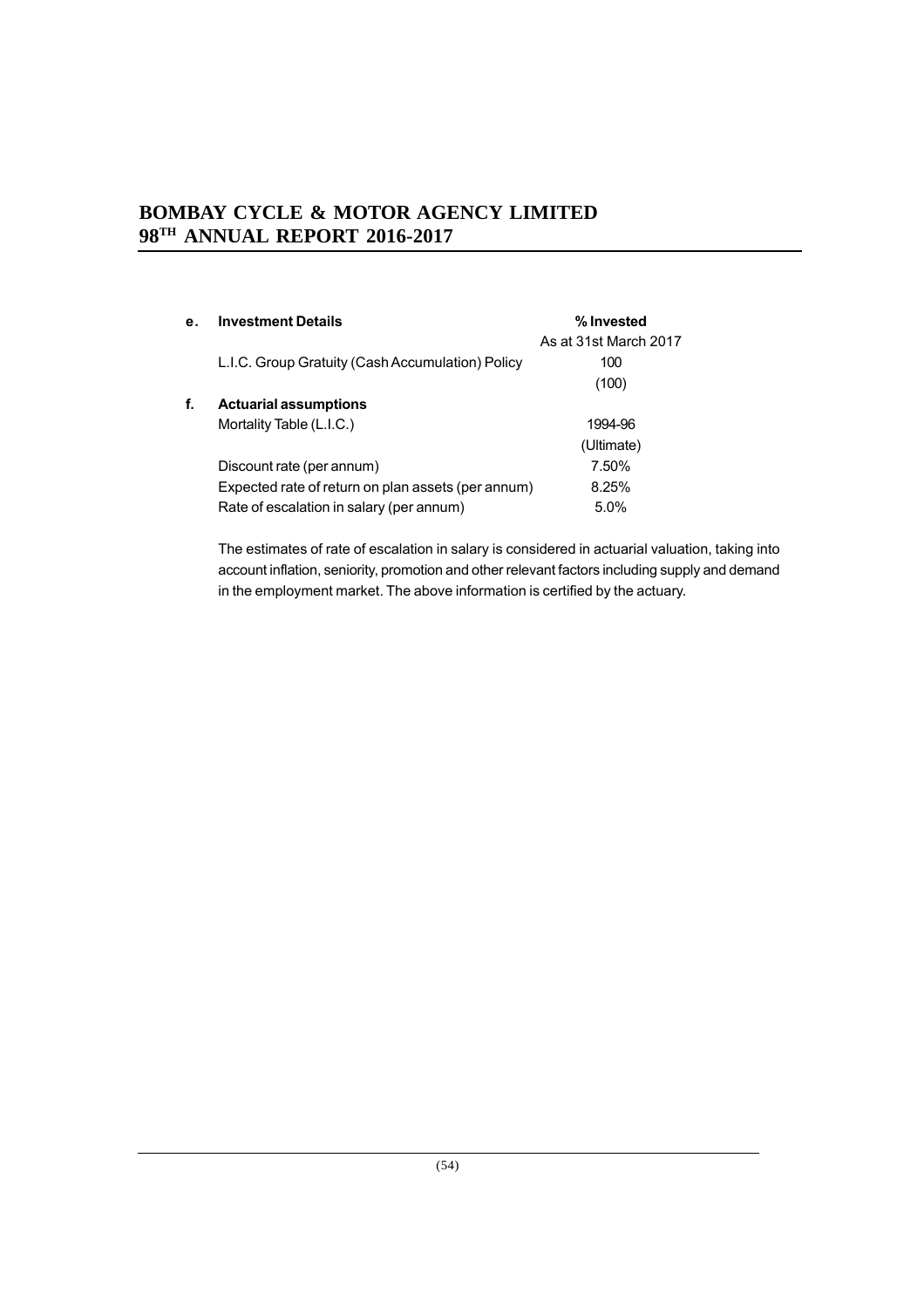| | **e. Investment Details** | **% Invested** |
|---|---|---|
| | | As at 31st March 2017 |
| | L.I.C. Group Gratuity (Cash Accumulation) Policy | 100 |
| | | (100) |
| **f.** | **Actuarial assumptions** | |
| | Mortality Table (L.I.C.) | 1994-96 |
| | | (Ultimate) |
| | Discount rate (per annum) | 7.50% |
| | Expected rate of return on plan assets (per annum) | 8.25% |
| | Rate of escalation in salary (per annum) | 5.0% |

The estimates of rate of escalation in salary is considered in actuarial valuation, taking into account inflation, seniority, promotion and other relevant factors including supply and demand in the employment market. The above information is certified by the actuary.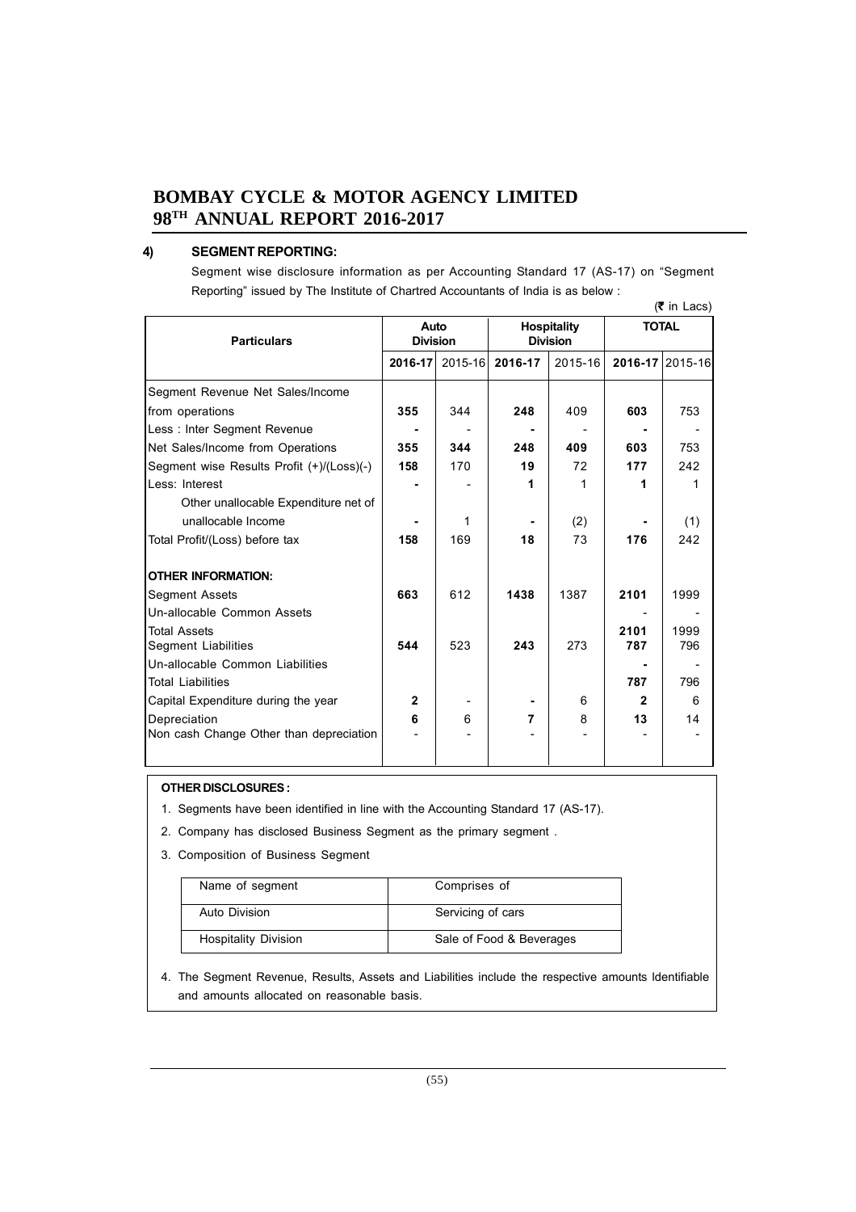## 4) SEGMENT REPORTING:

Segment wise disclosure information as per Accounting Standard 17 (AS-17) on "Segment Reporting" issued by The Institute of Chartred Accountants of India is as below :

(₹ in Lacs)

| Particulars | Auto Division | | Hospitality Division | | TOTAL | |
|---|---|---|---|---|---|---|
| | **2016-17** | 2015-16 | **2016-17** | 2015-16 | **2016-17** | 2015-16 |
| Segment Revenue Net Sales/Income from operations | **355** | 344 | **248** | 409 | **603** | 753 |
| Less : Inter Segment Revenue | **-** | - | **-** | - | **-** | - |
| Net Sales/Income from Operations | **355** | **344** | **248** | **409** | **603** | **753** |
| Segment wise Results Profit (+)/(Loss)(-) | **158** | 170 | **19** | 72 | **177** | 242 |
| Less: Interest | **-** | - | **1** | 1 | **1** | 1 |
| Other unallocable Expenditure net of unallocable Income | **-** | 1 | **-** | (2) | **-** | (1) |
| Total Profit/(Loss) before tax | **158** | 169 | **18** | 73 | **176** | 242 |
| **OTHER INFORMATION:** | | | | | | |
| Segment Assets | **663** | 612 | **1438** | 1387 | **2101** | 1999 |
| Un-allocable Common Assets | | | | | - | - |
| Total Assets | | | | | **2101** | 1999 |
| Segment Liabilities | **544** | 523 | **243** | 273 | **787** | 796 |
| Un-allocable Common Liabilities | | | | | **-** | - |
| Total Liabilities | | | | | **787** | 796 |
| Capital Expenditure during the year | **2** | - | **-** | 6 | **2** | 6 |
| Depreciation | **6** | 6 | **7** | 8 | **13** | 14 |
| Non cash Change Other than depreciation | - | - | - | - | - | - |

**OTHER DISCLOSURES :**

1. Segments have been identified in line with the Accounting Standard 17 (AS-17).
2. Company has disclosed Business Segment as the primary segment .
3. Composition of Business Segment

| Name of segment | Comprises of |
|---|---|
| Auto Division | Servicing of cars |
| Hospitality Division | Sale of Food & Beverages |

4. The Segment Revenue, Results, Assets and Liabilities include the respective amounts Identifiable and amounts allocated on reasonable basis.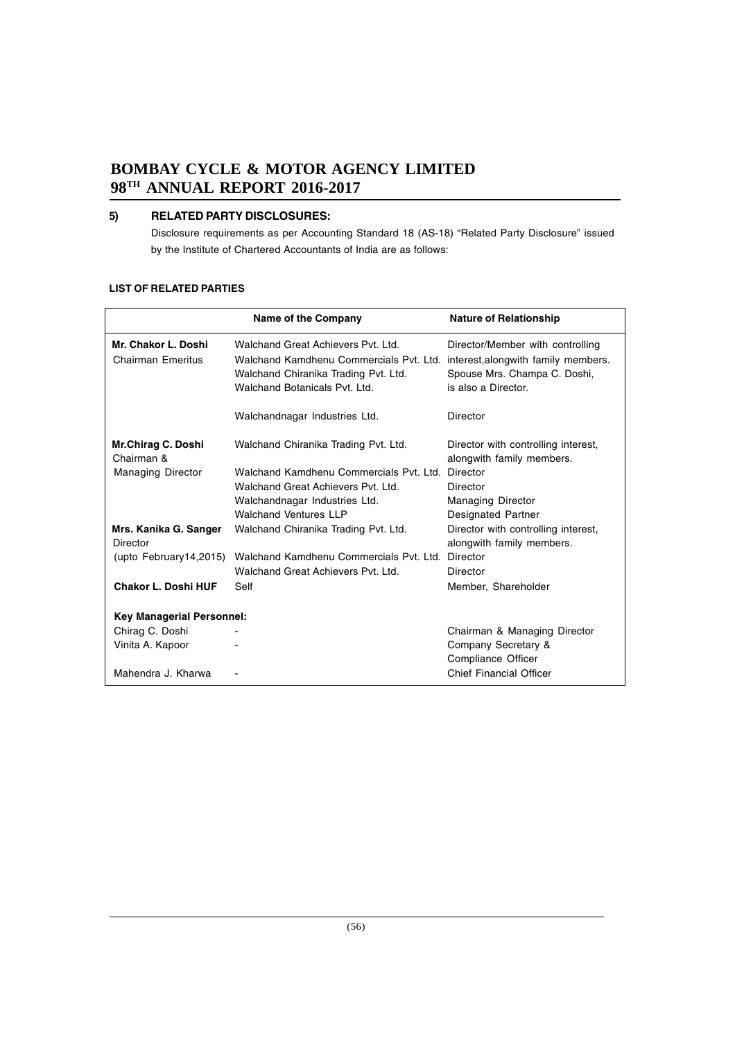## 5) RELATED PARTY DISCLOSURES:

Disclosure requirements as per Accounting Standard 18 (AS-18) "Related Party Disclosure" issued by the Institute of Chartered Accountants of India are as follows:

**LIST OF RELATED PARTIES**

| | Name of the Company | Nature of Relationship |
|---|---|---|
| **Mr. Chakor L. Doshi** | Walchand Great Achievers Pvt. Ltd. | Director/Member with controlling |
| Chairman Emeritus | Walchand Kamdhenu Commercials Pvt. Ltd. | interest,alongwith family members. |
| | Walchand Chiranika Trading Pvt. Ltd. | Spouse Mrs. Champa C. Doshi, |
| | Walchand Botanicals Pvt. Ltd. | is also a Director. |
| | Walchandnagar Industries Ltd. | Director |
| **Mr.Chirag C. Doshi** Chairman & | Walchand Chiranika Trading Pvt. Ltd. | Director with controlling interest, alongwith family members. |
| Managing Director | Walchand Kamdhenu Commercials Pvt. Ltd. | Director |
| | Walchand Great Achievers Pvt. Ltd. | Director |
| | Walchandnagar Industries Ltd. | Managing Director |
| | Walchand Ventures LLP | Designated Partner |
| **Mrs. Kanika G. Sanger** Director | Walchand Chiranika Trading Pvt. Ltd. | Director with controlling interest, alongwith family members. |
| (upto February14,2015) | Walchand Kamdhenu Commercials Pvt. Ltd. | Director |
| | Walchand Great Achievers Pvt. Ltd. | Director |
| **Chakor L. Doshi HUF** | Self | Member, Shareholder |
| **Key Managerial Personnel:** | | |
| Chirag C. Doshi | - | Chairman & Managing Director |
| Vinita A. Kapoor | - | Company Secretary & Compliance Officer |
| Mahendra J. Kharwa | - | Chief Financial Officer |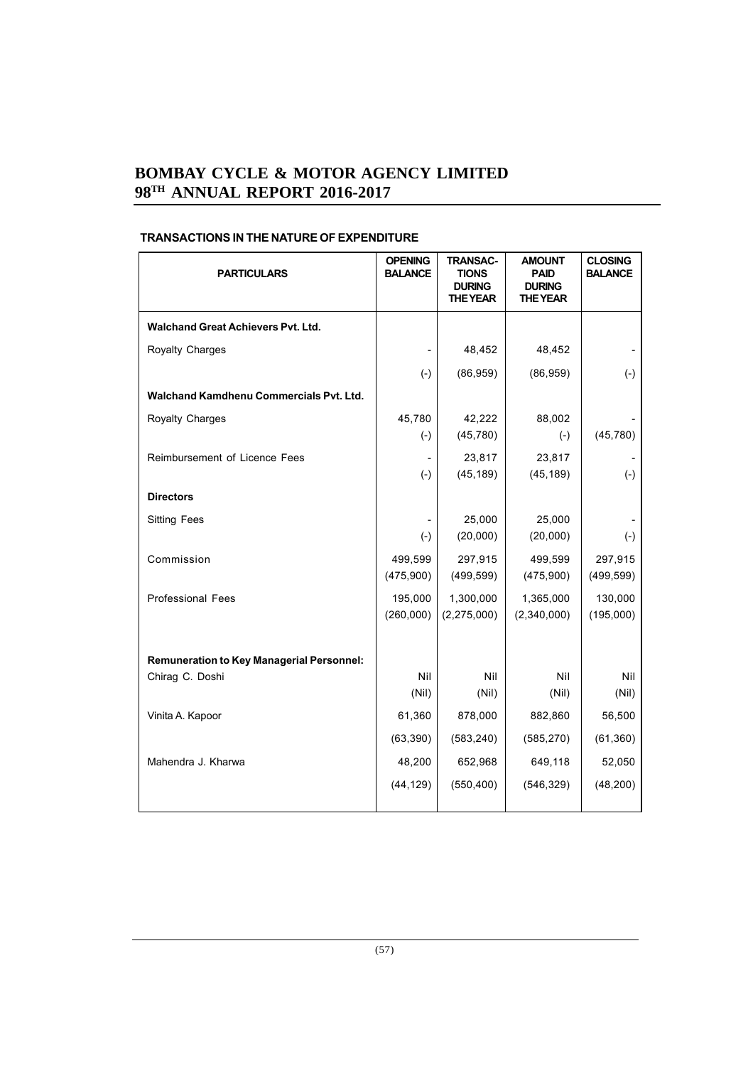## TRANSACTIONS IN THE NATURE OF EXPENDITURE

| PARTICULARS | OPENING BALANCE | TRANSACTIONS DURING THE YEAR | AMOUNT PAID DURING THE YEAR | CLOSING BALANCE |
|---|---|---|---|---|
| **Walchand Great Achievers Pvt. Ltd.** | | | | |
| Royalty Charges | - | 48,452 | 48,452 | - |
| | (-) | (86,959) | (86,959) | (-) |
| **Walchand Kamdhenu Commercials Pvt. Ltd.** | | | | |
| Royalty Charges | 45,780 | 42,222 | 88,002 | - |
| | (-) | (45,780) | (-) | (45,780) |
| Reimbursement of Licence Fees | - | 23,817 | 23,817 | - |
| | (-) | (45,189) | (45,189) | (-) |
| **Directors** | | | | |
| Sitting Fees | - | 25,000 | 25,000 | - |
| | (-) | (20,000) | (20,000) | (-) |
| Commission | 499,599 | 297,915 | 499,599 | 297,915 |
| | (475,900) | (499,599) | (475,900) | (499,599) |
| Professional Fees | 195,000 | 1,300,000 | 1,365,000 | 130,000 |
| | (260,000) | (2,275,000) | (2,340,000) | (195,000) |
| **Remuneration to Key Managerial Personnel:** | | | | |
| Chirag C. Doshi | Nil | Nil | Nil | Nil |
| | (Nil) | (Nil) | (Nil) | (Nil) |
| Vinita A. Kapoor | 61,360 | 878,000 | 882,860 | 56,500 |
| | (63,390) | (583,240) | (585,270) | (61,360) |
| Mahendra J. Kharwa | 48,200 | 652,968 | 649,118 | 52,050 |
| | (44,129) | (550,400) | (546,329) | (48,200) |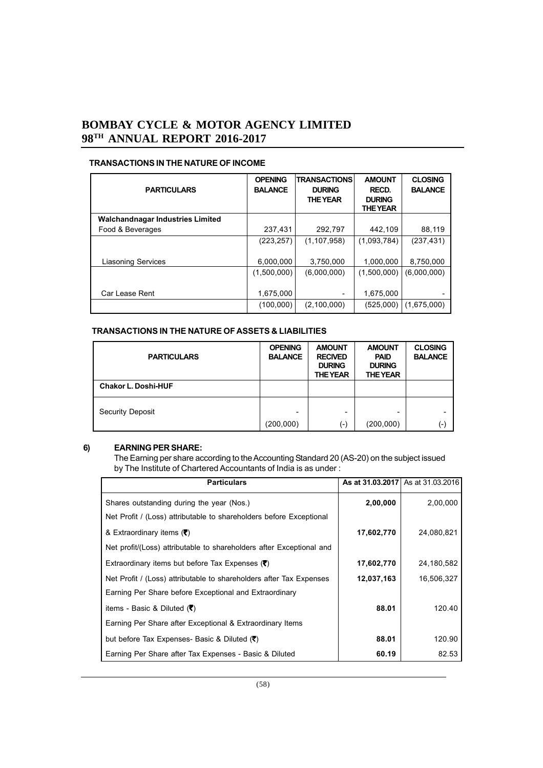### TRANSACTIONS IN THE NATURE OF INCOME

| PARTICULARS | OPENING BALANCE | TRANSACTIONS DURING THE YEAR | AMOUNT RECD. DURING THE YEAR | CLOSING BALANCE |
|---|---|---|---|---|
| **Walchandnagar Industries Limited** | | | | |
| Food & Beverages | 237,431 | 292,797 | 442,109 | 88,119 |
| | (223,257) | (1,107,958) | (1,093,784) | (237,431) |
| Liasoning Services | 6,000,000 | 3,750,000 | 1,000,000 | 8,750,000 |
| | (1,500,000) | (6,000,000) | (1,500,000) | (6,000,000) |
| Car Lease Rent | 1,675,000 | - | 1,675,000 | - |
| | (100,000) | (2,100,000) | (525,000) | (1,675,000) |

### TRANSACTIONS IN THE NATURE OF ASSETS & LIABILITIES

| PARTICULARS | OPENING BALANCE | AMOUNT RECIVED DURING THE YEAR | AMOUNT PAID DURING THE YEAR | CLOSING BALANCE |
|---|---|---|---|---|
| **Chakor L. Doshi-HUF** | | | | |
| Security Deposit | - | - | - | - |
| | (200,000) | (-) | (200,000) | (-) |

### 6) EARNING PER SHARE:

The Earning per share according to the Accounting Standard 20 (AS-20) on the subject issued by The Institute of Chartered Accountants of India is as under :

| Particulars | As at 31.03.2017 | As at 31.03.2016 |
|---|---|---|
| Shares outstanding during the year (Nos.) | **2,00,000** | 2,00,000 |
| Net Profit / (Loss) attributable to shareholders before Exceptional & Extraordinary items (₹) | **17,602,770** | 24,080,821 |
| Net profit/(Loss) attributable to shareholders after Exceptional and Extraordinary items but before Tax Expenses (₹) | **17,602,770** | 24,180,582 |
| Net Profit / (Loss) attributable to shareholders after Tax Expenses | **12,037,163** | 16,506,327 |
| Earning Per Share before Exceptional and Extraordinary items - Basic & Diluted (₹) | **88.01** | 120.40 |
| Earning Per Share after Exceptional & Extraordinary Items but before Tax Expenses- Basic & Diluted (₹) | **88.01** | 120.90 |
| Earning Per Share after Tax Expenses - Basic & Diluted | **60.19** | 82.53 |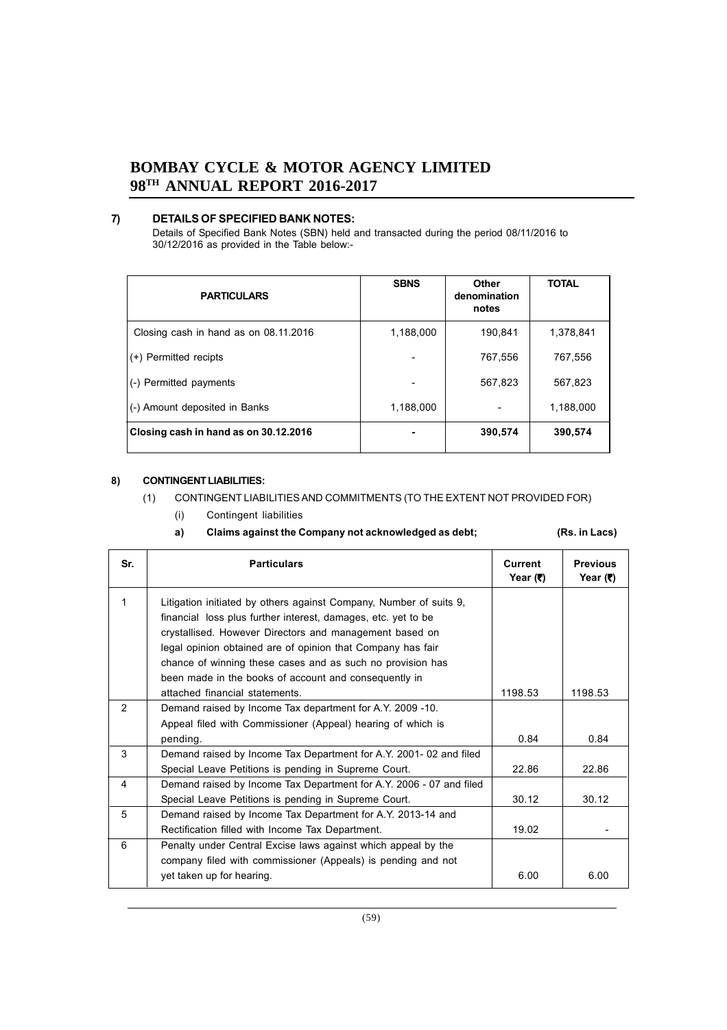### 7) DETAILS OF SPECIFIED BANK NOTES:

Details of Specified Bank Notes (SBN) held and transacted during the period 08/11/2016 to 30/12/2016 as provided in the Table below:-

| PARTICULARS | SBNS | Other denomination notes | TOTAL |
|---|---|---|---|
| Closing cash in hand as on 08.11.2016 | 1,188,000 | 190,841 | 1,378,841 |
| (+) Permitted recipts | - | 767,556 | 767,556 |
| (-) Permitted payments | - | 567,823 | 567,823 |
| (-) Amount deposited in Banks | 1,188,000 | - | 1,188,000 |
| **Closing cash in hand as on 30.12.2016** | **-** | **390,574** | **390,574** |

### 8) CONTINGENT LIABILITIES:

(1) CONTINGENT LIABILITIES AND COMMITMENTS (TO THE EXTENT NOT PROVIDED FOR)

(i) Contingent liabilities

**a) Claims against the Company not acknowledged as debt; (Rs. in Lacs)**

| Sr. | Particulars | Current Year (₹) | Previous Year (₹) |
|---|---|---|---|
| 1 | Litigation initiated by others against Company, Number of suits 9, financial loss plus further interest, damages, etc. yet to be crystallised. However Directors and management based on legal opinion obtained are of opinion that Company has fair chance of winning these cases and as such no provision has been made in the books of account and consequently in attached financial statements. | 1198.53 | 1198.53 |
| 2 | Demand raised by Income Tax department for A.Y. 2009 -10. Appeal filed with Commissioner (Appeal) hearing of which is pending. | 0.84 | 0.84 |
| 3 | Demand raised by Income Tax Department for A.Y. 2001- 02 and filed Special Leave Petitions is pending in Supreme Court. | 22.86 | 22.86 |
| 4 | Demand raised by Income Tax Department for A.Y. 2006 - 07 and filed Special Leave Petitions is pending in Supreme Court. | 30.12 | 30.12 |
| 5 | Demand raised by Income Tax Department for A.Y. 2013-14 and Rectification filled with Income Tax Department. | 19.02 | - |
| 6 | Penalty under Central Excise laws against which appeal by the company filed with commissioner (Appeals) is pending and not yet taken up for hearing. | 6.00 | 6.00 |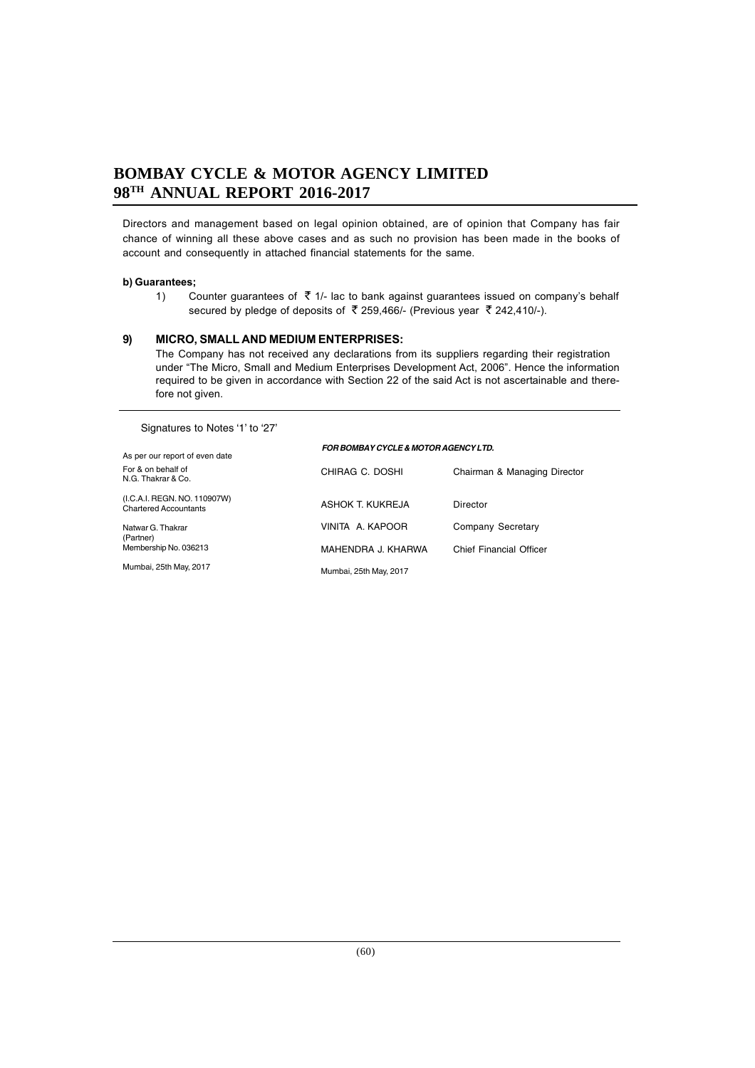Directors and management based on legal opinion obtained, are of opinion that Company has fair chance of winning all these above cases and as such no provision has been made in the books of account and consequently in attached financial statements for the same.

**b) Guarantees;**

1) Counter guarantees of ₹ 1/- lac to bank against guarantees issued on company's behalf secured by pledge of deposits of ₹ 259,466/- (Previous year ₹ 242,410/-).

**9) MICRO, SMALL AND MEDIUM ENTERPRISES:**

The Company has not received any declarations from its suppliers regarding their registration under "The Micro, Small and Medium Enterprises Development Act, 2006". Hence the information required to be given in accordance with Section 22 of the said Act is not ascertainable and therefore not given.

---

Signatures to Notes '1' to '27'

| As per our report of even date | ***FOR BOMBAY CYCLE & MOTOR AGENCY LTD.*** | |
|---|---|---|
| For & on behalf of N.G. Thakrar & Co. | CHIRAG C. DOSHI | Chairman & Managing Director |
| (I.C.A.I. REGN. NO. 110907W) Chartered Accountants | ASHOK T. KUKREJA | Director |
| Natwar G. Thakrar (Partner) Membership No. 036213 | VINITA A. KAPOOR | Company Secretary |
| | MAHENDRA J. KHARWA | Chief Financial Officer |
| Mumbai, 25th May, 2017 | Mumbai, 25th May, 2017 | |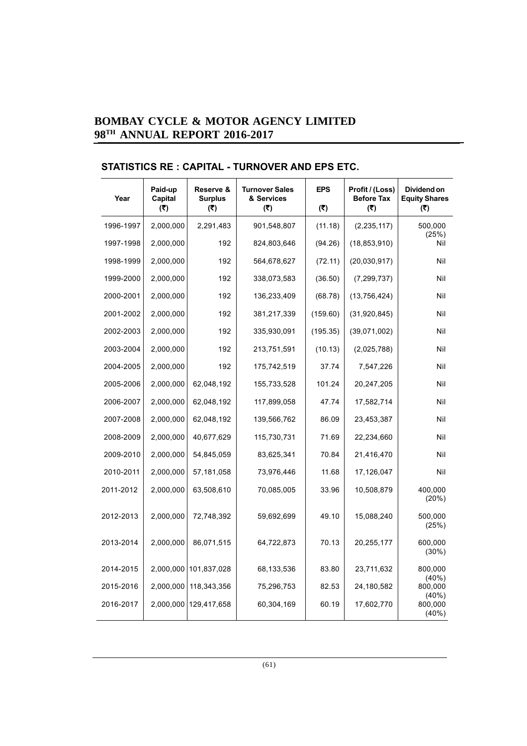## STATISTICS RE : CAPITAL - TURNOVER AND EPS ETC.

| Year | Paid-up Capital (₹) | Reserve & Surplus (₹) | Turnover Sales & Services (₹) | EPS (₹) | Profit / (Loss) Before Tax (₹) | Dividend on Equity Shares (₹) |
|---|---|---|---|---|---|---|
| 1996-1997 | 2,000,000 | 2,291,483 | 901,548,807 | (11.18) | (2,235,117) | 500,000 (25%) |
| 1997-1998 | 2,000,000 | 192 | 824,803,646 | (94.26) | (18,853,910) | Nil |
| 1998-1999 | 2,000,000 | 192 | 564,678,627 | (72.11) | (20,030,917) | Nil |
| 1999-2000 | 2,000,000 | 192 | 338,073,583 | (36.50) | (7,299,737) | Nil |
| 2000-2001 | 2,000,000 | 192 | 136,233,409 | (68.78) | (13,756,424) | Nil |
| 2001-2002 | 2,000,000 | 192 | 381,217,339 | (159.60) | (31,920,845) | Nil |
| 2002-2003 | 2,000,000 | 192 | 335,930,091 | (195.35) | (39,071,002) | Nil |
| 2003-2004 | 2,000,000 | 192 | 213,751,591 | (10.13) | (2,025,788) | Nil |
| 2004-2005 | 2,000,000 | 192 | 175,742,519 | 37.74 | 7,547,226 | Nil |
| 2005-2006 | 2,000,000 | 62,048,192 | 155,733,528 | 101.24 | 20,247,205 | Nil |
| 2006-2007 | 2,000,000 | 62,048,192 | 117,899,058 | 47.74 | 17,582,714 | Nil |
| 2007-2008 | 2,000,000 | 62,048,192 | 139,566,762 | 86.09 | 23,453,387 | Nil |
| 2008-2009 | 2,000,000 | 40,677,629 | 115,730,731 | 71.69 | 22,234,660 | Nil |
| 2009-2010 | 2,000,000 | 54,845,059 | 83,625,341 | 70.84 | 21,416,470 | Nil |
| 2010-2011 | 2,000,000 | 57,181,058 | 73,976,446 | 11.68 | 17,126,047 | Nil |
| 2011-2012 | 2,000,000 | 63,508,610 | 70,085,005 | 33.96 | 10,508,879 | 400,000 (20%) |
| 2012-2013 | 2,000,000 | 72,748,392 | 59,692,699 | 49.10 | 15,088,240 | 500,000 (25%) |
| 2013-2014 | 2,000,000 | 86,071,515 | 64,722,873 | 70.13 | 20,255,177 | 600,000 (30%) |
| 2014-2015 | 2,000,000 | 101,837,028 | 68,133,536 | 83.80 | 23,711,632 | 800,000 (40%) |
| 2015-2016 | 2,000,000 | 118,343,356 | 75,296,753 | 82.53 | 24,180,582 | 800,000 (40%) |
| 2016-2017 | 2,000,000 | 129,417,658 | 60,304,169 | 60.19 | 17,602,770 | 800,000 (40%) |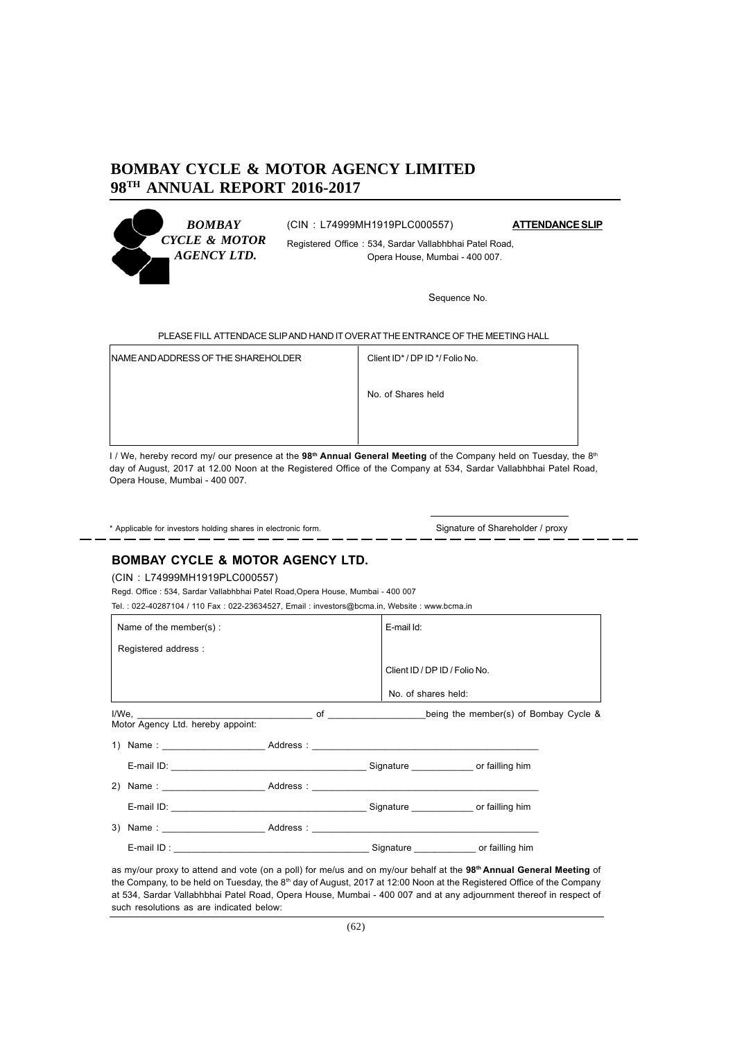# BOMBAY CYCLE & MOTOR AGENCY LIMITED
# 98TH ANNUAL REPORT 2016-2017

*BOMBAY CYCLE & MOTOR AGENCY LTD.*

(CIN : L74999MH1919PLC000557)

**ATTENDANCE SLIP**

Registered Office : 534, Sardar Vallabhbhai Patel Road, Opera House, Mumbai - 400 007.

Sequence No.

PLEASE FILL ATTENDACE SLIP AND HAND IT OVER AT THE ENTRANCE OF THE MEETING HALL

| NAME AND ADDRESS OF THE SHAREHOLDER | Client ID* / DP ID */ Folio No. |
|---|---|
| | No. of Shares held |

I / We, hereby record my/ our presence at the **98th Annual General Meeting** of the Company held on Tuesday, the 8th day of August, 2017 at 12.00 Noon at the Registered Office of the Company at 534, Sardar Vallabhbhai Patel Road, Opera House, Mumbai - 400 007.

\* Applicable for investors holding shares in electronic form.

Signature of Shareholder / proxy

---

## BOMBAY CYCLE & MOTOR AGENCY LTD.

(CIN : L74999MH1919PLC000557)

Regd. Office : 534, Sardar Vallabhbhai Patel Road,Opera House, Mumbai - 400 007

Tel. : 022-40287104 / 110 Fax : 022-23634527, Email : investors@bcma.in, Website : www.bcma.in

| Name of the member(s) : | E-mail Id: |
|---|---|
| Registered address : | |
| | Client ID / DP ID / Folio No. |
| | No. of shares held: |

I/We, ________________________________ of __________________being the member(s) of Bombay Cycle & Motor Agency Ltd. hereby appoint:

1) Name : ___________________ Address : ___________________________________________

   E-mail ID: ____________________________________ Signature ___________ or failling him

2) Name : ___________________ Address : ___________________________________________

   E-mail ID: ____________________________________ Signature ___________ or failling him

3) Name : ___________________ Address : ___________________________________________

   E-mail ID : ____________________________________ Signature ___________ or failling him

as my/our proxy to attend and vote (on a poll) for me/us and on my/our behalf at the **98th Annual General Meeting** of the Company, to be held on Tuesday, the 8th day of August, 2017 at 12:00 Noon at the Registered Office of the Company at 534, Sardar Vallabhbhai Patel Road, Opera House, Mumbai - 400 007 and at any adjournment thereof in respect of such resolutions as are indicated below: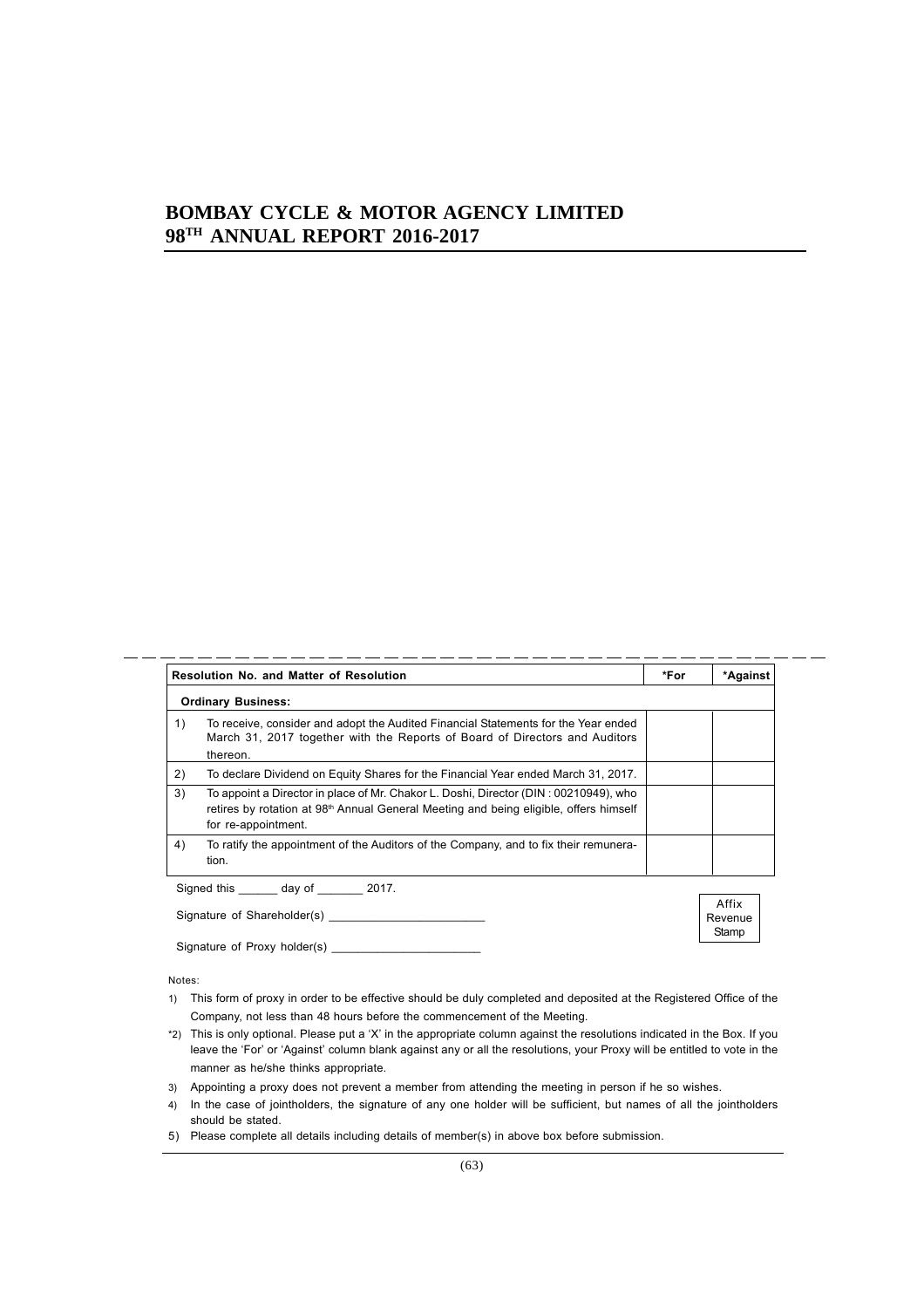# BOMBAY CYCLE & MOTOR AGENCY LIMITED
# 98[TH] ANNUAL REPORT 2016-2017

| Resolution No. and Matter of Resolution | | *For | *Against |
|---|---|---|---|
| **Ordinary Business:** | | | |
| 1) | To receive, consider and adopt the Audited Financial Statements for the Year ended March 31, 2017 together with the Reports of Board of Directors and Auditors thereon. | | |
| 2) | To declare Dividend on Equity Shares for the Financial Year ended March 31, 2017. | | |
| 3) | To appoint a Director in place of Mr. Chakor L. Doshi, Director (DIN : 00210949), who retires by rotation at 98th Annual General Meeting and being eligible, offers himself for re-appointment. | | |
| 4) | To ratify the appointment of the Auditors of the Company, and to fix their remuneration. | | |

Signed this ______ day of _______ 2017.

Signature of Shareholder(s) ________________________

Affix Revenue Stamp

Signature of Proxy holder(s) ________________________

Notes:

1) This form of proxy in order to be effective should be duly completed and deposited at the Registered Office of the Company, not less than 48 hours before the commencement of the Meeting.

*2) This is only optional. Please put a 'X' in the appropriate column against the resolutions indicated in the Box. If you leave the 'For' or 'Against' column blank against any or all the resolutions, your Proxy will be entitled to vote in the manner as he/she thinks appropriate.

3) Appointing a proxy does not prevent a member from attending the meeting in person if he so wishes.

4) In the case of jointholders, the signature of any one holder will be sufficient, but names of all the jointholders should be stated.

5) Please complete all details including details of member(s) in above box before submission.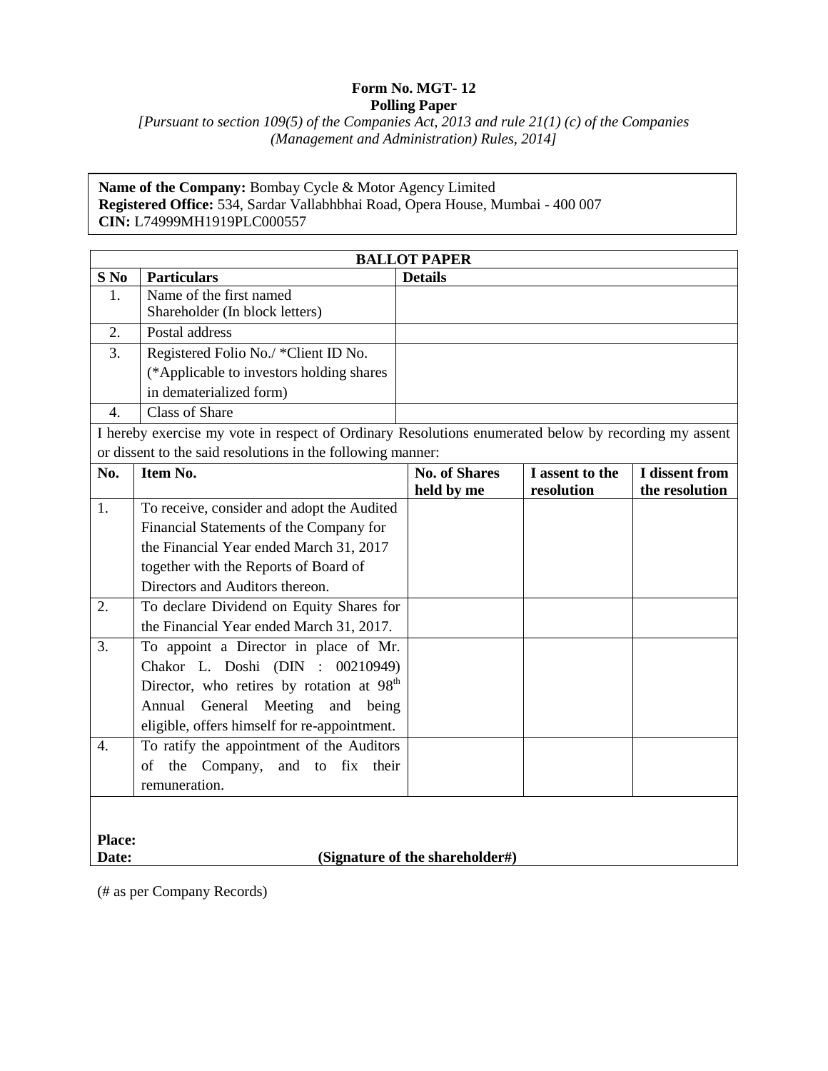**Form No. MGT- 12**
**Polling Paper**

*[Pursuant to section 109(5) of the Companies Act, 2013 and rule 21(1) (c) of the Companies (Management and Administration) Rules, 2014]*

**Name of the Company:** Bombay Cycle & Motor Agency Limited
**Registered Office:** 534, Sardar Vallabhbhai Road, Opera House, Mumbai - 400 007
**CIN:** L74999MH1919PLC000557

**BALLOT PAPER**

| S No | Particulars | Details |
|---|---|---|
| 1. | Name of the first named Shareholder (In block letters) | |
| 2. | Postal address | |
| 3. | Registered Folio No./ *Client ID No. (*Applicable to investors holding shares in dematerialized form) | |
| 4. | Class of Share | |

I hereby exercise my vote in respect of Ordinary Resolutions enumerated below by recording my assent or dissent to the said resolutions in the following manner:

| No. | Item No. | No. of Shares held by me | I assent to the resolution | I dissent from the resolution |
|---|---|---|---|---|
| 1. | To receive, consider and adopt the Audited Financial Statements of the Company for the Financial Year ended March 31, 2017 together with the Reports of Board of Directors and Auditors thereon. | | | |
| 2. | To declare Dividend on Equity Shares for the Financial Year ended March 31, 2017. | | | |
| 3. | To appoint a Director in place of Mr. Chakor L. Doshi (DIN : 00210949) Director, who retires by rotation at 98th Annual General Meeting and being eligible, offers himself for re-appointment. | | | |
| 4. | To ratify the appointment of the Auditors of the Company, and to fix their remuneration. | | | |

**Place:**
**Date:** **(Signature of the shareholder#)**

(# as per Company Records)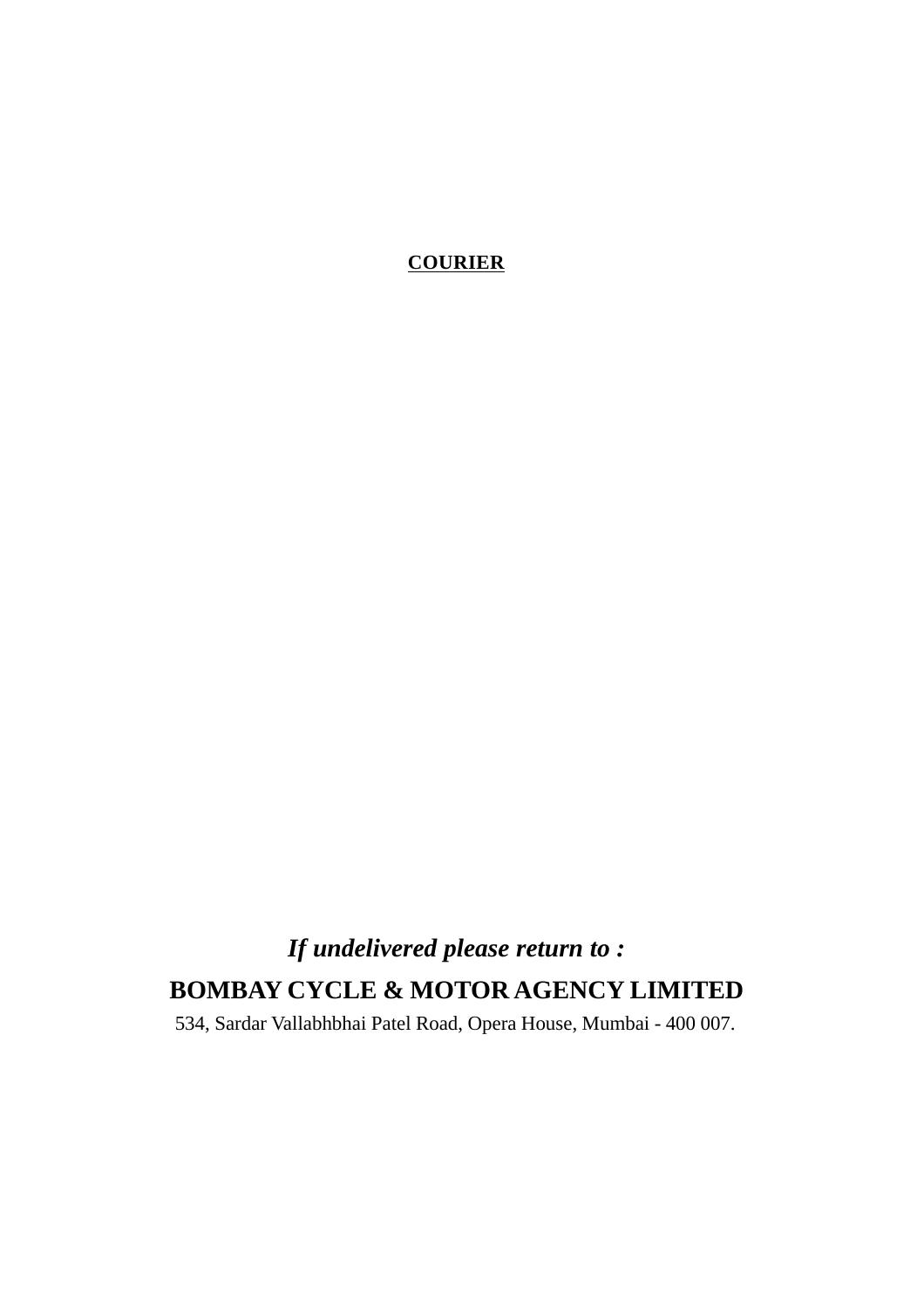**COURIER**

*If undelivered please return to :*

**BOMBAY CYCLE & MOTOR AGENCY LIMITED**

534, Sardar Vallabhbhai Patel Road, Opera House, Mumbai - 400 007.